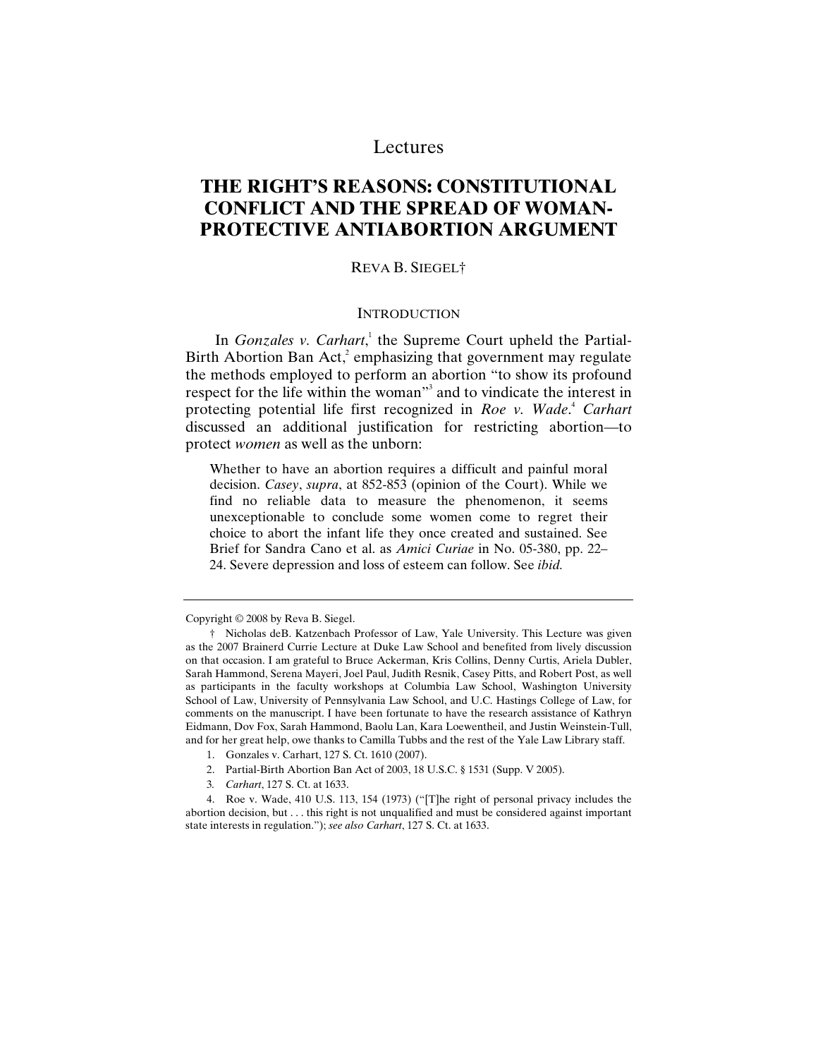Lectures

# THE RIGHT'S REASONS: CONSTITUTIONAL CONFLICT AND THE SPREAD OF WOMAN-PROTECTIVE ANTIABORTION ARGUMENT

REVA B. SIEGEL†

## INTRODUCTION

In *Gonzales v. Carhart*,[1] the Supreme Court upheld the Partial-Birth Abortion Ban Act,[2] emphasizing that government may regulate the methods employed to perform an abortion "to show its profound respect for the life within the woman"[3] and to vindicate the interest in protecting potential life first recognized in *Roe v. Wade*.[4] *Carhart* discussed an additional justification for restricting abortion—to protect *women* as well as the unborn:

> Whether to have an abortion requires a difficult and painful moral decision. *Casey*, *supra*, at 852-853 (opinion of the Court). While we find no reliable data to measure the phenomenon, it seems unexceptionable to conclude some women come to regret their choice to abort the infant life they once created and sustained. See Brief for Sandra Cano et al. as *Amici Curiae* in No. 05-380, pp. 22–24. Severe depression and loss of esteem can follow. See *ibid.*

---

Copyright © 2008 by Reva B. Siegel.

† Nicholas deB. Katzenbach Professor of Law, Yale University. This Lecture was given as the 2007 Brainerd Currie Lecture at Duke Law School and benefited from lively discussion on that occasion. I am grateful to Bruce Ackerman, Kris Collins, Denny Curtis, Ariela Dubler, Sarah Hammond, Serena Mayeri, Joel Paul, Judith Resnik, Casey Pitts, and Robert Post, as well as participants in the faculty workshops at Columbia Law School, Washington University School of Law, University of Pennsylvania Law School, and U.C. Hastings College of Law, for comments on the manuscript. I have been fortunate to have the research assistance of Kathryn Eidmann, Dov Fox, Sarah Hammond, Baolu Lan, Kara Loewentheil, and Justin Weinstein-Tull, and for her great help, owe thanks to Camilla Tubbs and the rest of the Yale Law Library staff.

1. Gonzales v. Carhart, 127 S. Ct. 1610 (2007).

2. Partial-Birth Abortion Ban Act of 2003, 18 U.S.C. § 1531 (Supp. V 2005).

3. *Carhart*, 127 S. Ct. at 1633.

4. Roe v. Wade, 410 U.S. 113, 154 (1973) ("[T]he right of personal privacy includes the abortion decision, but . . . this right is not unqualified and must be considered against important state interests in regulation."); *see also Carhart*, 127 S. Ct. at 1633.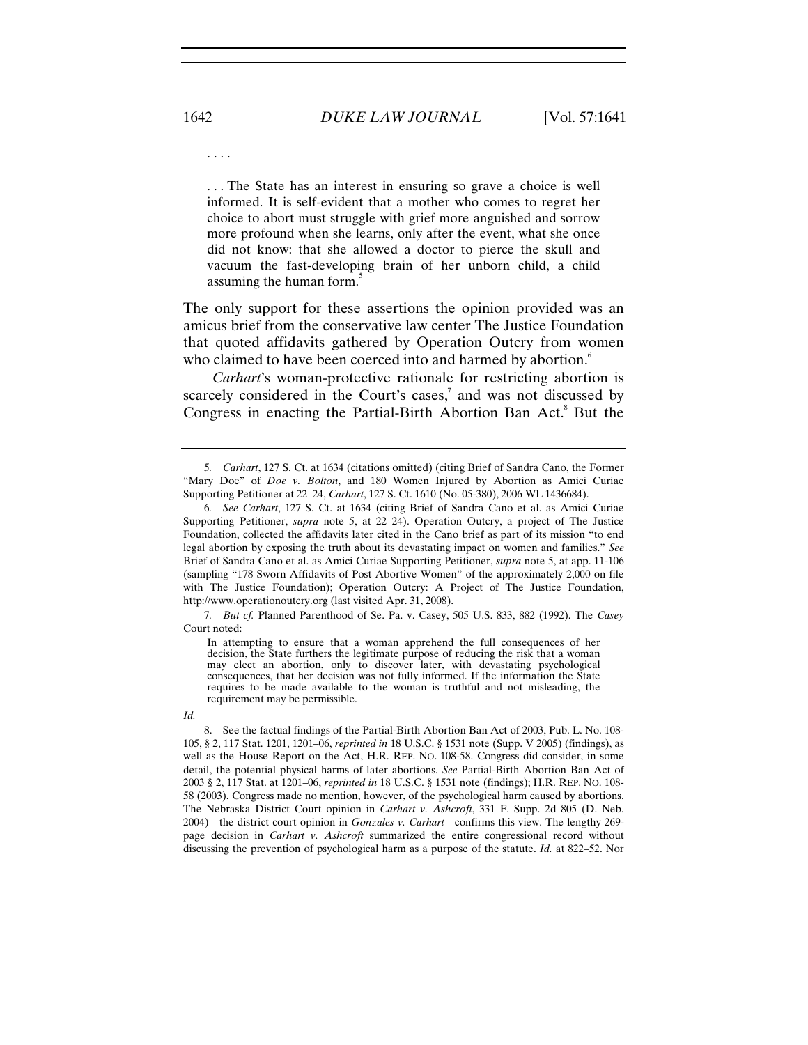. . . .

> . . . The State has an interest in ensuring so grave a choice is well informed. It is self-evident that a mother who comes to regret her choice to abort must struggle with grief more anguished and sorrow more profound when she learns, only after the event, what she once did not know: that she allowed a doctor to pierce the skull and vacuum the fast-developing brain of her unborn child, a child assuming the human form.[5]

The only support for these assertions the opinion provided was an amicus brief from the conservative law center The Justice Foundation that quoted affidavits gathered by Operation Outcry from women who claimed to have been coerced into and harmed by abortion.[6]

*Carhart*'s woman-protective rationale for restricting abortion is scarcely considered in the Court's cases,[7] and was not discussed by Congress in enacting the Partial-Birth Abortion Ban Act.[8] But the

---

5. *Carhart*, 127 S. Ct. at 1634 (citations omitted) (citing Brief of Sandra Cano, the Former "Mary Doe" of *Doe v. Bolton*, and 180 Women Injured by Abortion as Amici Curiae Supporting Petitioner at 22–24, *Carhart*, 127 S. Ct. 1610 (No. 05-380), 2006 WL 1436684).

6. *See Carhart*, 127 S. Ct. at 1634 (citing Brief of Sandra Cano et al. as Amici Curiae Supporting Petitioner, *supra* note 5, at 22–24). Operation Outcry, a project of The Justice Foundation, collected the affidavits later cited in the Cano brief as part of its mission "to end legal abortion by exposing the truth about its devastating impact on women and families." *See* Brief of Sandra Cano et al. as Amici Curiae Supporting Petitioner, *supra* note 5, at app. 11-106 (sampling "178 Sworn Affidavits of Post Abortive Women" of the approximately 2,000 on file with The Justice Foundation); Operation Outcry: A Project of The Justice Foundation, http://www.operationoutcry.org (last visited Apr. 31, 2008).

7. *But cf.* Planned Parenthood of Se. Pa. v. Casey, 505 U.S. 833, 882 (1992). The *Casey* Court noted:

> In attempting to ensure that a woman apprehend the full consequences of her decision, the State furthers the legitimate purpose of reducing the risk that a woman may elect an abortion, only to discover later, with devastating psychological consequences, that her decision was not fully informed. If the information the State requires to be made available to the woman is truthful and not misleading, the requirement may be permissible.

*Id.*

8. See the factual findings of the Partial-Birth Abortion Ban Act of 2003, Pub. L. No. 108-105, § 2, 117 Stat. 1201, 1201–06, *reprinted in* 18 U.S.C. § 1531 note (Supp. V 2005) (findings), as well as the House Report on the Act, H.R. REP. NO. 108-58. Congress did consider, in some detail, the potential physical harms of later abortions. *See* Partial-Birth Abortion Ban Act of 2003 § 2, 117 Stat. at 1201–06, *reprinted in* 18 U.S.C. § 1531 note (findings); H.R. REP. NO. 108-58 (2003). Congress made no mention, however, of the psychological harm caused by abortions. The Nebraska District Court opinion in *Carhart v. Ashcroft*, 331 F. Supp. 2d 805 (D. Neb. 2004)—the district court opinion in *Gonzales v. Carhart*—confirms this view. The lengthy 269-page decision in *Carhart v. Ashcroft* summarized the entire congressional record without discussing the prevention of psychological harm as a purpose of the statute. *Id.* at 822–52. Nor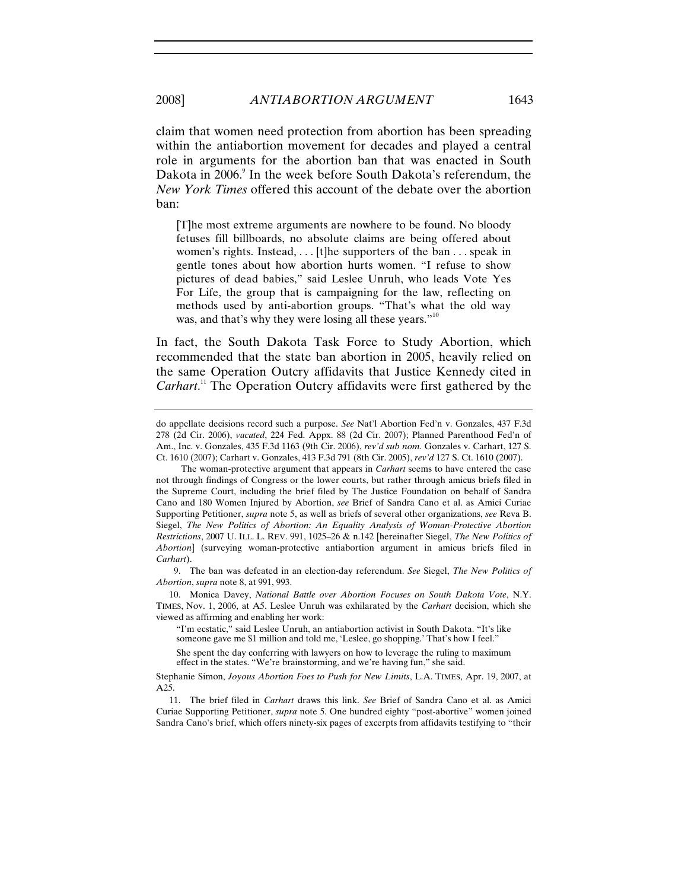claim that women need protection from abortion has been spreading within the antiabortion movement for decades and played a central role in arguments for the abortion ban that was enacted in South Dakota in 2006.[9] In the week before South Dakota's referendum, the *New York Times* offered this account of the debate over the abortion ban:

> [T]he most extreme arguments are nowhere to be found. No bloody fetuses fill billboards, no absolute claims are being offered about women's rights. Instead, . . . [t]he supporters of the ban . . . speak in gentle tones about how abortion hurts women. "I refuse to show pictures of dead babies," said Leslee Unruh, who leads Vote Yes For Life, the group that is campaigning for the law, reflecting on methods used by anti-abortion groups. "That's what the old way was, and that's why they were losing all these years."[10]

In fact, the South Dakota Task Force to Study Abortion, which recommended that the state ban abortion in 2005, heavily relied on the same Operation Outcry affidavits that Justice Kennedy cited in *Carhart*.[11] The Operation Outcry affidavits were first gathered by the

---

do appellate decisions record such a purpose. *See* Nat'l Abortion Fed'n v. Gonzales, 437 F.3d 278 (2d Cir. 2006), *vacated*, 224 Fed. Appx. 88 (2d Cir. 2007); Planned Parenthood Fed'n of Am., Inc. v. Gonzales, 435 F.3d 1163 (9th Cir. 2006), *rev'd sub nom.* Gonzales v. Carhart, 127 S. Ct. 1610 (2007); Carhart v. Gonzales, 413 F.3d 791 (8th Cir. 2005), *rev'd* 127 S. Ct. 1610 (2007).

The woman-protective argument that appears in *Carhart* seems to have entered the case not through findings of Congress or the lower courts, but rather through amicus briefs filed in the Supreme Court, including the brief filed by The Justice Foundation on behalf of Sandra Cano and 180 Women Injured by Abortion, *see* Brief of Sandra Cano et al. as Amici Curiae Supporting Petitioner, *supra* note 5, as well as briefs of several other organizations, *see* Reva B. Siegel, *The New Politics of Abortion: An Equality Analysis of Woman-Protective Abortion Restrictions*, 2007 U. ILL. L. REV. 991, 1025–26 & n.142 [hereinafter Siegel, *The New Politics of Abortion*] (surveying woman-protective antiabortion argument in amicus briefs filed in *Carhart*).

9. The ban was defeated in an election-day referendum. *See* Siegel, *The New Politics of Abortion*, *supra* note 8, at 991, 993.

10. Monica Davey, *National Battle over Abortion Focuses on South Dakota Vote*, N.Y. TIMES, Nov. 1, 2006, at A5. Leslee Unruh was exhilarated by the *Carhart* decision, which she viewed as affirming and enabling her work:

> "I'm ecstatic," said Leslee Unruh, an antiabortion activist in South Dakota. "It's like someone gave me $1 million and told me, 'Leslee, go shopping.' That's how I feel."
>
> She spent the day conferring with lawyers on how to leverage the ruling to maximum effect in the states. "We're brainstorming, and we're having fun," she said.

Stephanie Simon, *Joyous Abortion Foes to Push for New Limits*, L.A. TIMES, Apr. 19, 2007, at A25.

11. The brief filed in *Carhart* draws this link. *See* Brief of Sandra Cano et al. as Amici Curiae Supporting Petitioner, *supra* note 5. One hundred eighty "post-abortive" women joined Sandra Cano's brief, which offers ninety-six pages of excerpts from affidavits testifying to "their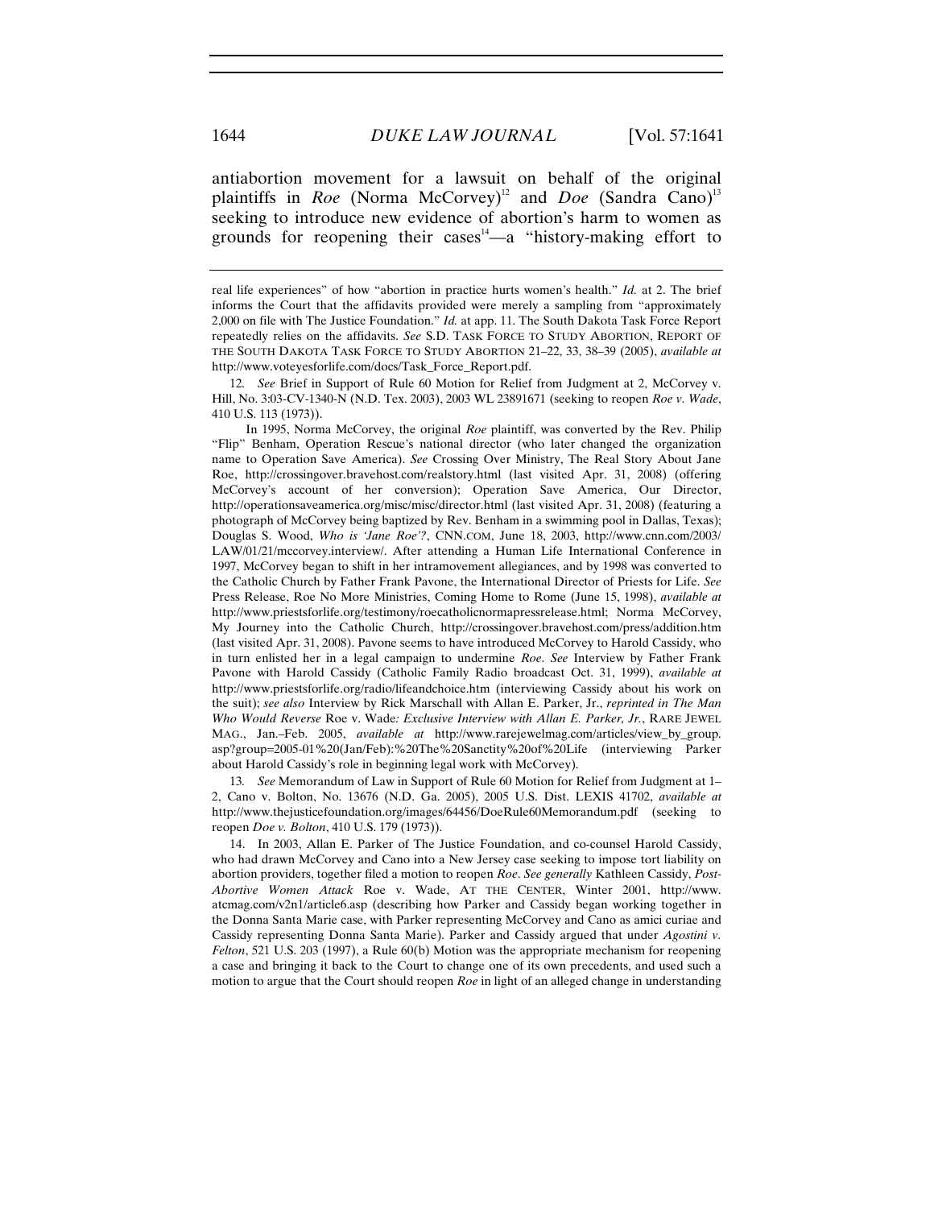antiabortion movement for a lawsuit on behalf of the original plaintiffs in *Roe* (Norma McCorvey)[12] and *Doe* (Sandra Cano)[13] seeking to introduce new evidence of abortion's harm to women as grounds for reopening their cases[14]—a "history-making effort to

---

real life experiences" of how "abortion in practice hurts women's health." *Id.* at 2. The brief informs the Court that the affidavits provided were merely a sampling from "approximately 2,000 on file with The Justice Foundation." *Id.* at app. 11. The South Dakota Task Force Report repeatedly relies on the affidavits. *See* S.D. TASK FORCE TO STUDY ABORTION, REPORT OF THE SOUTH DAKOTA TASK FORCE TO STUDY ABORTION 21–22, 33, 38–39 (2005), *available at* http://www.voteyesforlife.com/docs/Task_Force_Report.pdf.

12. *See* Brief in Support of Rule 60 Motion for Relief from Judgment at 2, McCorvey v. Hill, No. 3:03-CV-1340-N (N.D. Tex. 2003), 2003 WL 23891671 (seeking to reopen *Roe v. Wade*, 410 U.S. 113 (1973)).

In 1995, Norma McCorvey, the original *Roe* plaintiff, was converted by the Rev. Philip "Flip" Benham, Operation Rescue's national director (who later changed the organization name to Operation Save America). *See* Crossing Over Ministry, The Real Story About Jane Roe, http://crossingover.bravehost.com/realstory.html (last visited Apr. 31, 2008) (offering McCorvey's account of her conversion); Operation Save America, Our Director, http://operationsaveamerica.org/misc/misc/director.html (last visited Apr. 31, 2008) (featuring a photograph of McCorvey being baptized by Rev. Benham in a swimming pool in Dallas, Texas); Douglas S. Wood, *Who is 'Jane Roe'?*, CNN.COM, June 18, 2003, http://www.cnn.com/2003/LAW/01/21/mccorvey.interview/. After attending a Human Life International Conference in 1997, McCorvey began to shift in her intramovement allegiances, and by 1998 was converted to the Catholic Church by Father Frank Pavone, the International Director of Priests for Life. *See* Press Release, Roe No More Ministries, Coming Home to Rome (June 15, 1998), *available at* http://www.priestsforlife.org/testimony/roecatholicnormapressrelease.html; Norma McCorvey, My Journey into the Catholic Church, http://crossingover.bravehost.com/press/addition.htm (last visited Apr. 31, 2008). Pavone seems to have introduced McCorvey to Harold Cassidy, who in turn enlisted her in a legal campaign to undermine *Roe*. *See* Interview by Father Frank Pavone with Harold Cassidy (Catholic Family Radio broadcast Oct. 31, 1999), *available at* http://www.priestsforlife.org/radio/lifeandchoice.htm (interviewing Cassidy about his work on the suit); *see also* Interview by Rick Marschall with Allan E. Parker, Jr., *reprinted in The Man Who Would Reverse* Roe v. Wade*: Exclusive Interview with Allan E. Parker, Jr.*, RARE JEWEL MAG., Jan.–Feb. 2005, *available at* http://www.rarejewelmag.com/articles/view_by_group.asp?group=2005-01%20(Jan/Feb):%20The%20Sanctity%20of%20Life (interviewing Parker about Harold Cassidy's role in beginning legal work with McCorvey).

13. *See* Memorandum of Law in Support of Rule 60 Motion for Relief from Judgment at 1–2, Cano v. Bolton, No. 13676 (N.D. Ga. 2005), 2005 U.S. Dist. LEXIS 41702, *available at* http://www.thejusticefoundation.org/images/64456/DoeRule60Memorandum.pdf (seeking to reopen *Doe v. Bolton*, 410 U.S. 179 (1973)).

14. In 2003, Allan E. Parker of The Justice Foundation, and co-counsel Harold Cassidy, who had drawn McCorvey and Cano into a New Jersey case seeking to impose tort liability on abortion providers, together filed a motion to reopen *Roe*. *See generally* Kathleen Cassidy, *Post-Abortive Women Attack* Roe v. Wade, AT THE CENTER, Winter 2001, http://www.atcmag.com/v2n1/article6.asp (describing how Parker and Cassidy began working together in the Donna Santa Marie case, with Parker representing McCorvey and Cano as amici curiae and Cassidy representing Donna Santa Marie). Parker and Cassidy argued that under *Agostini v. Felton*, 521 U.S. 203 (1997), a Rule 60(b) Motion was the appropriate mechanism for reopening a case and bringing it back to the Court to change one of its own precedents, and used such a motion to argue that the Court should reopen *Roe* in light of an alleged change in understanding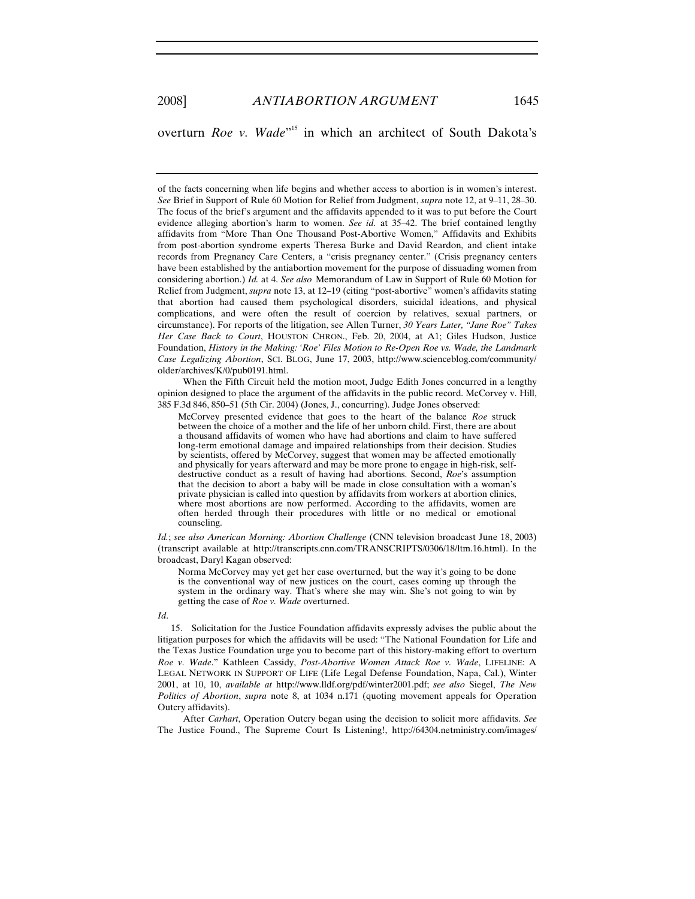overturn *Roe v. Wade*"[15] in which an architect of South Dakota's

---

of the facts concerning when life begins and whether access to abortion is in women's interest. *See* Brief in Support of Rule 60 Motion for Relief from Judgment, *supra* note 12, at 9–11, 28–30. The focus of the brief's argument and the affidavits appended to it was to put before the Court evidence alleging abortion's harm to women. *See id.* at 35–42. The brief contained lengthy affidavits from "More Than One Thousand Post-Abortive Women," Affidavits and Exhibits from post-abortion syndrome experts Theresa Burke and David Reardon, and client intake records from Pregnancy Care Centers, a "crisis pregnancy center." (Crisis pregnancy centers have been established by the antiabortion movement for the purpose of dissuading women from considering abortion.) *Id.* at 4. *See also* Memorandum of Law in Support of Rule 60 Motion for Relief from Judgment, *supra* note 13, at 12–19 (citing "post-abortive" women's affidavits stating that abortion had caused them psychological disorders, suicidal ideations, and physical complications, and were often the result of coercion by relatives, sexual partners, or circumstance). For reports of the litigation, see Allen Turner, *30 Years Later, "Jane Roe" Takes Her Case Back to Court*, HOUSTON CHRON., Feb. 20, 2004, at A1; Giles Hudson, Justice Foundation, *History in the Making: 'Roe' Files Motion to Re-Open Roe vs. Wade, the Landmark Case Legalizing Abortion*, SCI. BLOG, June 17, 2003, http://www.scienceblog.com/community/older/archives/K/0/pub0191.html.

When the Fifth Circuit held the motion moot, Judge Edith Jones concurred in a lengthy opinion designed to place the argument of the affidavits in the public record. McCorvey v. Hill, 385 F.3d 846, 850–51 (5th Cir. 2004) (Jones, J., concurring). Judge Jones observed:

> McCorvey presented evidence that goes to the heart of the balance *Roe* struck between the choice of a mother and the life of her unborn child. First, there are about a thousand affidavits of women who have had abortions and claim to have suffered long-term emotional damage and impaired relationships from their decision. Studies by scientists, offered by McCorvey, suggest that women may be affected emotionally and physically for years afterward and may be more prone to engage in high-risk, self-destructive conduct as a result of having had abortions. Second, *Roe*'s assumption that the decision to abort a baby will be made in close consultation with a woman's private physician is called into question by affidavits from workers at abortion clinics, where most abortions are now performed. According to the affidavits, women are often herded through their procedures with little or no medical or emotional counseling.

*Id.*; *see also American Morning: Abortion Challenge* (CNN television broadcast June 18, 2003) (transcript available at http://transcripts.cnn.com/TRANSCRIPTS/0306/18/ltm.16.html). In the broadcast, Daryl Kagan observed:

> Norma McCorvey may yet get her case overturned, but the way it's going to be done is the conventional way of new justices on the court, cases coming up through the system in the ordinary way. That's where she may win. She's not going to win by getting the case of *Roe v. Wade* overturned.

*Id*.

15. Solicitation for the Justice Foundation affidavits expressly advises the public about the litigation purposes for which the affidavits will be used: "The National Foundation for Life and the Texas Justice Foundation urge you to become part of this history-making effort to overturn *Roe v. Wade*." Kathleen Cassidy, *Post-Abortive Women Attack Roe v. Wade*, LIFELINE: A LEGAL NETWORK IN SUPPORT OF LIFE (Life Legal Defense Foundation, Napa, Cal.), Winter 2001, at 10, 10, *available at* http://www.lldf.org/pdf/winter2001.pdf; *see also* Siegel, *The New Politics of Abortion*, *supra* note 8, at 1034 n.171 (quoting movement appeals for Operation Outcry affidavits).

After *Carhart*, Operation Outcry began using the decision to solicit more affidavits. *See* The Justice Found., The Supreme Court Is Listening!, http://64304.netministry.com/images/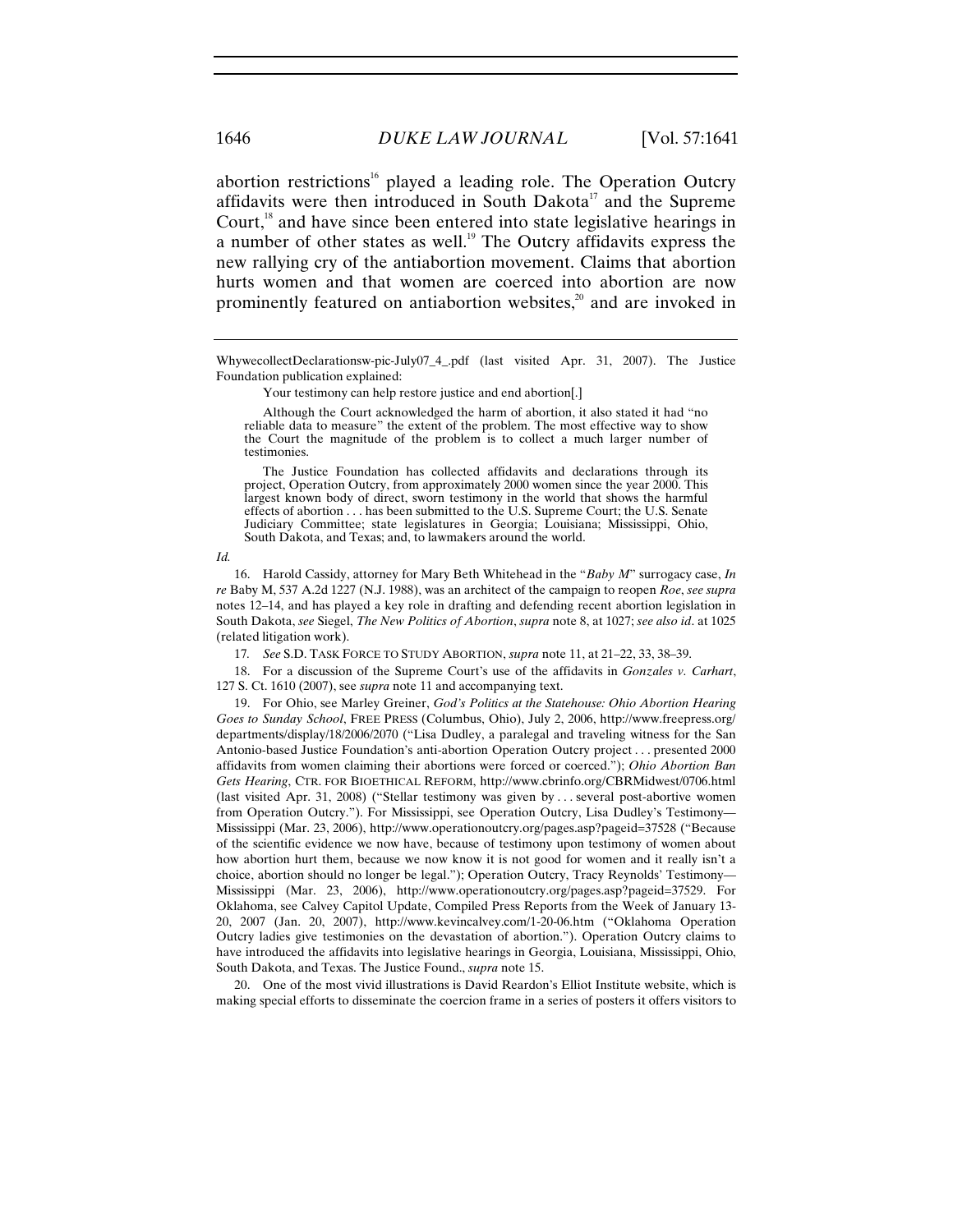abortion restrictions[16] played a leading role. The Operation Outcry affidavits were then introduced in South Dakota[17] and the Supreme Court,[18] and have since been entered into state legislative hearings in a number of other states as well.[19] The Outcry affidavits express the new rallying cry of the antiabortion movement. Claims that abortion hurts women and that women are coerced into abortion are now prominently featured on antiabortion websites,[20] and are invoked in

---

WhywecollectDeclarationsw-pic-July07_4_.pdf (last visited Apr. 31, 2007). The Justice Foundation publication explained:

> Your testimony can help restore justice and end abortion[.]
>
> Although the Court acknowledged the harm of abortion, it also stated it had "no reliable data to measure" the extent of the problem. The most effective way to show the Court the magnitude of the problem is to collect a much larger number of testimonies.
>
> The Justice Foundation has collected affidavits and declarations through its project, Operation Outcry, from approximately 2000 women since the year 2000. This largest known body of direct, sworn testimony in the world that shows the harmful effects of abortion . . . has been submitted to the U.S. Supreme Court; the U.S. Senate Judiciary Committee; state legislatures in Georgia; Louisiana; Mississippi, Ohio, South Dakota, and Texas; and, to lawmakers around the world.

*Id.*

16. Harold Cassidy, attorney for Mary Beth Whitehead in the "*Baby M*" surrogacy case, *In re* Baby M, 537 A.2d 1227 (N.J. 1988), was an architect of the campaign to reopen *Roe*, *see supra* notes 12–14, and has played a key role in drafting and defending recent abortion legislation in South Dakota, *see* Siegel, *The New Politics of Abortion*, *supra* note 8, at 1027; *see also id*. at 1025 (related litigation work).

17. *See* S.D. TASK FORCE TO STUDY ABORTION, *supra* note 11, at 21–22, 33, 38–39.

18. For a discussion of the Supreme Court's use of the affidavits in *Gonzales v. Carhart*, 127 S. Ct. 1610 (2007), see *supra* note 11 and accompanying text.

19. For Ohio, see Marley Greiner, *God's Politics at the Statehouse: Ohio Abortion Hearing Goes to Sunday School*, FREE PRESS (Columbus, Ohio), July 2, 2006, http://www.freepress.org/departments/display/18/2006/2070 ("Lisa Dudley, a paralegal and traveling witness for the San Antonio-based Justice Foundation's anti-abortion Operation Outcry project . . . presented 2000 affidavits from women claiming their abortions were forced or coerced."); *Ohio Abortion Ban Gets Hearing*, CTR. FOR BIOETHICAL REFORM, http://www.cbrinfo.org/CBRMidwest/0706.html (last visited Apr. 31, 2008) ("Stellar testimony was given by . . . several post-abortive women from Operation Outcry."). For Mississippi, see Operation Outcry, Lisa Dudley's Testimony—Mississippi (Mar. 23, 2006), http://www.operationoutcry.org/pages.asp?pageid=37528 ("Because of the scientific evidence we now have, because of testimony upon testimony of women about how abortion hurt them, because we now know it is not good for women and it really isn't a choice, abortion should no longer be legal."); Operation Outcry, Tracy Reynolds' Testimony—Mississippi (Mar. 23, 2006), http://www.operationoutcry.org/pages.asp?pageid=37529. For Oklahoma, see Calvey Capitol Update, Compiled Press Reports from the Week of January 13-20, 2007 (Jan. 20, 2007), http://www.kevincalvey.com/1-20-06.htm ("Oklahoma Operation Outcry ladies give testimonies on the devastation of abortion."). Operation Outcry claims to have introduced the affidavits into legislative hearings in Georgia, Louisiana, Mississippi, Ohio, South Dakota, and Texas. The Justice Found., *supra* note 15.

20. One of the most vivid illustrations is David Reardon's Elliot Institute website, which is making special efforts to disseminate the coercion frame in a series of posters it offers visitors to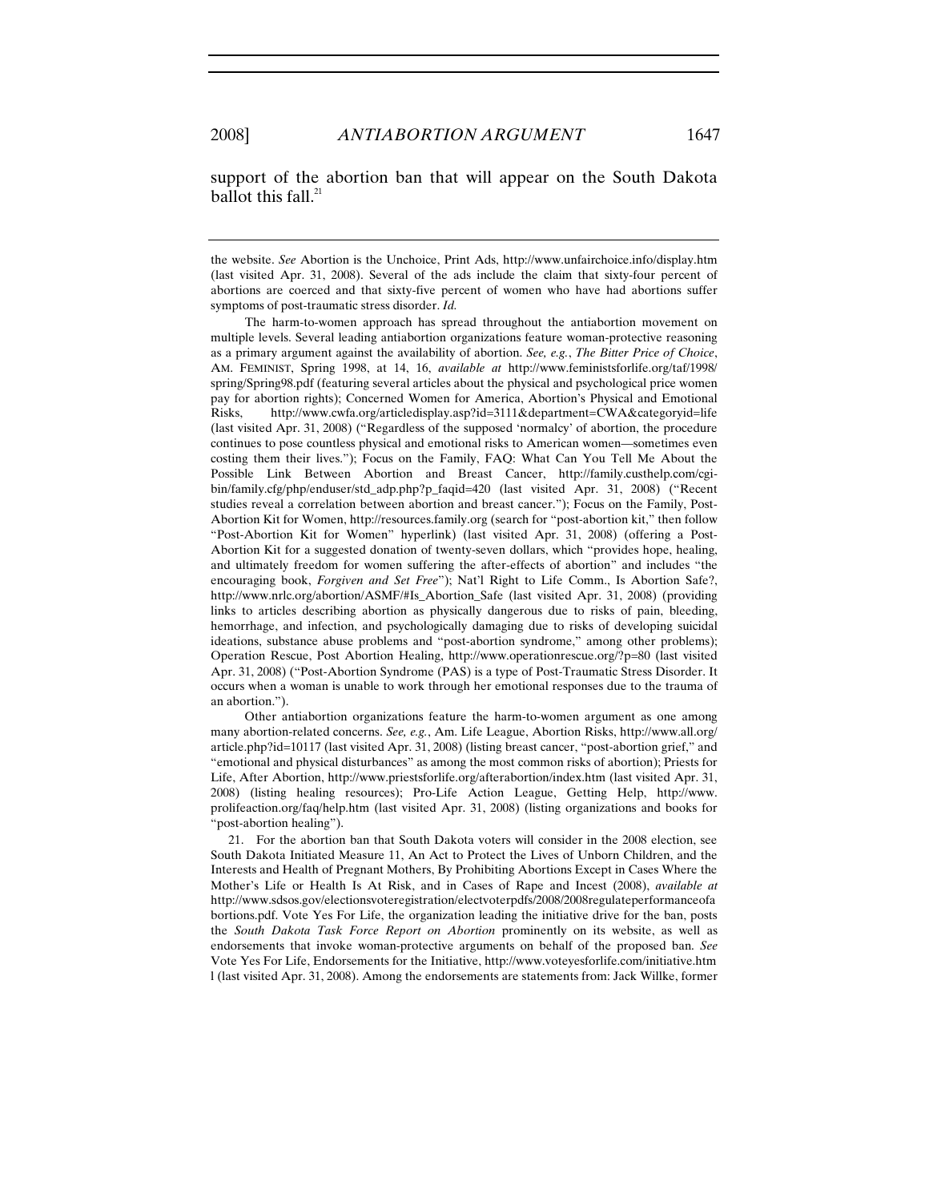support of the abortion ban that will appear on the South Dakota ballot this fall.[21]

---

the website. *See* Abortion is the Unchoice, Print Ads, http://www.unfairchoice.info/display.htm (last visited Apr. 31, 2008). Several of the ads include the claim that sixty-four percent of abortions are coerced and that sixty-five percent of women who have had abortions suffer symptoms of post-traumatic stress disorder. *Id.*

The harm-to-women approach has spread throughout the antiabortion movement on multiple levels. Several leading antiabortion organizations feature woman-protective reasoning as a primary argument against the availability of abortion. *See, e.g.*, *The Bitter Price of Choice*, AM. FEMINIST, Spring 1998, at 14, 16, *available at* http://www.feministsforlife.org/taf/1998/spring/Spring98.pdf (featuring several articles about the physical and psychological price women pay for abortion rights); Concerned Women for America, Abortion's Physical and Emotional Risks, http://www.cwfa.org/articledisplay.asp?id=3111&department=CWA&categoryid=life (last visited Apr. 31, 2008) ("Regardless of the supposed 'normalcy' of abortion, the procedure continues to pose countless physical and emotional risks to American women—sometimes even costing them their lives."); Focus on the Family, FAQ: What Can You Tell Me About the Possible Link Between Abortion and Breast Cancer, http://family.custhelp.com/cgi-bin/family.cfg/php/enduser/std_adp.php?p_faqid=420 (last visited Apr. 31, 2008) ("Recent studies reveal a correlation between abortion and breast cancer."); Focus on the Family, Post-Abortion Kit for Women, http://resources.family.org (search for "post-abortion kit," then follow "Post-Abortion Kit for Women" hyperlink) (last visited Apr. 31, 2008) (offering a Post-Abortion Kit for a suggested donation of twenty-seven dollars, which "provides hope, healing, and ultimately freedom for women suffering the after-effects of abortion" and includes "the encouraging book, *Forgiven and Set Free*"); Nat'l Right to Life Comm., Is Abortion Safe?, http://www.nrlc.org/abortion/ASMF/#Is_Abortion_Safe (last visited Apr. 31, 2008) (providing links to articles describing abortion as physically dangerous due to risks of pain, bleeding, hemorrhage, and infection, and psychologically damaging due to risks of developing suicidal ideations, substance abuse problems and "post-abortion syndrome," among other problems); Operation Rescue, Post Abortion Healing, http://www.operationrescue.org/?p=80 (last visited Apr. 31, 2008) ("Post-Abortion Syndrome (PAS) is a type of Post-Traumatic Stress Disorder. It occurs when a woman is unable to work through her emotional responses due to the trauma of an abortion.").

Other antiabortion organizations feature the harm-to-women argument as one among many abortion-related concerns. *See, e.g.*, Am. Life League, Abortion Risks, http://www.all.org/article.php?id=10117 (last visited Apr. 31, 2008) (listing breast cancer, "post-abortion grief," and "emotional and physical disturbances" as among the most common risks of abortion); Priests for Life, After Abortion, http://www.priestsforlife.org/afterabortion/index.htm (last visited Apr. 31, 2008) (listing healing resources); Pro-Life Action League, Getting Help, http://www.prolifeaction.org/faq/help.htm (last visited Apr. 31, 2008) (listing organizations and books for "post-abortion healing").

21. For the abortion ban that South Dakota voters will consider in the 2008 election, see South Dakota Initiated Measure 11, An Act to Protect the Lives of Unborn Children, and the Interests and Health of Pregnant Mothers, By Prohibiting Abortions Except in Cases Where the Mother's Life or Health Is At Risk, and in Cases of Rape and Incest (2008), *available at* http://www.sdsos.gov/electionsvoteregistration/electvoterpdfs/2008/2008regulateperformanceofabortions.pdf. Vote Yes For Life, the organization leading the initiative drive for the ban, posts the *South Dakota Task Force Report on Abortion* prominently on its website, as well as endorsements that invoke woman-protective arguments on behalf of the proposed ban. *See* Vote Yes For Life, Endorsements for the Initiative, http://www.voteyesforlife.com/initiative.html (last visited Apr. 31, 2008). Among the endorsements are statements from: Jack Willke, former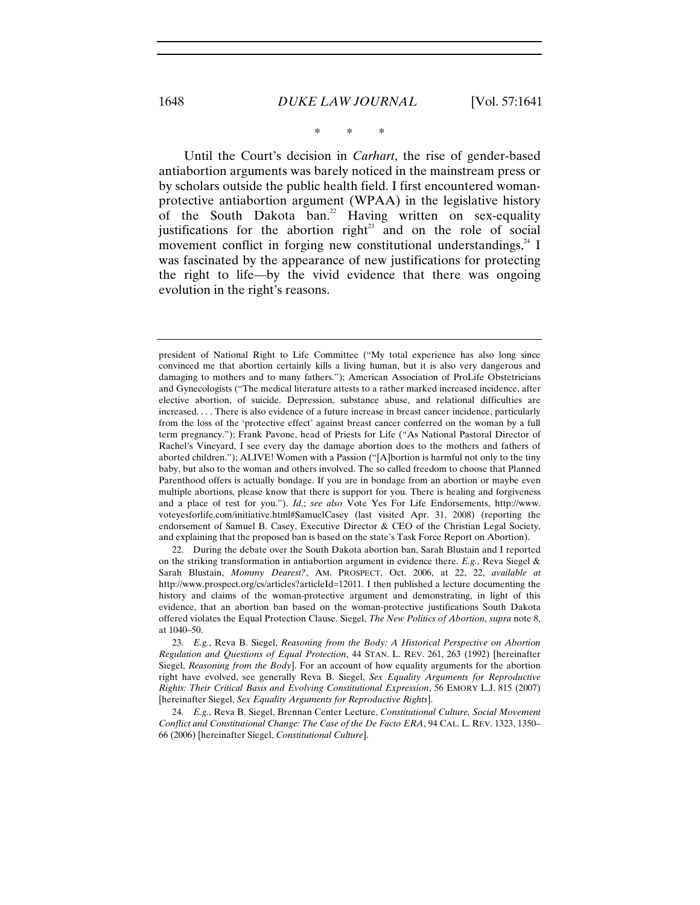\*   \*   \*

Until the Court's decision in *Carhart*, the rise of gender-based antiabortion arguments was barely noticed in the mainstream press or by scholars outside the public health field. I first encountered woman-protective antiabortion argument (WPAA) in the legislative history of the South Dakota ban.[22] Having written on sex-equality justifications for the abortion right[23] and on the role of social movement conflict in forging new constitutional understandings,[24] I was fascinated by the appearance of new justifications for protecting the right to life—by the vivid evidence that there was ongoing evolution in the right's reasons.

---

president of National Right to Life Committee ("My total experience has also long since convinced me that abortion certainly kills a living human, but it is also very dangerous and damaging to mothers and to many fathers."); American Association of ProLife Obstetricians and Gynecologists ("The medical literature attests to a rather marked increased incidence, after elective abortion, of suicide. Depression, substance abuse, and relational difficulties are increased. . . . There is also evidence of a future increase in breast cancer incidence, particularly from the loss of the 'protective effect' against breast cancer conferred on the woman by a full term pregnancy."); Frank Pavone, head of Priests for Life ("As National Pastoral Director of Rachel's Vineyard, I see every day the damage abortion does to the mothers and fathers of aborted children."); ALIVE! Women with a Passion ("[A]bortion is harmful not only to the tiny baby, but also to the woman and others involved. The so called freedom to choose that Planned Parenthood offers is actually bondage. If you are in bondage from an abortion or maybe even multiple abortions, please know that there is support for you. There is healing and forgiveness and a place of rest for you."). *Id.*; *see also* Vote Yes For Life Endorsements, http://www.voteyesforlife.com/initiative.html#SamuelCasey (last visited Apr. 31, 2008) (reporting the endorsement of Samuel B. Casey, Executive Director & CEO of the Christian Legal Society, and explaining that the proposed ban is based on the state's Task Force Report on Abortion).

22. During the debate over the South Dakota abortion ban, Sarah Blustain and I reported on the striking transformation in antiabortion argument in evidence there. *E.g.*, Reva Siegel & Sarah Blustain, *Mommy Dearest?*, AM. PROSPECT, Oct. 2006, at 22, 22, *available at* http://www.prospect.org/cs/articles?articleId=12011. I then published a lecture documenting the history and claims of the woman-protective argument and demonstrating, in light of this evidence, that an abortion ban based on the woman-protective justifications South Dakota offered violates the Equal Protection Clause. Siegel, *The New Politics of Abortion*, *supra* note 8, at 1040–50.

23. *E.g.*, Reva B. Siegel, *Reasoning from the Body: A Historical Perspective on Abortion Regulation and Questions of Equal Protection*, 44 STAN. L. REV. 261, 263 (1992) [hereinafter Siegel, *Reasoning from the Body*]. For an account of how equality arguments for the abortion right have evolved, see generally Reva B. Siegel, *Sex Equality Arguments for Reproductive Rights: Their Critical Basis and Evolving Constitutional Expression*, 56 EMORY L.J. 815 (2007) [hereinafter Siegel, *Sex Equality Arguments for Reproductive Rights*].

24. *E.g.*, Reva B. Siegel, Brennan Center Lecture, *Constitutional Culture, Social Movement Conflict and Constitutional Change: The Case of the De Facto ERA*, 94 CAL. L. REV. 1323, 1350–66 (2006) [hereinafter Siegel, *Constitutional Culture*].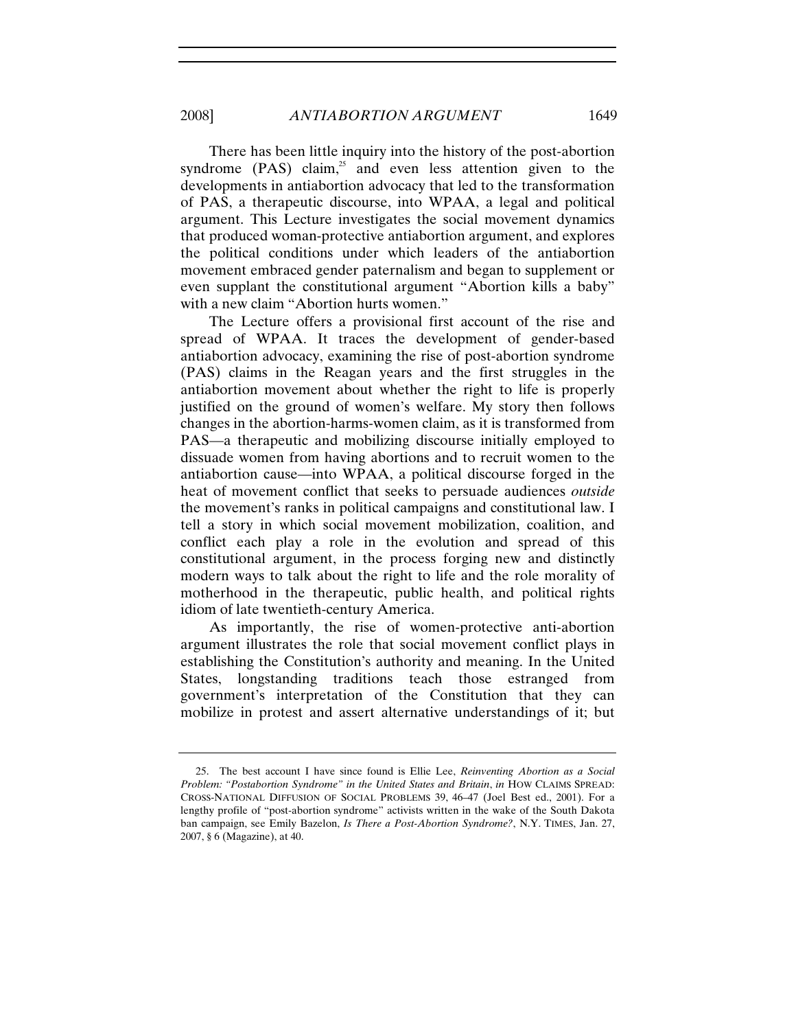There has been little inquiry into the history of the post-abortion syndrome (PAS) claim,[25] and even less attention given to the developments in antiabortion advocacy that led to the transformation of PAS, a therapeutic discourse, into WPAA, a legal and political argument. This Lecture investigates the social movement dynamics that produced woman-protective antiabortion argument, and explores the political conditions under which leaders of the antiabortion movement embraced gender paternalism and began to supplement or even supplant the constitutional argument "Abortion kills a baby" with a new claim "Abortion hurts women."

The Lecture offers a provisional first account of the rise and spread of WPAA. It traces the development of gender-based antiabortion advocacy, examining the rise of post-abortion syndrome (PAS) claims in the Reagan years and the first struggles in the antiabortion movement about whether the right to life is properly justified on the ground of women's welfare. My story then follows changes in the abortion-harms-women claim, as it is transformed from PAS—a therapeutic and mobilizing discourse initially employed to dissuade women from having abortions and to recruit women to the antiabortion cause—into WPAA, a political discourse forged in the heat of movement conflict that seeks to persuade audiences *outside* the movement's ranks in political campaigns and constitutional law. I tell a story in which social movement mobilization, coalition, and conflict each play a role in the evolution and spread of this constitutional argument, in the process forging new and distinctly modern ways to talk about the right to life and the role morality of motherhood in the therapeutic, public health, and political rights idiom of late twentieth-century America.

As importantly, the rise of women-protective anti-abortion argument illustrates the role that social movement conflict plays in establishing the Constitution's authority and meaning. In the United States, longstanding traditions teach those estranged from government's interpretation of the Constitution that they can mobilize in protest and assert alternative understandings of it; but

25. The best account I have since found is Ellie Lee, *Reinventing Abortion as a Social Problem: "Postabortion Syndrome" in the United States and Britain*, *in* HOW CLAIMS SPREAD: CROSS-NATIONAL DIFFUSION OF SOCIAL PROBLEMS 39, 46–47 (Joel Best ed., 2001). For a lengthy profile of "post-abortion syndrome" activists written in the wake of the South Dakota ban campaign, see Emily Bazelon, *Is There a Post-Abortion Syndrome?*, N.Y. TIMES, Jan. 27, 2007, § 6 (Magazine), at 40.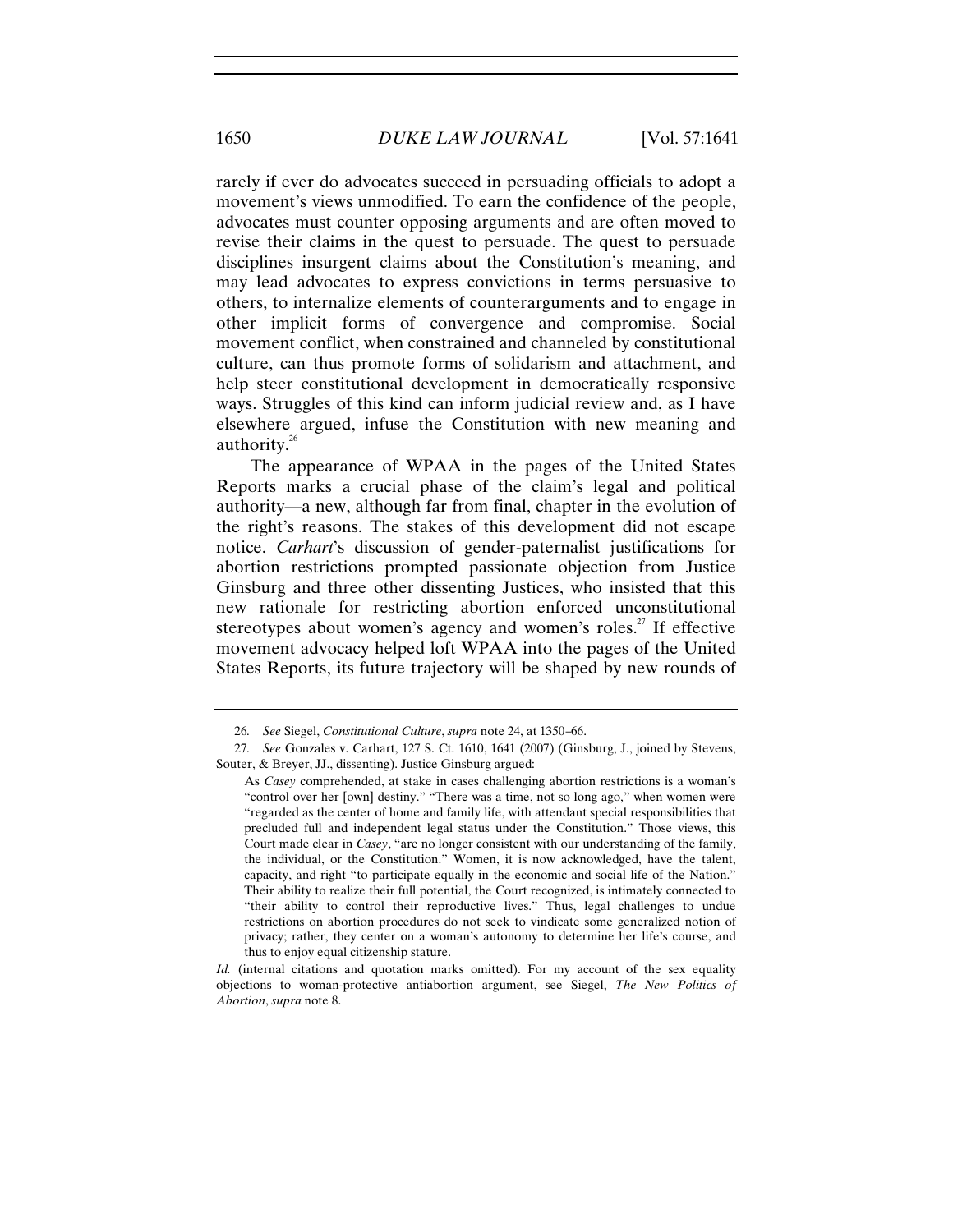rarely if ever do advocates succeed in persuading officials to adopt a movement's views unmodified. To earn the confidence of the people, advocates must counter opposing arguments and are often moved to revise their claims in the quest to persuade. The quest to persuade disciplines insurgent claims about the Constitution's meaning, and may lead advocates to express convictions in terms persuasive to others, to internalize elements of counterarguments and to engage in other implicit forms of convergence and compromise. Social movement conflict, when constrained and channeled by constitutional culture, can thus promote forms of solidarism and attachment, and help steer constitutional development in democratically responsive ways. Struggles of this kind can inform judicial review and, as I have elsewhere argued, infuse the Constitution with new meaning and authority.[26]

The appearance of WPAA in the pages of the United States Reports marks a crucial phase of the claim's legal and political authority—a new, although far from final, chapter in the evolution of the right's reasons. The stakes of this development did not escape notice. *Carhart*'s discussion of gender-paternalist justifications for abortion restrictions prompted passionate objection from Justice Ginsburg and three other dissenting Justices, who insisted that this new rationale for restricting abortion enforced unconstitutional stereotypes about women's agency and women's roles.[27] If effective movement advocacy helped loft WPAA into the pages of the United States Reports, its future trajectory will be shaped by new rounds of

---

26. *See* Siegel, *Constitutional Culture*, *supra* note 24, at 1350–66.

27. *See* Gonzales v. Carhart, 127 S. Ct. 1610, 1641 (2007) (Ginsburg, J., joined by Stevens, Souter, & Breyer, JJ., dissenting). Justice Ginsburg argued:

> As *Casey* comprehended, at stake in cases challenging abortion restrictions is a woman's "control over her [own] destiny." "There was a time, not so long ago," when women were "regarded as the center of home and family life, with attendant special responsibilities that precluded full and independent legal status under the Constitution." Those views, this Court made clear in *Casey*, "are no longer consistent with our understanding of the family, the individual, or the Constitution." Women, it is now acknowledged, have the talent, capacity, and right "to participate equally in the economic and social life of the Nation." Their ability to realize their full potential, the Court recognized, is intimately connected to "their ability to control their reproductive lives." Thus, legal challenges to undue restrictions on abortion procedures do not seek to vindicate some generalized notion of privacy; rather, they center on a woman's autonomy to determine her life's course, and thus to enjoy equal citizenship stature.

*Id.* (internal citations and quotation marks omitted). For my account of the sex equality objections to woman-protective antiabortion argument, see Siegel, *The New Politics of Abortion*, *supra* note 8.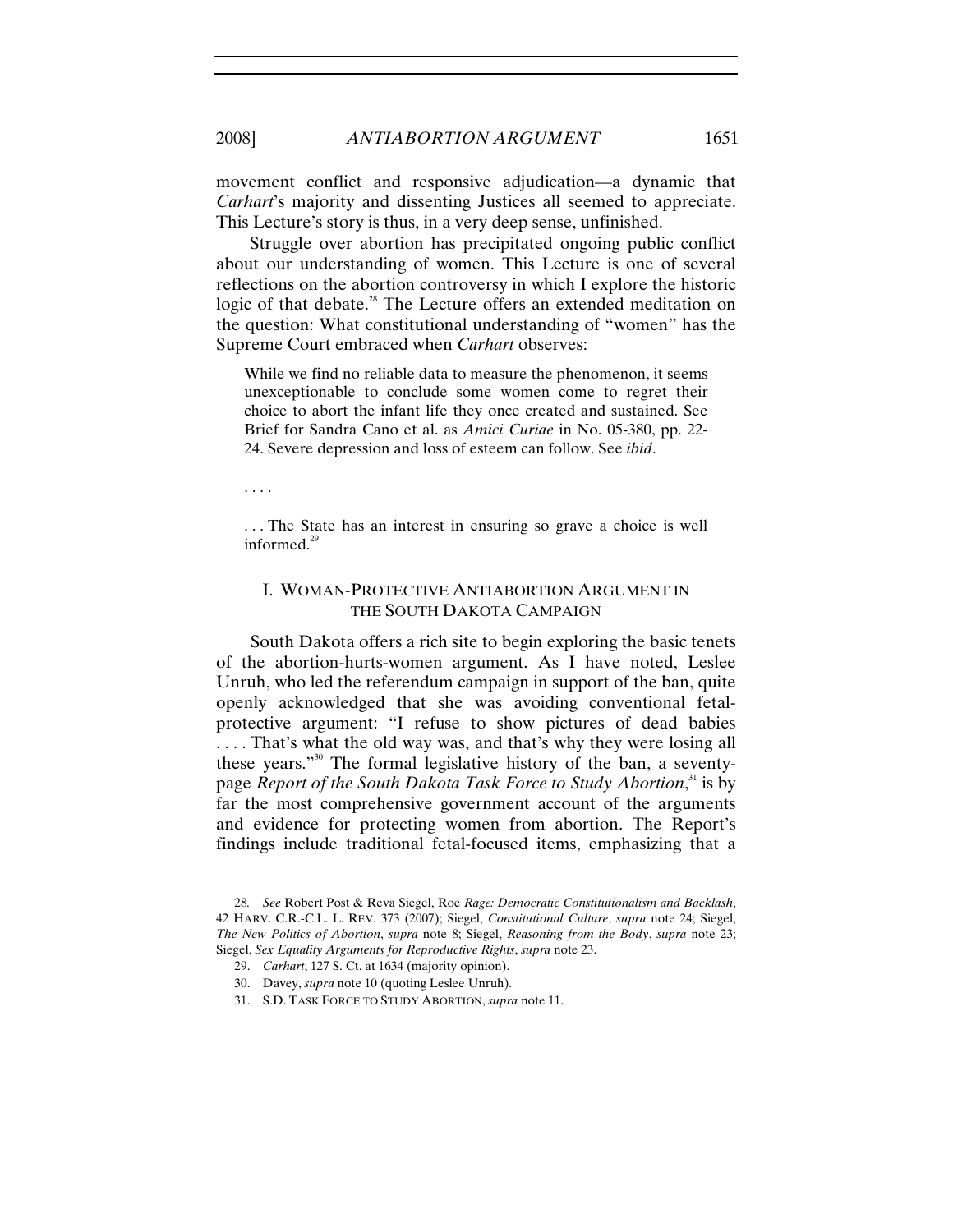movement conflict and responsive adjudication—a dynamic that *Carhart*'s majority and dissenting Justices all seemed to appreciate. This Lecture's story is thus, in a very deep sense, unfinished.

Struggle over abortion has precipitated ongoing public conflict about our understanding of women. This Lecture is one of several reflections on the abortion controversy in which I explore the historic logic of that debate.[28] The Lecture offers an extended meditation on the question: What constitutional understanding of "women" has the Supreme Court embraced when *Carhart* observes:

> While we find no reliable data to measure the phenomenon, it seems unexceptionable to conclude some women come to regret their choice to abort the infant life they once created and sustained. See Brief for Sandra Cano et al. as *Amici Curiae* in No. 05-380, pp. 22-24. Severe depression and loss of esteem can follow. See *ibid*.
>
> . . . .
>
> . . . The State has an interest in ensuring so grave a choice is well informed.[29]

## I. WOMAN-PROTECTIVE ANTIABORTION ARGUMENT IN THE SOUTH DAKOTA CAMPAIGN

South Dakota offers a rich site to begin exploring the basic tenets of the abortion-hurts-women argument. As I have noted, Leslee Unruh, who led the referendum campaign in support of the ban, quite openly acknowledged that she was avoiding conventional fetal-protective argument: "I refuse to show pictures of dead babies . . . . That's what the old way was, and that's why they were losing all these years."[30] The formal legislative history of the ban, a seventy-page *Report of the South Dakota Task Force to Study Abortion*,[31] is by far the most comprehensive government account of the arguments and evidence for protecting women from abortion. The Report's findings include traditional fetal-focused items, emphasizing that a

---

28. *See* Robert Post & Reva Siegel, Roe *Rage: Democratic Constitutionalism and Backlash*, 42 HARV. C.R.-C.L. L. REV. 373 (2007); Siegel, *Constitutional Culture*, *supra* note 24; Siegel, *The New Politics of Abortion*, *supra* note 8; Siegel, *Reasoning from the Body*, *supra* note 23; Siegel, *Sex Equality Arguments for Reproductive Rights*, *supra* note 23.

29. *Carhart*, 127 S. Ct. at 1634 (majority opinion).

30. Davey, *supra* note 10 (quoting Leslee Unruh).

31. S.D. TASK FORCE TO STUDY ABORTION, *supra* note 11.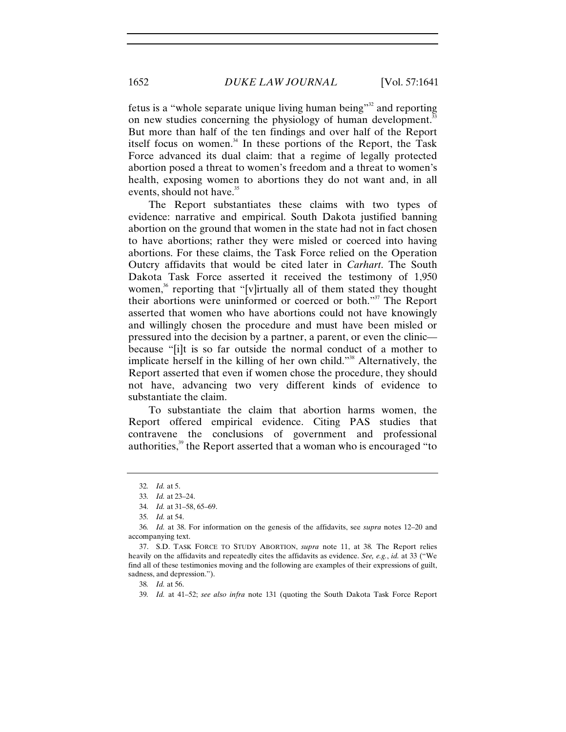fetus is a "whole separate unique living human being"[32] and reporting on new studies concerning the physiology of human development.[33] But more than half of the ten findings and over half of the Report itself focus on women.[34] In these portions of the Report, the Task Force advanced its dual claim: that a regime of legally protected abortion posed a threat to women's freedom and a threat to women's health, exposing women to abortions they do not want and, in all events, should not have.[35]

The Report substantiates these claims with two types of evidence: narrative and empirical. South Dakota justified banning abortion on the ground that women in the state had not in fact chosen to have abortions; rather they were misled or coerced into having abortions. For these claims, the Task Force relied on the Operation Outcry affidavits that would be cited later in *Carhart*. The South Dakota Task Force asserted it received the testimony of 1,950 women,[36] reporting that "[v]irtually all of them stated they thought their abortions were uninformed or coerced or both."[37] The Report asserted that women who have abortions could not have knowingly and willingly chosen the procedure and must have been misled or pressured into the decision by a partner, a parent, or even the clinic—because "[i]t is so far outside the normal conduct of a mother to implicate herself in the killing of her own child."[38] Alternatively, the Report asserted that even if women chose the procedure, they should not have, advancing two very different kinds of evidence to substantiate the claim.

To substantiate the claim that abortion harms women, the Report offered empirical evidence. Citing PAS studies that contravene the conclusions of government and professional authorities,[39] the Report asserted that a woman who is encouraged "to

---

32. *Id.* at 5.

33. *Id.* at 23–24.

34. *Id.* at 31–58, 65–69.

35. *Id.* at 54.

36. *Id.* at 38. For information on the genesis of the affidavits, see *supra* notes 12–20 and accompanying text.

37. S.D. TASK FORCE TO STUDY ABORTION, *supra* note 11, at 38*.* The Report relies heavily on the affidavits and repeatedly cites the affidavits as evidence. *See, e.g.*, *id.* at 33 ("We find all of these testimonies moving and the following are examples of their expressions of guilt, sadness, and depression.").

38. *Id.* at 56.

39. *Id.* at 41–52; *see also infra* note 131 (quoting the South Dakota Task Force Report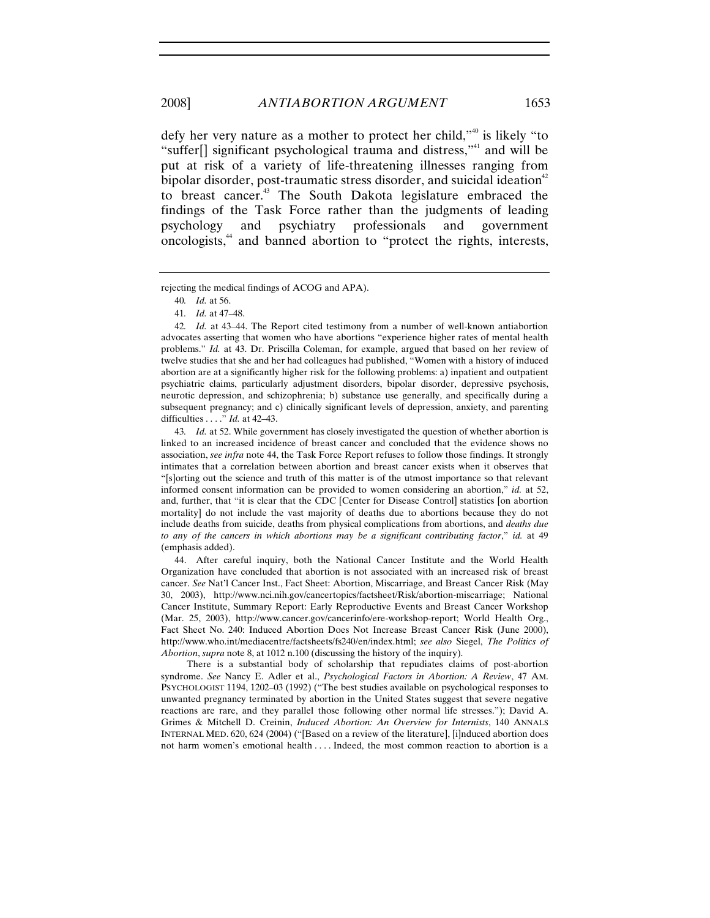defy her very nature as a mother to protect her child,"[40] is likely "to "suffer[] significant psychological trauma and distress,"[41] and will be put at risk of a variety of life-threatening illnesses ranging from bipolar disorder, post-traumatic stress disorder, and suicidal ideation[42] to breast cancer.[43] The South Dakota legislature embraced the findings of the Task Force rather than the judgments of leading psychology and psychiatry professionals and government oncologists,[44] and banned abortion to "protect the rights, interests,

---

rejecting the medical findings of ACOG and APA).

40. *Id.* at 56.

41. *Id.* at 47–48.

42. *Id.* at 43–44. The Report cited testimony from a number of well-known antiabortion advocates asserting that women who have abortions "experience higher rates of mental health problems." *Id.* at 43. Dr. Priscilla Coleman, for example, argued that based on her review of twelve studies that she and her had colleagues had published, "Women with a history of induced abortion are at a significantly higher risk for the following problems: a) inpatient and outpatient psychiatric claims, particularly adjustment disorders, bipolar disorder, depressive psychosis, neurotic depression, and schizophrenia; b) substance use generally, and specifically during a subsequent pregnancy; and c) clinically significant levels of depression, anxiety, and parenting difficulties . . . ." *Id.* at 42–43.

43. *Id.* at 52. While government has closely investigated the question of whether abortion is linked to an increased incidence of breast cancer and concluded that the evidence shows no association, *see infra* note 44, the Task Force Report refuses to follow those findings. It strongly intimates that a correlation between abortion and breast cancer exists when it observes that "[s]orting out the science and truth of this matter is of the utmost importance so that relevant informed consent information can be provided to women considering an abortion," *id.* at 52, and, further, that "it is clear that the CDC [Center for Disease Control] statistics [on abortion mortality] do not include the vast majority of deaths due to abortions because they do not include deaths from suicide, deaths from physical complications from abortions, and *deaths due to any of the cancers in which abortions may be a significant contributing factor*," *id.* at 49 (emphasis added).

44. After careful inquiry, both the National Cancer Institute and the World Health Organization have concluded that abortion is not associated with an increased risk of breast cancer. *See* Nat'l Cancer Inst., Fact Sheet: Abortion, Miscarriage, and Breast Cancer Risk (May 30, 2003), http://www.nci.nih.gov/cancertopics/factsheet/Risk/abortion-miscarriage; National Cancer Institute, Summary Report: Early Reproductive Events and Breast Cancer Workshop (Mar. 25, 2003), http://www.cancer.gov/cancerinfo/ere-workshop-report; World Health Org., Fact Sheet No. 240: Induced Abortion Does Not Increase Breast Cancer Risk (June 2000), http://www.who.int/mediacentre/factsheets/fs240/en/index.html; *see also* Siegel, *The Politics of Abortion*, *supra* note 8, at 1012 n.100 (discussing the history of the inquiry).

There is a substantial body of scholarship that repudiates claims of post-abortion syndrome. *See* Nancy E. Adler et al., *Psychological Factors in Abortion: A Review*, 47 AM. PSYCHOLOGIST 1194, 1202–03 (1992) ("The best studies available on psychological responses to unwanted pregnancy terminated by abortion in the United States suggest that severe negative reactions are rare, and they parallel those following other normal life stresses."); David A. Grimes & Mitchell D. Creinin, *Induced Abortion: An Overview for Internists*, 140 ANNALS INTERNAL MED. 620, 624 (2004) ("[Based on a review of the literature], [i]nduced abortion does not harm women's emotional health . . . . Indeed, the most common reaction to abortion is a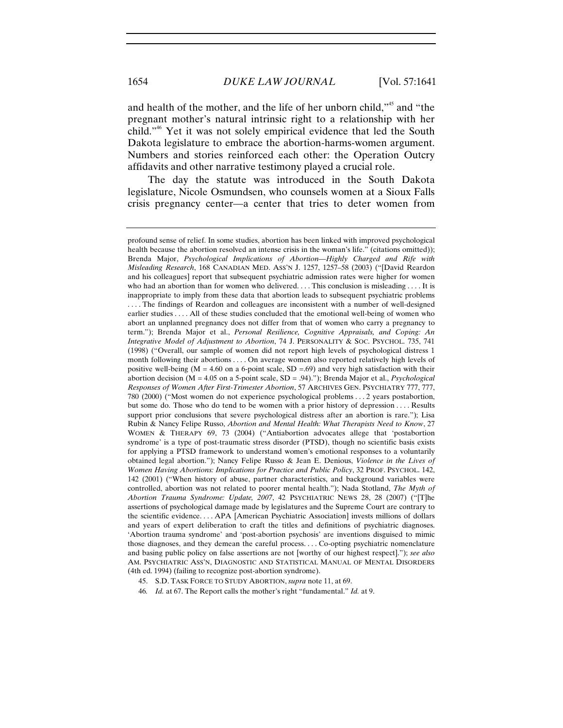and health of the mother, and the life of her unborn child,"[45] and "the pregnant mother's natural intrinsic right to a relationship with her child."[46] Yet it was not solely empirical evidence that led the South Dakota legislature to embrace the abortion-harms-women argument. Numbers and stories reinforced each other: the Operation Outcry affidavits and other narrative testimony played a crucial role.

The day the statute was introduced in the South Dakota legislature, Nicole Osmundsen, who counsels women at a Sioux Falls crisis pregnancy center—a center that tries to deter women from

---

profound sense of relief. In some studies, abortion has been linked with improved psychological health because the abortion resolved an intense crisis in the woman's life." (citations omitted)); Brenda Major, *Psychological Implications of Abortion—Highly Charged and Rife with Misleading Research*, 168 CANADIAN MED. ASS'N J. 1257, 1257–58 (2003) ("[David Reardon and his colleagues] report that subsequent psychiatric admission rates were higher for women who had an abortion than for women who delivered. . . . This conclusion is misleading . . . . It is inappropriate to imply from these data that abortion leads to subsequent psychiatric problems . . . . The findings of Reardon and colleagues are inconsistent with a number of well-designed earlier studies . . . . All of these studies concluded that the emotional well-being of women who abort an unplanned pregnancy does not differ from that of women who carry a pregnancy to term."); Brenda Major et al., *Personal Resilience, Cognitive Appraisals, and Coping: An Integrative Model of Adjustment to Abortion*, 74 J. PERSONALITY & SOC. PSYCHOL. 735, 741 (1998) ("Overall, our sample of women did not report high levels of psychological distress 1 month following their abortions . . . . On average women also reported relatively high levels of positive well-being ($M = 4.60$ on a 6-point scale, $SD = .69$) and very high satisfaction with their abortion decision ($M = 4.05$ on a 5-point scale, $SD = .94$)."); Brenda Major et al., *Psychological Responses of Women After First-Trimester Abortion*, 57 ARCHIVES GEN. PSYCHIATRY 777, 777, 780 (2000) ("Most women do not experience psychological problems . . . 2 years postabortion, but some do. Those who do tend to be women with a prior history of depression . . . . Results support prior conclusions that severe psychological distress after an abortion is rare."); Lisa Rubin & Nancy Felipe Russo, *Abortion and Mental Health: What Therapists Need to Know*, 27 WOMEN & THERAPY 69, 73 (2004) ("Antiabortion advocates allege that 'postabortion syndrome' is a type of post-traumatic stress disorder (PTSD), though no scientific basis exists for applying a PTSD framework to understand women's emotional responses to a voluntarily obtained legal abortion."); Nancy Felipe Russo & Jean E. Denious, *Violence in the Lives of Women Having Abortions: Implications for Practice and Public Policy*, 32 PROF. PSYCHOL. 142, 142 (2001) ("When history of abuse, partner characteristics, and background variables were controlled, abortion was not related to poorer mental health."); Nada Stotland, *The Myth of Abortion Trauma Syndrome: Update, 2007*, 42 PSYCHIATRIC NEWS 28, 28 (2007) ("[T]he assertions of psychological damage made by legislatures and the Supreme Court are contrary to the scientific evidence. . . . APA [American Psychiatric Association] invests millions of dollars and years of expert deliberation to craft the titles and definitions of psychiatric diagnoses. 'Abortion trauma syndrome' and 'post-abortion psychosis' are inventions disguised to mimic those diagnoses, and they demean the careful process. . . . Co-opting psychiatric nomenclature and basing public policy on false assertions are not [worthy of our highest respect]."); *see also* AM. PSYCHIATRIC ASS'N, DIAGNOSTIC AND STATISTICAL MANUAL OF MENTAL DISORDERS (4th ed. 1994) (failing to recognize post-abortion syndrome).

45. S.D. TASK FORCE TO STUDY ABORTION, *supra* note 11, at 69.

46. *Id.* at 67. The Report calls the mother's right "fundamental." *Id.* at 9.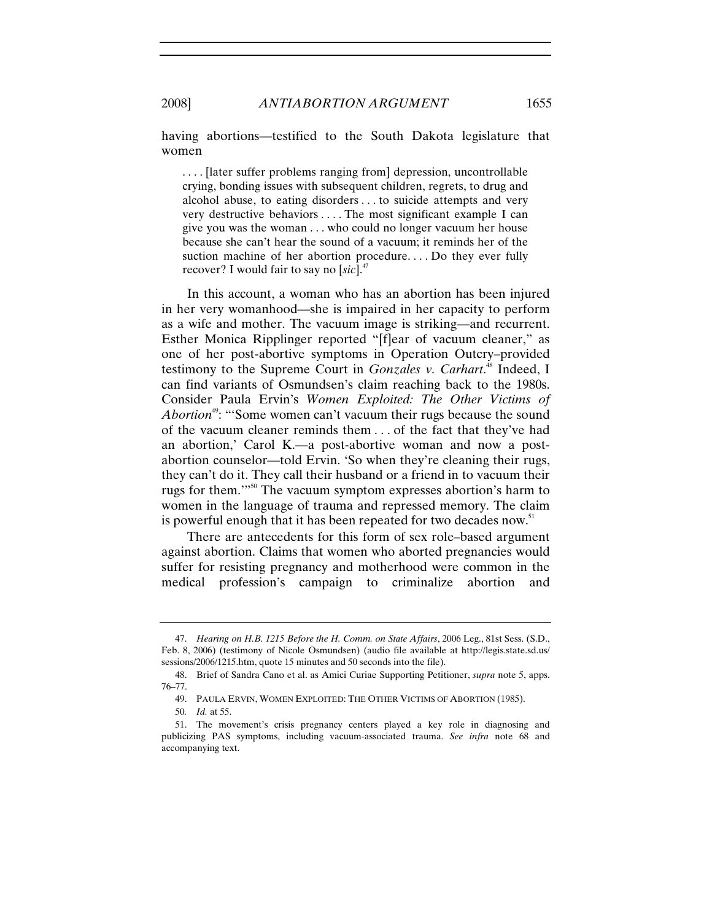having abortions—testified to the South Dakota legislature that women

> . . . . [later suffer problems ranging from] depression, uncontrollable crying, bonding issues with subsequent children, regrets, to drug and alcohol abuse, to eating disorders . . . to suicide attempts and very very destructive behaviors . . . . The most significant example I can give you was the woman . . . who could no longer vacuum her house because she can't hear the sound of a vacuum; it reminds her of the suction machine of her abortion procedure. . . . Do they ever fully recover? I would fair to say no [*sic*].[47]

In this account, a woman who has an abortion has been injured in her very womanhood—she is impaired in her capacity to perform as a wife and mother. The vacuum image is striking—and recurrent. Esther Monica Ripplinger reported "[f]ear of vacuum cleaner," as one of her post-abortive symptoms in Operation Outcry–provided testimony to the Supreme Court in *Gonzales v. Carhart*.[48] Indeed, I can find variants of Osmundsen's claim reaching back to the 1980s. Consider Paula Ervin's *Women Exploited: The Other Victims of Abortion*[49]: "'Some women can't vacuum their rugs because the sound of the vacuum cleaner reminds them . . . of the fact that they've had an abortion,' Carol K.—a post-abortive woman and now a post-abortion counselor—told Ervin. 'So when they're cleaning their rugs, they can't do it. They call their husband or a friend in to vacuum their rugs for them.'"[50] The vacuum symptom expresses abortion's harm to women in the language of trauma and repressed memory. The claim is powerful enough that it has been repeated for two decades now.[51]

There are antecedents for this form of sex role–based argument against abortion. Claims that women who aborted pregnancies would suffer for resisting pregnancy and motherhood were common in the medical profession's campaign to criminalize abortion and

---

47. *Hearing on H.B. 1215 Before the H. Comm. on State Affairs*, 2006 Leg., 81st Sess. (S.D., Feb. 8, 2006) (testimony of Nicole Osmundsen) (audio file available at http://legis.state.sd.us/sessions/2006/1215.htm, quote 15 minutes and 50 seconds into the file).

48. Brief of Sandra Cano et al. as Amici Curiae Supporting Petitioner, *supra* note 5, apps. 76–77.

49. PAULA ERVIN, WOMEN EXPLOITED: THE OTHER VICTIMS OF ABORTION (1985).

50. *Id.* at 55.

51. The movement's crisis pregnancy centers played a key role in diagnosing and publicizing PAS symptoms, including vacuum-associated trauma. *See infra* note 68 and accompanying text.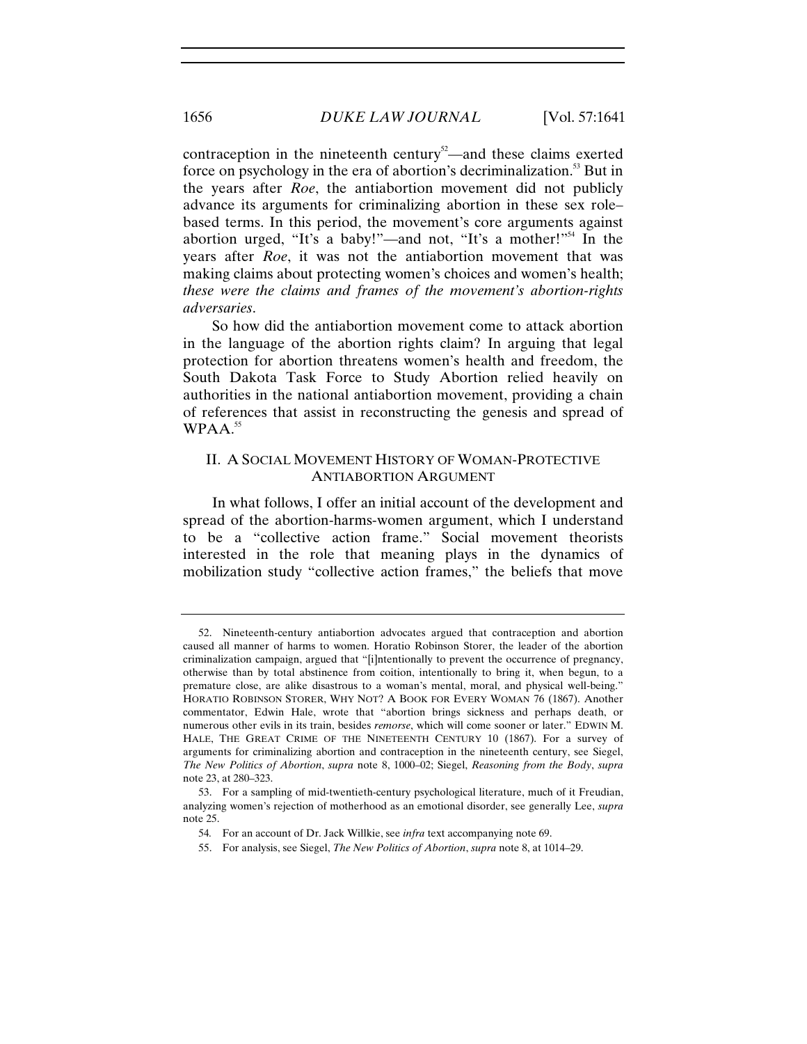contraception in the nineteenth century[52]—and these claims exerted force on psychology in the era of abortion's decriminalization.[53] But in the years after *Roe*, the antiabortion movement did not publicly advance its arguments for criminalizing abortion in these sex role–based terms. In this period, the movement's core arguments against abortion urged, "It's a baby!"—and not, "It's a mother!"[54] In the years after *Roe*, it was not the antiabortion movement that was making claims about protecting women's choices and women's health; *these were the claims and frames of the movement's abortion-rights adversaries*.

So how did the antiabortion movement come to attack abortion in the language of the abortion rights claim? In arguing that legal protection for abortion threatens women's health and freedom, the South Dakota Task Force to Study Abortion relied heavily on authorities in the national antiabortion movement, providing a chain of references that assist in reconstructing the genesis and spread of WPAA.[55]

## II. A SOCIAL MOVEMENT HISTORY OF WOMAN-PROTECTIVE ANTIABORTION ARGUMENT

In what follows, I offer an initial account of the development and spread of the abortion-harms-women argument, which I understand to be a "collective action frame." Social movement theorists interested in the role that meaning plays in the dynamics of mobilization study "collective action frames," the beliefs that move

---

52. Nineteenth-century antiabortion advocates argued that contraception and abortion caused all manner of harms to women. Horatio Robinson Storer, the leader of the abortion criminalization campaign, argued that "[i]ntentionally to prevent the occurrence of pregnancy, otherwise than by total abstinence from coition, intentionally to bring it, when begun, to a premature close, are alike disastrous to a woman's mental, moral, and physical well-being." HORATIO ROBINSON STORER, WHY NOT? A BOOK FOR EVERY WOMAN 76 (1867). Another commentator, Edwin Hale, wrote that "abortion brings sickness and perhaps death, or numerous other evils in its train, besides *remorse*, which will come sooner or later." EDWIN M. HALE, THE GREAT CRIME OF THE NINETEENTH CENTURY 10 (1867). For a survey of arguments for criminalizing abortion and contraception in the nineteenth century, see Siegel, *The New Politics of Abortion*, *supra* note 8, 1000–02; Siegel, *Reasoning from the Body*, *supra* note 23, at 280–323.

53. For a sampling of mid-twentieth-century psychological literature, much of it Freudian, analyzing women's rejection of motherhood as an emotional disorder, see generally Lee, *supra* note 25.

54. For an account of Dr. Jack Willkie, see *infra* text accompanying note 69.

55. For analysis, see Siegel, *The New Politics of Abortion*, *supra* note 8, at 1014–29.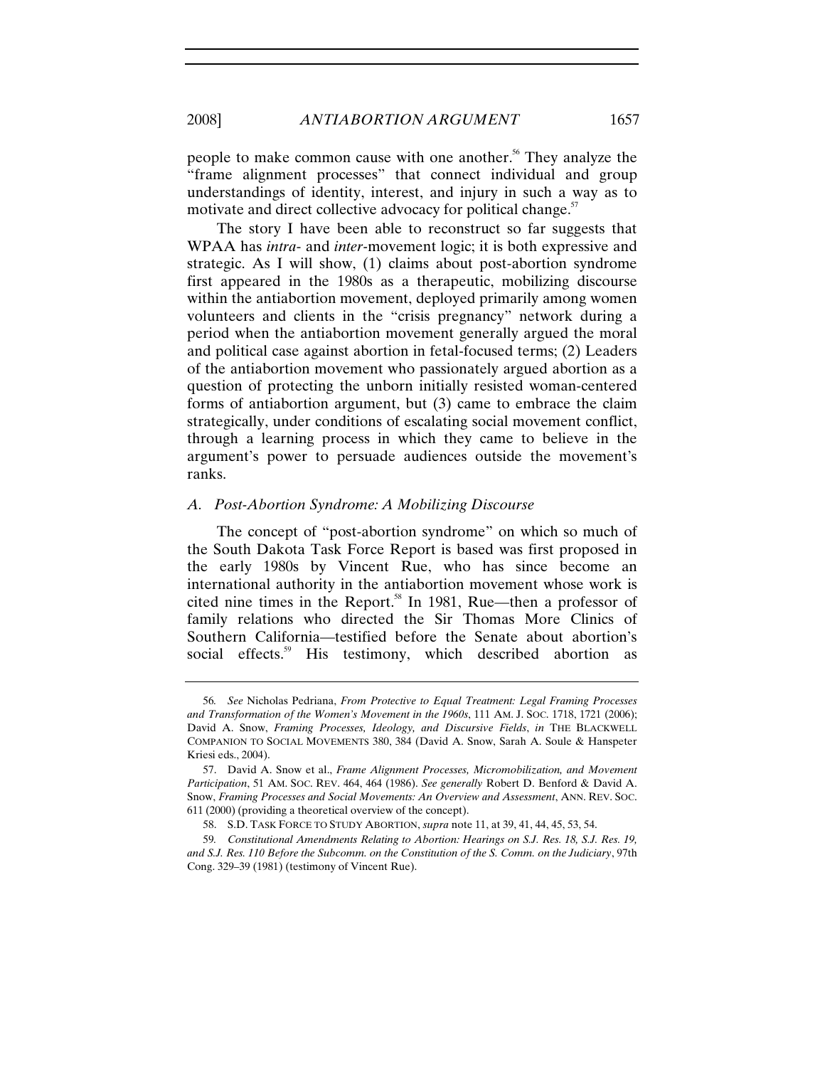people to make common cause with one another.[56] They analyze the "frame alignment processes" that connect individual and group understandings of identity, interest, and injury in such a way as to motivate and direct collective advocacy for political change.[57]

The story I have been able to reconstruct so far suggests that WPAA has *intra*- and *inter*-movement logic; it is both expressive and strategic. As I will show, (1) claims about post-abortion syndrome first appeared in the 1980s as a therapeutic, mobilizing discourse within the antiabortion movement, deployed primarily among women volunteers and clients in the "crisis pregnancy" network during a period when the antiabortion movement generally argued the moral and political case against abortion in fetal-focused terms; (2) Leaders of the antiabortion movement who passionately argued abortion as a question of protecting the unborn initially resisted woman-centered forms of antiabortion argument, but (3) came to embrace the claim strategically, under conditions of escalating social movement conflict, through a learning process in which they came to believe in the argument's power to persuade audiences outside the movement's ranks.

### *A. Post-Abortion Syndrome: A Mobilizing Discourse*

The concept of "post-abortion syndrome" on which so much of the South Dakota Task Force Report is based was first proposed in the early 1980s by Vincent Rue, who has since become an international authority in the antiabortion movement whose work is cited nine times in the Report.[58] In 1981, Rue—then a professor of family relations who directed the Sir Thomas More Clinics of Southern California—testified before the Senate about abortion's social effects.[59] His testimony, which described abortion as

---

56. *See* Nicholas Pedriana, *From Protective to Equal Treatment: Legal Framing Processes and Transformation of the Women's Movement in the 1960s*, 111 AM. J. SOC. 1718, 1721 (2006); David A. Snow, *Framing Processes, Ideology, and Discursive Fields*, *in* THE BLACKWELL COMPANION TO SOCIAL MOVEMENTS 380, 384 (David A. Snow, Sarah A. Soule & Hanspeter Kriesi eds., 2004).

57. David A. Snow et al., *Frame Alignment Processes, Micromobilization, and Movement Participation*, 51 AM. SOC. REV. 464, 464 (1986). *See generally* Robert D. Benford & David A. Snow, *Framing Processes and Social Movements: An Overview and Assessment*, ANN. REV. SOC. 611 (2000) (providing a theoretical overview of the concept).

58. S.D. TASK FORCE TO STUDY ABORTION, *supra* note 11, at 39, 41, 44, 45, 53, 54.

59. *Constitutional Amendments Relating to Abortion: Hearings on S.J. Res. 18, S.J. Res. 19, and S.J. Res. 110 Before the Subcomm. on the Constitution of the S. Comm. on the Judiciary*, 97th Cong. 329–39 (1981) (testimony of Vincent Rue).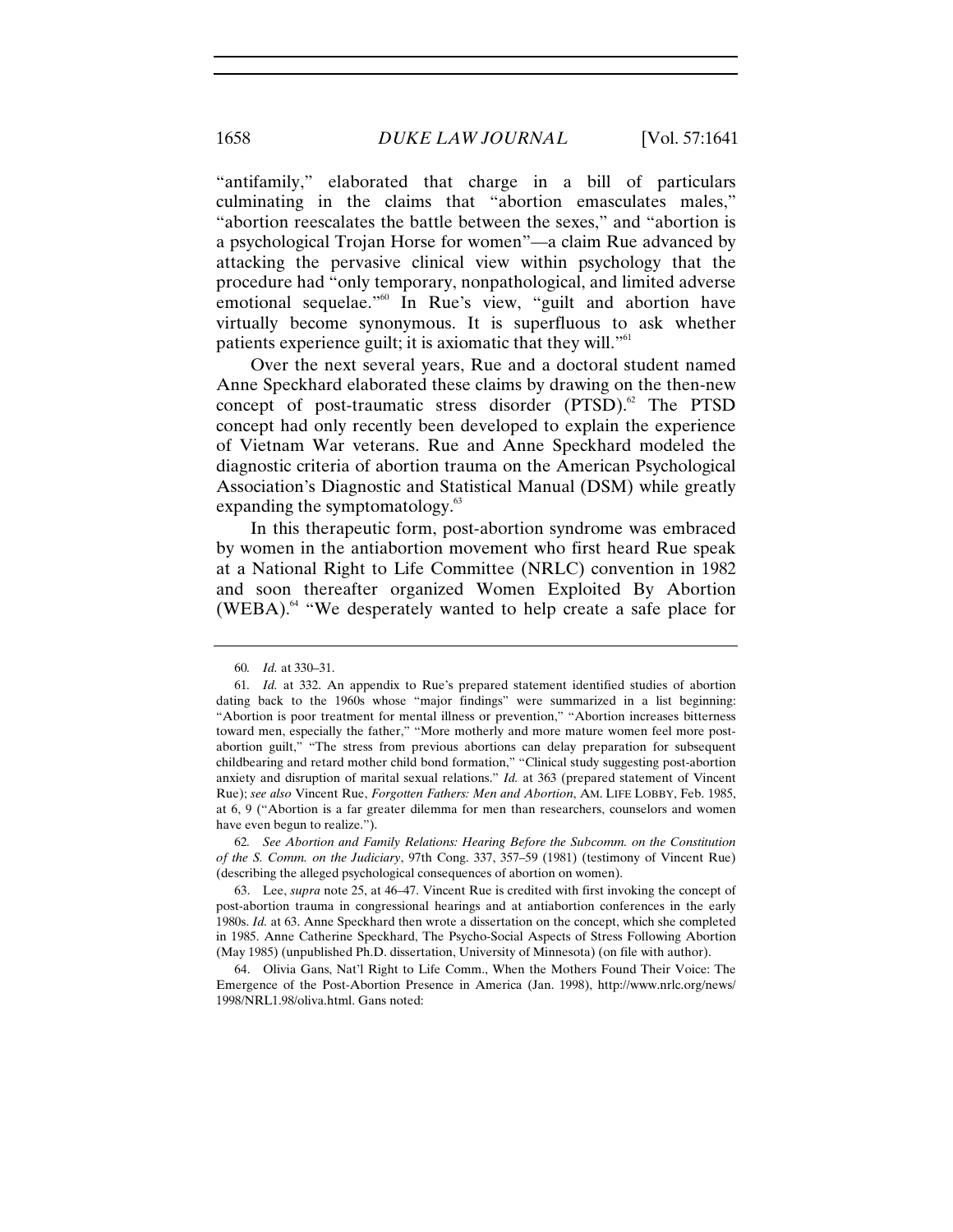"antifamily," elaborated that charge in a bill of particulars culminating in the claims that "abortion emasculates males," "abortion reescalates the battle between the sexes," and "abortion is a psychological Trojan Horse for women"—a claim Rue advanced by attacking the pervasive clinical view within psychology that the procedure had "only temporary, nonpathological, and limited adverse emotional sequelae."[60] In Rue's view, "guilt and abortion have virtually become synonymous. It is superfluous to ask whether patients experience guilt; it is axiomatic that they will."[61]

Over the next several years, Rue and a doctoral student named Anne Speckhard elaborated these claims by drawing on the then-new concept of post-traumatic stress disorder (PTSD).[62] The PTSD concept had only recently been developed to explain the experience of Vietnam War veterans. Rue and Anne Speckhard modeled the diagnostic criteria of abortion trauma on the American Psychological Association's Diagnostic and Statistical Manual (DSM) while greatly expanding the symptomatology.[63]

In this therapeutic form, post-abortion syndrome was embraced by women in the antiabortion movement who first heard Rue speak at a National Right to Life Committee (NRLC) convention in 1982 and soon thereafter organized Women Exploited By Abortion (WEBA).[64] "We desperately wanted to help create a safe place for

---

60. *Id.* at 330–31.

61. *Id.* at 332. An appendix to Rue's prepared statement identified studies of abortion dating back to the 1960s whose "major findings" were summarized in a list beginning: "Abortion is poor treatment for mental illness or prevention," "Abortion increases bitterness toward men, especially the father," "More motherly and more mature women feel more post-abortion guilt," "The stress from previous abortions can delay preparation for subsequent childbearing and retard mother child bond formation," "Clinical study suggesting post-abortion anxiety and disruption of marital sexual relations." *Id.* at 363 (prepared statement of Vincent Rue); *see also* Vincent Rue, *Forgotten Fathers: Men and Abortion*, AM. LIFE LOBBY, Feb. 1985, at 6, 9 ("Abortion is a far greater dilemma for men than researchers, counselors and women have even begun to realize.").

62. *See Abortion and Family Relations: Hearing Before the Subcomm. on the Constitution of the S. Comm. on the Judiciary*, 97th Cong. 337, 357–59 (1981) (testimony of Vincent Rue) (describing the alleged psychological consequences of abortion on women).

63. Lee, *supra* note 25, at 46–47. Vincent Rue is credited with first invoking the concept of post-abortion trauma in congressional hearings and at antiabortion conferences in the early 1980s. *Id.* at 63. Anne Speckhard then wrote a dissertation on the concept, which she completed in 1985. Anne Catherine Speckhard, The Psycho-Social Aspects of Stress Following Abortion (May 1985) (unpublished Ph.D. dissertation, University of Minnesota) (on file with author).

64. Olivia Gans, Nat'l Right to Life Comm., When the Mothers Found Their Voice: The Emergence of the Post-Abortion Presence in America (Jan. 1998), http://www.nrlc.org/news/1998/NRL1.98/oliva.html. Gans noted: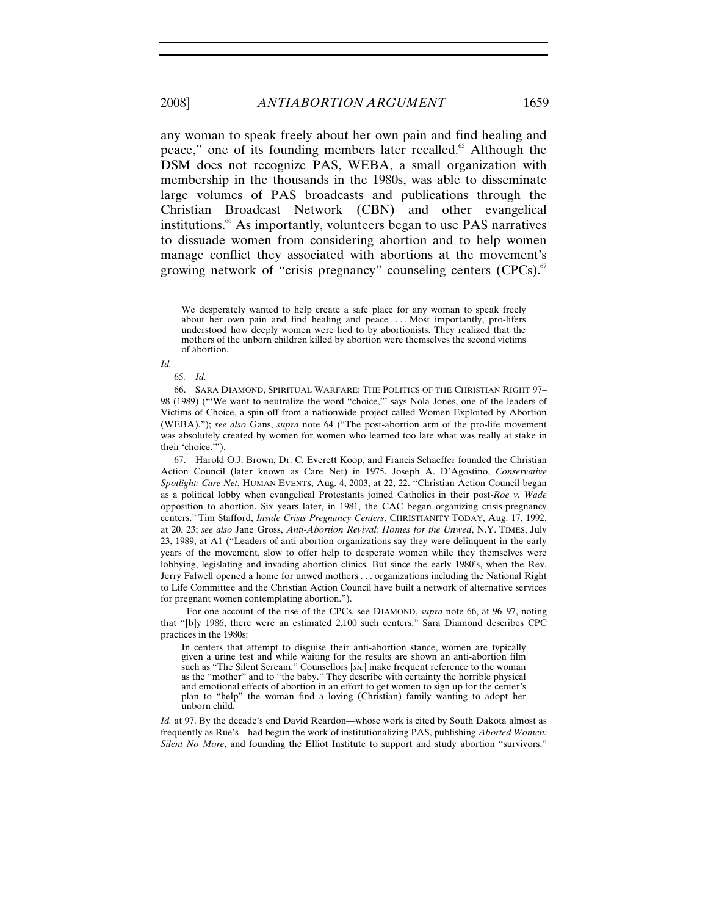any woman to speak freely about her own pain and find healing and peace," one of its founding members later recalled.[65] Although the DSM does not recognize PAS, WEBA, a small organization with membership in the thousands in the 1980s, was able to disseminate large volumes of PAS broadcasts and publications through the Christian Broadcast Network (CBN) and other evangelical institutions.[66] As importantly, volunteers began to use PAS narratives to dissuade women from considering abortion and to help women manage conflict they associated with abortions at the movement's growing network of "crisis pregnancy" counseling centers (CPCs).[67]

---

> We desperately wanted to help create a safe place for any woman to speak freely about her own pain and find healing and peace . . . . Most importantly, pro-lifers understood how deeply women were lied to by abortionists. They realized that the mothers of the unborn children killed by abortion were themselves the second victims of abortion.

*Id.*

65. *Id.*

66. SARA DIAMOND, SPIRITUAL WARFARE: THE POLITICS OF THE CHRISTIAN RIGHT 97–98 (1989) ("'We want to neutralize the word "choice,"' says Nola Jones, one of the leaders of Victims of Choice, a spin-off from a nationwide project called Women Exploited by Abortion (WEBA)."); *see also* Gans, *supra* note 64 ("The post-abortion arm of the pro-life movement was absolutely created by women for women who learned too late what was really at stake in their 'choice.'").

67. Harold O.J. Brown, Dr. C. Everett Koop, and Francis Schaeffer founded the Christian Action Council (later known as Care Net) in 1975. Joseph A. D'Agostino, *Conservative Spotlight: Care Net*, HUMAN EVENTS, Aug. 4, 2003, at 22, 22. "Christian Action Council began as a political lobby when evangelical Protestants joined Catholics in their post-*Roe v. Wade* opposition to abortion. Six years later, in 1981, the CAC began organizing crisis-pregnancy centers." Tim Stafford, *Inside Crisis Pregnancy Centers*, CHRISTIANITY TODAY, Aug. 17, 1992, at 20, 23; *see also* Jane Gross, *Anti-Abortion Revival: Homes for the Unwed*, N.Y. TIMES, July 23, 1989, at A1 ("Leaders of anti-abortion organizations say they were delinquent in the early years of the movement, slow to offer help to desperate women while they themselves were lobbying, legislating and invading abortion clinics. But since the early 1980's, when the Rev. Jerry Falwell opened a home for unwed mothers . . . organizations including the National Right to Life Committee and the Christian Action Council have built a network of alternative services for pregnant women contemplating abortion.").

For one account of the rise of the CPCs, see DIAMOND, *supra* note 66, at 96–97, noting that "[b]y 1986, there were an estimated 2,100 such centers." Sara Diamond describes CPC practices in the 1980s:

> In centers that attempt to disguise their anti-abortion stance, women are typically given a urine test and while waiting for the results are shown an anti-abortion film such as "The Silent Scream." Counsellors [*sic*] make frequent reference to the woman as the "mother" and to "the baby." They describe with certainty the horrible physical and emotional effects of abortion in an effort to get women to sign up for the center's plan to "help" the woman find a loving (Christian) family wanting to adopt her unborn child.

*Id.* at 97. By the decade's end David Reardon—whose work is cited by South Dakota almost as frequently as Rue's—had begun the work of institutionalizing PAS, publishing *Aborted Women: Silent No More*, and founding the Elliot Institute to support and study abortion "survivors."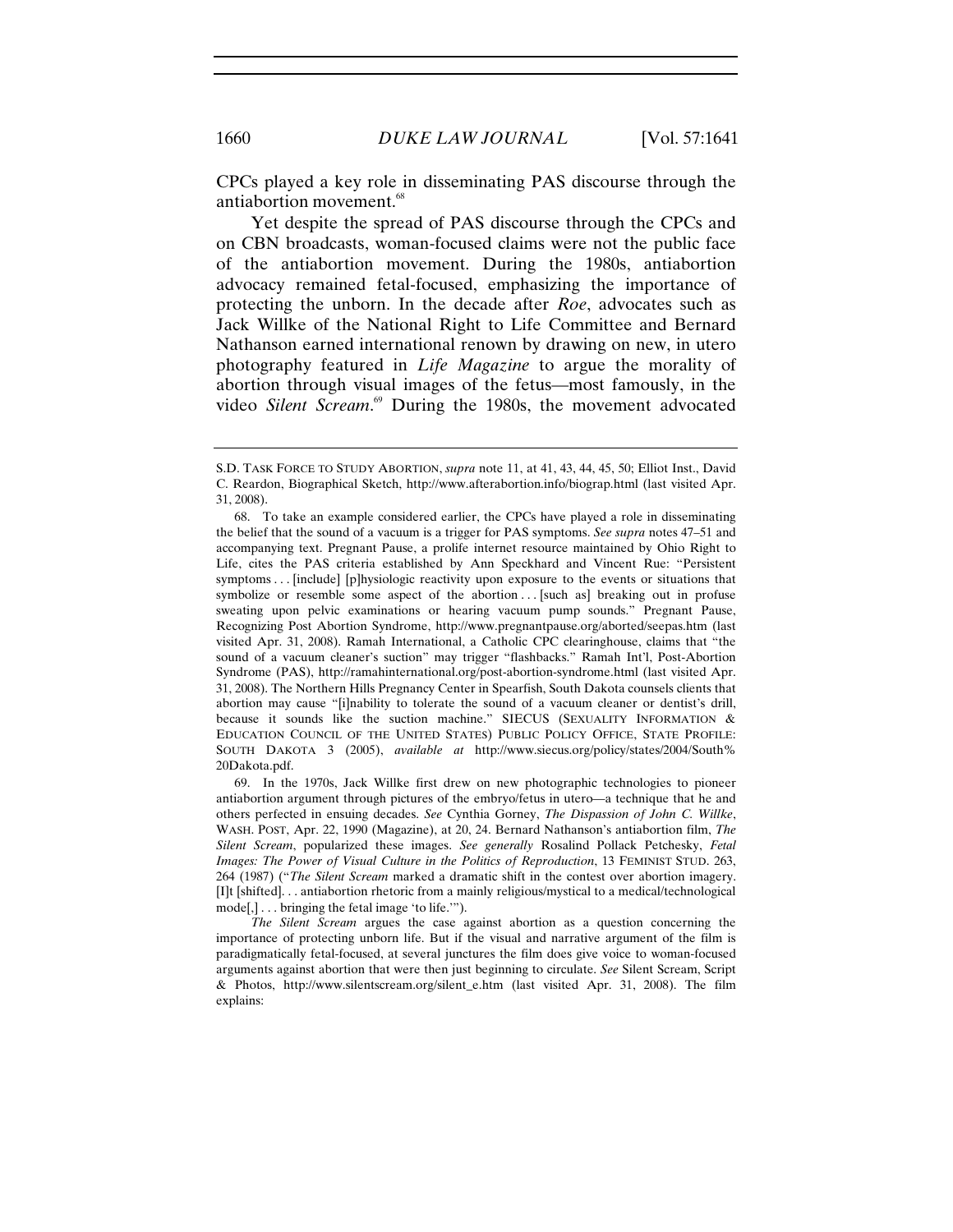CPCs played a key role in disseminating PAS discourse through the antiabortion movement.[68]

Yet despite the spread of PAS discourse through the CPCs and on CBN broadcasts, woman-focused claims were not the public face of the antiabortion movement. During the 1980s, antiabortion advocacy remained fetal-focused, emphasizing the importance of protecting the unborn. In the decade after *Roe*, advocates such as Jack Willke of the National Right to Life Committee and Bernard Nathanson earned international renown by drawing on new, in utero photography featured in *Life Magazine* to argue the morality of abortion through visual images of the fetus—most famously, in the video *Silent Scream*.[69] During the 1980s, the movement advocated

---

S.D. TASK FORCE TO STUDY ABORTION, *supra* note 11, at 41, 43, 44, 45, 50; Elliot Inst., David C. Reardon, Biographical Sketch, http://www.afterabortion.info/biograp.html (last visited Apr. 31, 2008).

68. To take an example considered earlier, the CPCs have played a role in disseminating the belief that the sound of a vacuum is a trigger for PAS symptoms. *See supra* notes 47–51 and accompanying text. Pregnant Pause, a prolife internet resource maintained by Ohio Right to Life, cites the PAS criteria established by Ann Speckhard and Vincent Rue: "Persistent symptoms . . . [include] [p]hysiologic reactivity upon exposure to the events or situations that symbolize or resemble some aspect of the abortion . . . [such as] breaking out in profuse sweating upon pelvic examinations or hearing vacuum pump sounds." Pregnant Pause, Recognizing Post Abortion Syndrome, http://www.pregnantpause.org/aborted/seepas.htm (last visited Apr. 31, 2008). Ramah International, a Catholic CPC clearinghouse, claims that "the sound of a vacuum cleaner's suction" may trigger "flashbacks." Ramah Int'l, Post-Abortion Syndrome (PAS), http://ramahinternational.org/post-abortion-syndrome.html (last visited Apr. 31, 2008). The Northern Hills Pregnancy Center in Spearfish, South Dakota counsels clients that abortion may cause "[i]nability to tolerate the sound of a vacuum cleaner or dentist's drill, because it sounds like the suction machine." SIECUS (SEXUALITY INFORMATION & EDUCATION COUNCIL OF THE UNITED STATES) PUBLIC POLICY OFFICE, STATE PROFILE: SOUTH DAKOTA 3 (2005), *available at* http://www.siecus.org/policy/states/2004/South%20Dakota.pdf.

69. In the 1970s, Jack Willke first drew on new photographic technologies to pioneer antiabortion argument through pictures of the embryo/fetus in utero—a technique that he and others perfected in ensuing decades. *See* Cynthia Gorney, *The Dispassion of John C. Willke*, WASH. POST, Apr. 22, 1990 (Magazine), at 20, 24. Bernard Nathanson's antiabortion film, *The Silent Scream*, popularized these images. *See generally* Rosalind Pollack Petchesky, *Fetal Images: The Power of Visual Culture in the Politics of Reproduction*, 13 FEMINIST STUD. 263, 264 (1987) ("*The Silent Scream* marked a dramatic shift in the contest over abortion imagery. [I]t [shifted]. . . antiabortion rhetoric from a mainly religious/mystical to a medical/technological mode[,] . . . bringing the fetal image 'to life.'").

*The Silent Scream* argues the case against abortion as a question concerning the importance of protecting unborn life. But if the visual and narrative argument of the film is paradigmatically fetal-focused, at several junctures the film does give voice to woman-focused arguments against abortion that were then just beginning to circulate. *See* Silent Scream, Script & Photos, http://www.silentscream.org/silent_e.htm (last visited Apr. 31, 2008). The film explains: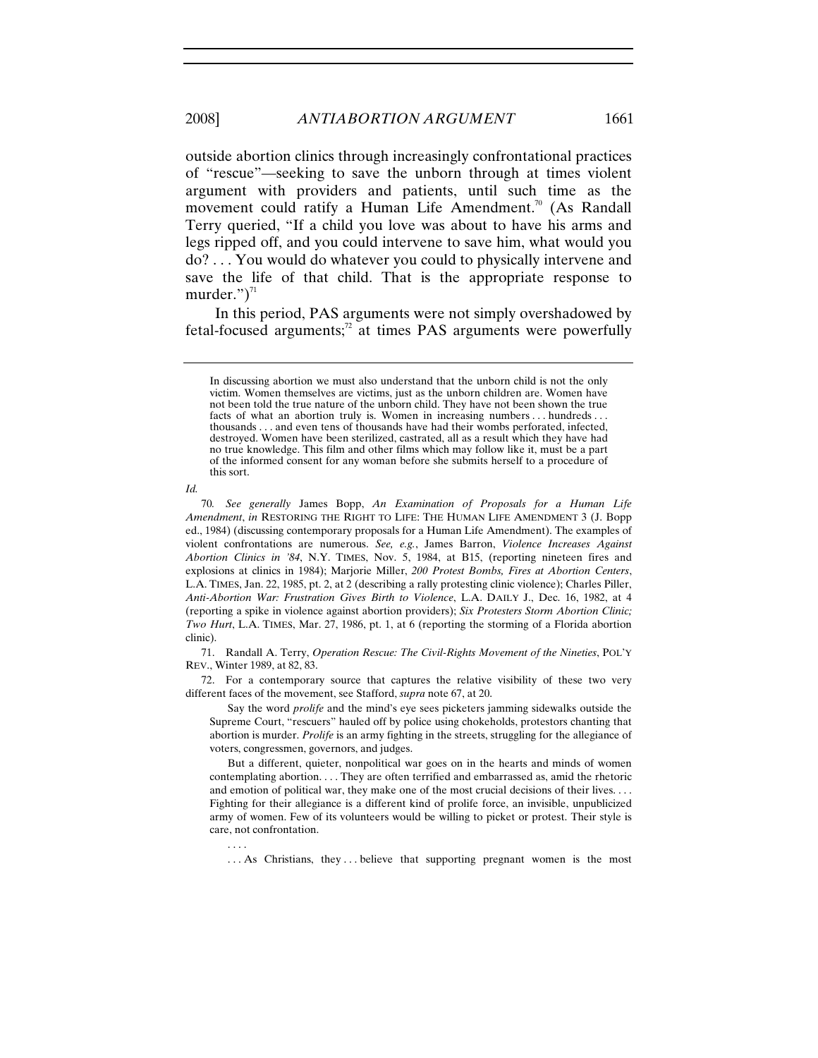outside abortion clinics through increasingly confrontational practices of "rescue"—seeking to save the unborn through at times violent argument with providers and patients, until such time as the movement could ratify a Human Life Amendment.[70] (As Randall Terry queried, "If a child you love was about to have his arms and legs ripped off, and you could intervene to save him, what would you do? . . . You would do whatever you could to physically intervene and save the life of that child. That is the appropriate response to murder.")[71]

In this period, PAS arguments were not simply overshadowed by fetal-focused arguments;[72] at times PAS arguments were powerfully

---

> In discussing abortion we must also understand that the unborn child is not the only victim. Women themselves are victims, just as the unborn children are. Women have not been told the true nature of the unborn child. They have not been shown the true facts of what an abortion truly is. Women in increasing numbers . . . hundreds . . . thousands . . . and even tens of thousands have had their wombs perforated, infected, destroyed. Women have been sterilized, castrated, all as a result which they have had no true knowledge. This film and other films which may follow like it, must be a part of the informed consent for any woman before she submits herself to a procedure of this sort.

*Id.*

70. *See generally* James Bopp, *An Examination of Proposals for a Human Life Amendment*, *in* RESTORING THE RIGHT TO LIFE: THE HUMAN LIFE AMENDMENT 3 (J. Bopp ed., 1984) (discussing contemporary proposals for a Human Life Amendment). The examples of violent confrontations are numerous. *See, e.g.*, James Barron, *Violence Increases Against Abortion Clinics in '84*, N.Y. TIMES, Nov. 5, 1984, at B15, (reporting nineteen fires and explosions at clinics in 1984); Marjorie Miller, *200 Protest Bombs, Fires at Abortion Centers*, L.A. TIMES, Jan. 22, 1985, pt. 2, at 2 (describing a rally protesting clinic violence); Charles Piller, *Anti-Abortion War: Frustration Gives Birth to Violence*, L.A. DAILY J., Dec. 16, 1982, at 4 (reporting a spike in violence against abortion providers); *Six Protesters Storm Abortion Clinic; Two Hurt*, L.A. TIMES, Mar. 27, 1986, pt. 1, at 6 (reporting the storming of a Florida abortion clinic).

71. Randall A. Terry, *Operation Rescue: The Civil-Rights Movement of the Nineties*, POL'Y REV., Winter 1989, at 82, 83.

72. For a contemporary source that captures the relative visibility of these two very different faces of the movement, see Stafford, *supra* note 67, at 20.

> Say the word *prolife* and the mind's eye sees picketers jamming sidewalks outside the Supreme Court, "rescuers" hauled off by police using chokeholds, protestors chanting that abortion is murder. *Prolife* is an army fighting in the streets, struggling for the allegiance of voters, congressmen, governors, and judges.
>
> But a different, quieter, nonpolitical war goes on in the hearts and minds of women contemplating abortion. . . . They are often terrified and embarrassed as, amid the rhetoric and emotion of political war, they make one of the most crucial decisions of their lives. . . . Fighting for their allegiance is a different kind of prolife force, an invisible, unpublicized army of women. Few of its volunteers would be willing to picket or protest. Their style is care, not confrontation.
>
> . . . .
>
> . . . As Christians, they . . . believe that supporting pregnant women is the most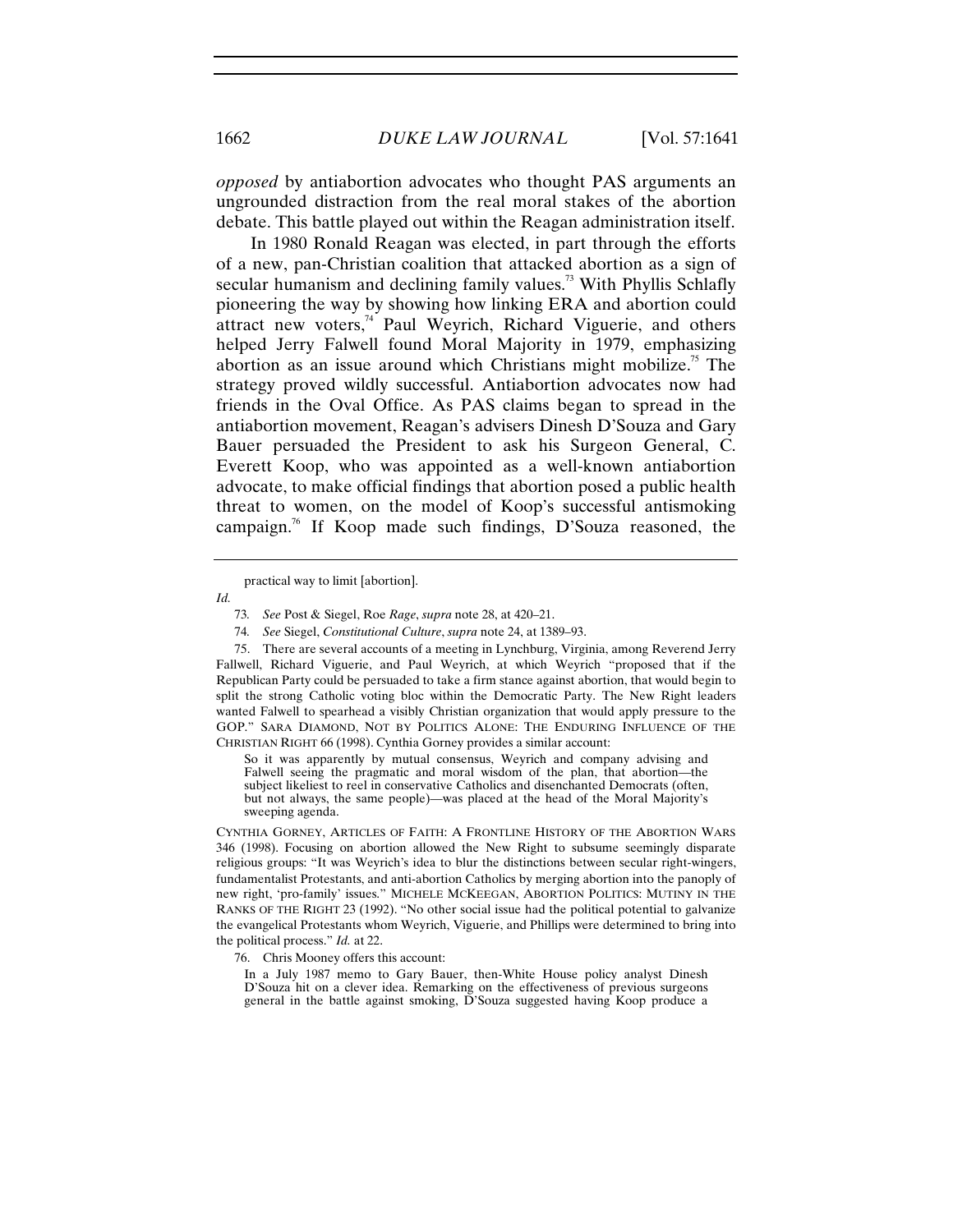*opposed* by antiabortion advocates who thought PAS arguments an ungrounded distraction from the real moral stakes of the abortion debate. This battle played out within the Reagan administration itself.

In 1980 Ronald Reagan was elected, in part through the efforts of a new, pan-Christian coalition that attacked abortion as a sign of secular humanism and declining family values.[73] With Phyllis Schlafly pioneering the way by showing how linking ERA and abortion could attract new voters,[74] Paul Weyrich, Richard Viguerie, and others helped Jerry Falwell found Moral Majority in 1979, emphasizing abortion as an issue around which Christians might mobilize.[75] The strategy proved wildly successful. Antiabortion advocates now had friends in the Oval Office. As PAS claims began to spread in the antiabortion movement, Reagan's advisers Dinesh D'Souza and Gary Bauer persuaded the President to ask his Surgeon General, C. Everett Koop, who was appointed as a well-known antiabortion advocate, to make official findings that abortion posed a public health threat to women, on the model of Koop's successful antismoking campaign.[76] If Koop made such findings, D'Souza reasoned, the

---

practical way to limit [abortion].

*Id.*

73. *See* Post & Siegel, Roe *Rage*, *supra* note 28, at 420–21.

74. *See* Siegel, *Constitutional Culture*, *supra* note 24, at 1389–93.

75. There are several accounts of a meeting in Lynchburg, Virginia, among Reverend Jerry Fallwell, Richard Viguerie, and Paul Weyrich, at which Weyrich "proposed that if the Republican Party could be persuaded to take a firm stance against abortion, that would begin to split the strong Catholic voting bloc within the Democratic Party. The New Right leaders wanted Falwell to spearhead a visibly Christian organization that would apply pressure to the GOP." SARA DIAMOND, NOT BY POLITICS ALONE: THE ENDURING INFLUENCE OF THE CHRISTIAN RIGHT 66 (1998). Cynthia Gorney provides a similar account:

> So it was apparently by mutual consensus, Weyrich and company advising and Falwell seeing the pragmatic and moral wisdom of the plan, that abortion—the subject likeliest to reel in conservative Catholics and disenchanted Democrats (often, but not always, the same people)—was placed at the head of the Moral Majority's sweeping agenda.

CYNTHIA GORNEY, ARTICLES OF FAITH: A FRONTLINE HISTORY OF THE ABORTION WARS 346 (1998). Focusing on abortion allowed the New Right to subsume seemingly disparate religious groups: "It was Weyrich's idea to blur the distinctions between secular right-wingers, fundamentalist Protestants, and anti-abortion Catholics by merging abortion into the panoply of new right, 'pro-family' issues." MICHELE MCKEEGAN, ABORTION POLITICS: MUTINY IN THE RANKS OF THE RIGHT 23 (1992). "No other social issue had the political potential to galvanize the evangelical Protestants whom Weyrich, Viguerie, and Phillips were determined to bring into the political process." *Id.* at 22.

76. Chris Mooney offers this account:

> In a July 1987 memo to Gary Bauer, then-White House policy analyst Dinesh D'Souza hit on a clever idea. Remarking on the effectiveness of previous surgeons general in the battle against smoking, D'Souza suggested having Koop produce a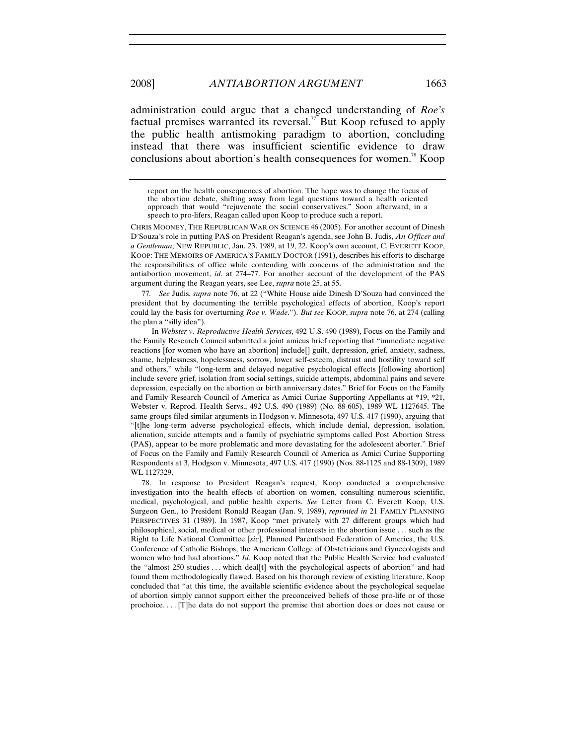administration could argue that a changed understanding of *Roe's* factual premises warranted its reversal.[77] But Koop refused to apply the public health antismoking paradigm to abortion, concluding instead that there was insufficient scientific evidence to draw conclusions about abortion's health consequences for women.[78] Koop

---

report on the health consequences of abortion. The hope was to change the focus of the abortion debate, shifting away from legal questions toward a health oriented approach that would "rejuvenate the social conservatives." Soon afterward, in a speech to pro-lifers, Reagan called upon Koop to produce such a report.

CHRIS MOONEY, THE REPUBLICAN WAR ON SCIENCE 46 (2005). For another account of Dinesh D'Souza's role in putting PAS on President Reagan's agenda, see John B. Judis, *An Officer and a Gentleman*, NEW REPUBLIC, Jan. 23. 1989, at 19, 22. Koop's own account, C. EVERETT KOOP, KOOP: THE MEMOIRS OF AMERICA'S FAMILY DOCTOR (1991), describes his efforts to discharge the responsibilities of office while contending with concerns of the administration and the antiabortion movement, *id.* at 274–77. For another account of the development of the PAS argument during the Reagan years, see Lee, *supra* note 25, at 55.

77. *See* Judis, *supra* note 76, at 22 ("White House aide Dinesh D'Souza had convinced the president that by documenting the terrible psychological effects of abortion, Koop's report could lay the basis for overturning *Roe v. Wade*."). *But see* KOOP, *supra* note 76, at 274 (calling the plan a "silly idea").

In *Webster v. Reproductive Health Services*, 492 U.S. 490 (1989), Focus on the Family and the Family Research Council submitted a joint amicus brief reporting that "immediate negative reactions [for women who have an abortion] include[] guilt, depression, grief, anxiety, sadness, shame, helplessness, hopelessness, sorrow, lower self-esteem, distrust and hostility toward self and others," while "long-term and delayed negative psychological effects [following abortion] include severe grief, isolation from social settings, suicide attempts, abdominal pains and severe depression, especially on the abortion or birth anniversary dates." Brief for Focus on the Family and Family Research Council of America as Amici Curiae Supporting Appellants at *19, *21, Webster v. Reprod. Health Servs., 492 U.S. 490 (1989) (No. 88-605), 1989 WL 1127645. The same groups filed similar arguments in Hodgson v. Minnesota, 497 U.S. 417 (1990), arguing that "[t]he long-term adverse psychological effects, which include denial, depression, isolation, alienation, suicide attempts and a family of psychiatric symptoms called Post Abortion Stress (PAS), appear to be more problematic and more devastating for the adolescent aborter." Brief of Focus on the Family and Family Research Council of America as Amici Curiae Supporting Respondents at 3, Hodgson v. Minnesota, 497 U.S. 417 (1990) (Nos. 88-1125 and 88-1309), 1989 WL 1127329.

78. In response to President Reagan's request, Koop conducted a comprehensive investigation into the health effects of abortion on women, consulting numerous scientific, medical, psychological, and public health experts. *See* Letter from C. Everett Koop, U.S. Surgeon Gen., to President Ronald Reagan (Jan. 9, 1989), *reprinted in* 21 FAMILY PLANNING PERSPECTIVES 31 (1989). In 1987, Koop "met privately with 27 different groups which had philosophical, social, medical or other professional interests in the abortion issue . . . such as the Right to Life National Committee [*sic*], Planned Parenthood Federation of America, the U.S. Conference of Catholic Bishops, the American College of Obstetricians and Gynecologists and women who had had abortions." *Id.* Koop noted that the Public Health Service had evaluated the "almost 250 studies . . . which deal[t] with the psychological aspects of abortion" and had found them methodologically flawed. Based on his thorough review of existing literature, Koop concluded that "at this time, the available scientific evidence about the psychological sequelae of abortion simply cannot support either the preconceived beliefs of those pro-life or of those prochoice. . . . [T]he data do not support the premise that abortion does or does not cause or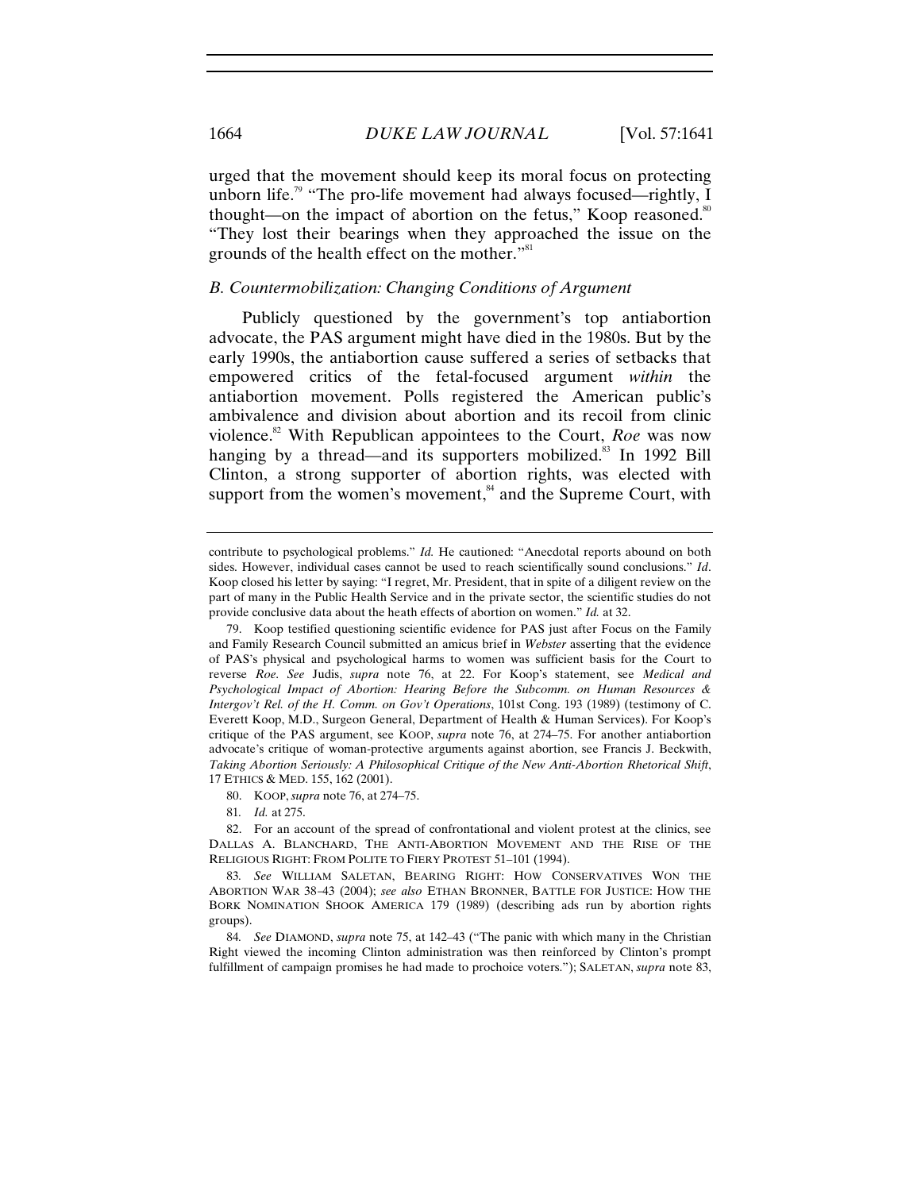urged that the movement should keep its moral focus on protecting unborn life.[79] "The pro-life movement had always focused—rightly, I thought—on the impact of abortion on the fetus," Koop reasoned.[80] "They lost their bearings when they approached the issue on the grounds of the health effect on the mother."[81]

### *B. Countermobilization: Changing Conditions of Argument*

Publicly questioned by the government's top antiabortion advocate, the PAS argument might have died in the 1980s. But by the early 1990s, the antiabortion cause suffered a series of setbacks that empowered critics of the fetal-focused argument *within* the antiabortion movement. Polls registered the American public's ambivalence and division about abortion and its recoil from clinic violence.[82] With Republican appointees to the Court, *Roe* was now hanging by a thread—and its supporters mobilized.[83] In 1992 Bill Clinton, a strong supporter of abortion rights, was elected with support from the women's movement,[84] and the Supreme Court, with

---

contribute to psychological problems." *Id.* He cautioned: "Anecdotal reports abound on both sides. However, individual cases cannot be used to reach scientifically sound conclusions." *Id*. Koop closed his letter by saying: "I regret, Mr. President, that in spite of a diligent review on the part of many in the Public Health Service and in the private sector, the scientific studies do not provide conclusive data about the heath effects of abortion on women." *Id.* at 32.

79. Koop testified questioning scientific evidence for PAS just after Focus on the Family and Family Research Council submitted an amicus brief in *Webster* asserting that the evidence of PAS's physical and psychological harms to women was sufficient basis for the Court to reverse *Roe*. *See* Judis, *supra* note 76, at 22. For Koop's statement, see *Medical and Psychological Impact of Abortion: Hearing Before the Subcomm. on Human Resources & Intergov't Rel. of the H. Comm. on Gov't Operations*, 101st Cong. 193 (1989) (testimony of C. Everett Koop, M.D., Surgeon General, Department of Health & Human Services). For Koop's critique of the PAS argument, see KOOP, *supra* note 76, at 274–75. For another antiabortion advocate's critique of woman-protective arguments against abortion, see Francis J. Beckwith, *Taking Abortion Seriously: A Philosophical Critique of the New Anti-Abortion Rhetorical Shift*, 17 ETHICS & MED. 155, 162 (2001).

80. KOOP, *supra* note 76, at 274–75.

81. *Id.* at 275.

82. For an account of the spread of confrontational and violent protest at the clinics, see DALLAS A. BLANCHARD, THE ANTI-ABORTION MOVEMENT AND THE RISE OF THE RELIGIOUS RIGHT: FROM POLITE TO FIERY PROTEST 51–101 (1994).

83. *See* WILLIAM SALETAN, BEARING RIGHT: HOW CONSERVATIVES WON THE ABORTION WAR 38–43 (2004); *see also* ETHAN BRONNER, BATTLE FOR JUSTICE: HOW THE BORK NOMINATION SHOOK AMERICA 179 (1989) (describing ads run by abortion rights groups).

84. *See* DIAMOND, *supra* note 75, at 142–43 ("The panic with which many in the Christian Right viewed the incoming Clinton administration was then reinforced by Clinton's prompt fulfillment of campaign promises he had made to prochoice voters."); SALETAN, *supra* note 83,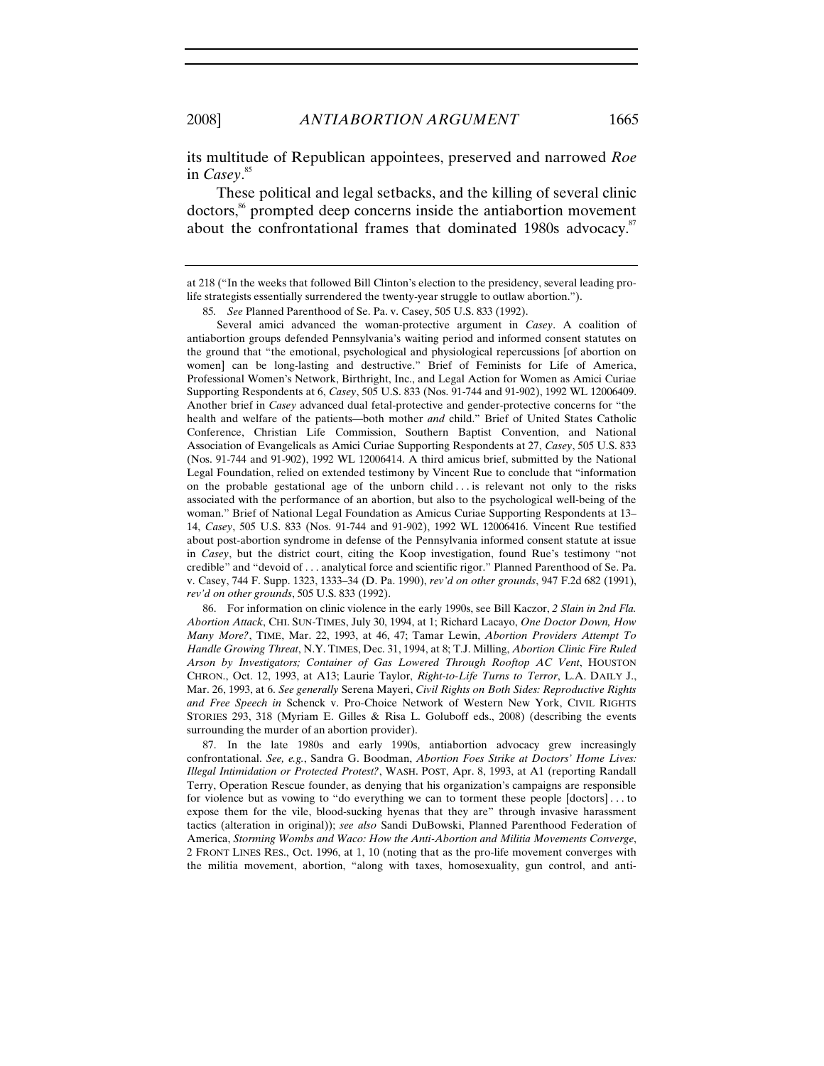its multitude of Republican appointees, preserved and narrowed *Roe* in *Casey*.[85]

These political and legal setbacks, and the killing of several clinic doctors,[86] prompted deep concerns inside the antiabortion movement about the confrontational frames that dominated 1980s advocacy.[87]

---

at 218 ("In the weeks that followed Bill Clinton's election to the presidency, several leading pro-life strategists essentially surrendered the twenty-year struggle to outlaw abortion.").

85. *See* Planned Parenthood of Se. Pa. v. Casey, 505 U.S. 833 (1992).

Several amici advanced the woman-protective argument in *Casey*. A coalition of antiabortion groups defended Pennsylvania's waiting period and informed consent statutes on the ground that "the emotional, psychological and physiological repercussions [of abortion on women] can be long-lasting and destructive." Brief of Feminists for Life of America, Professional Women's Network, Birthright, Inc., and Legal Action for Women as Amici Curiae Supporting Respondents at 6, *Casey*, 505 U.S. 833 (Nos. 91-744 and 91-902), 1992 WL 12006409. Another brief in *Casey* advanced dual fetal-protective and gender-protective concerns for "the health and welfare of the patients—both mother *and* child." Brief of United States Catholic Conference, Christian Life Commission, Southern Baptist Convention, and National Association of Evangelicals as Amici Curiae Supporting Respondents at 27, *Casey*, 505 U.S. 833 (Nos. 91-744 and 91-902), 1992 WL 12006414. A third amicus brief, submitted by the National Legal Foundation, relied on extended testimony by Vincent Rue to conclude that "information on the probable gestational age of the unborn child . . . is relevant not only to the risks associated with the performance of an abortion, but also to the psychological well-being of the woman." Brief of National Legal Foundation as Amicus Curiae Supporting Respondents at 13–14, *Casey*, 505 U.S. 833 (Nos. 91-744 and 91-902), 1992 WL 12006416. Vincent Rue testified about post-abortion syndrome in defense of the Pennsylvania informed consent statute at issue in *Casey*, but the district court, citing the Koop investigation, found Rue's testimony "not credible" and "devoid of . . . analytical force and scientific rigor." Planned Parenthood of Se. Pa. v. Casey, 744 F. Supp. 1323, 1333–34 (D. Pa. 1990), *rev'd on other grounds*, 947 F.2d 682 (1991), *rev'd on other grounds*, 505 U.S. 833 (1992).

86. For information on clinic violence in the early 1990s, see Bill Kaczor, *2 Slain in 2nd Fla. Abortion Attack*, CHI. SUN-TIMES, July 30, 1994, at 1; Richard Lacayo, *One Doctor Down, How Many More?*, TIME, Mar. 22, 1993, at 46, 47; Tamar Lewin, *Abortion Providers Attempt To Handle Growing Threat*, N.Y. TIMES, Dec. 31, 1994, at 8; T.J. Milling, *Abortion Clinic Fire Ruled Arson by Investigators; Container of Gas Lowered Through Rooftop AC Vent*, HOUSTON CHRON., Oct. 12, 1993, at A13; Laurie Taylor, *Right-to-Life Turns to Terror*, L.A. DAILY J., Mar. 26, 1993, at 6. *See generally* Serena Mayeri, *Civil Rights on Both Sides: Reproductive Rights and Free Speech in* Schenck v. Pro-Choice Network of Western New York, CIVIL RIGHTS STORIES 293, 318 (Myriam E. Gilles & Risa L. Goluboff eds., 2008) (describing the events surrounding the murder of an abortion provider).

87. In the late 1980s and early 1990s, antiabortion advocacy grew increasingly confrontational. *See, e.g.*, Sandra G. Boodman, *Abortion Foes Strike at Doctors' Home Lives: Illegal Intimidation or Protected Protest?*, WASH. POST, Apr. 8, 1993, at A1 (reporting Randall Terry, Operation Rescue founder, as denying that his organization's campaigns are responsible for violence but as vowing to "do everything we can to torment these people [doctors] . . . to expose them for the vile, blood-sucking hyenas that they are" through invasive harassment tactics (alteration in original)); *see also* Sandi DuBowski, Planned Parenthood Federation of America, *Storming Wombs and Waco: How the Anti-Abortion and Militia Movements Converge*, 2 FRONT LINES RES., Oct. 1996, at 1, 10 (noting that as the pro-life movement converges with the militia movement, abortion, "along with taxes, homosexuality, gun control, and anti-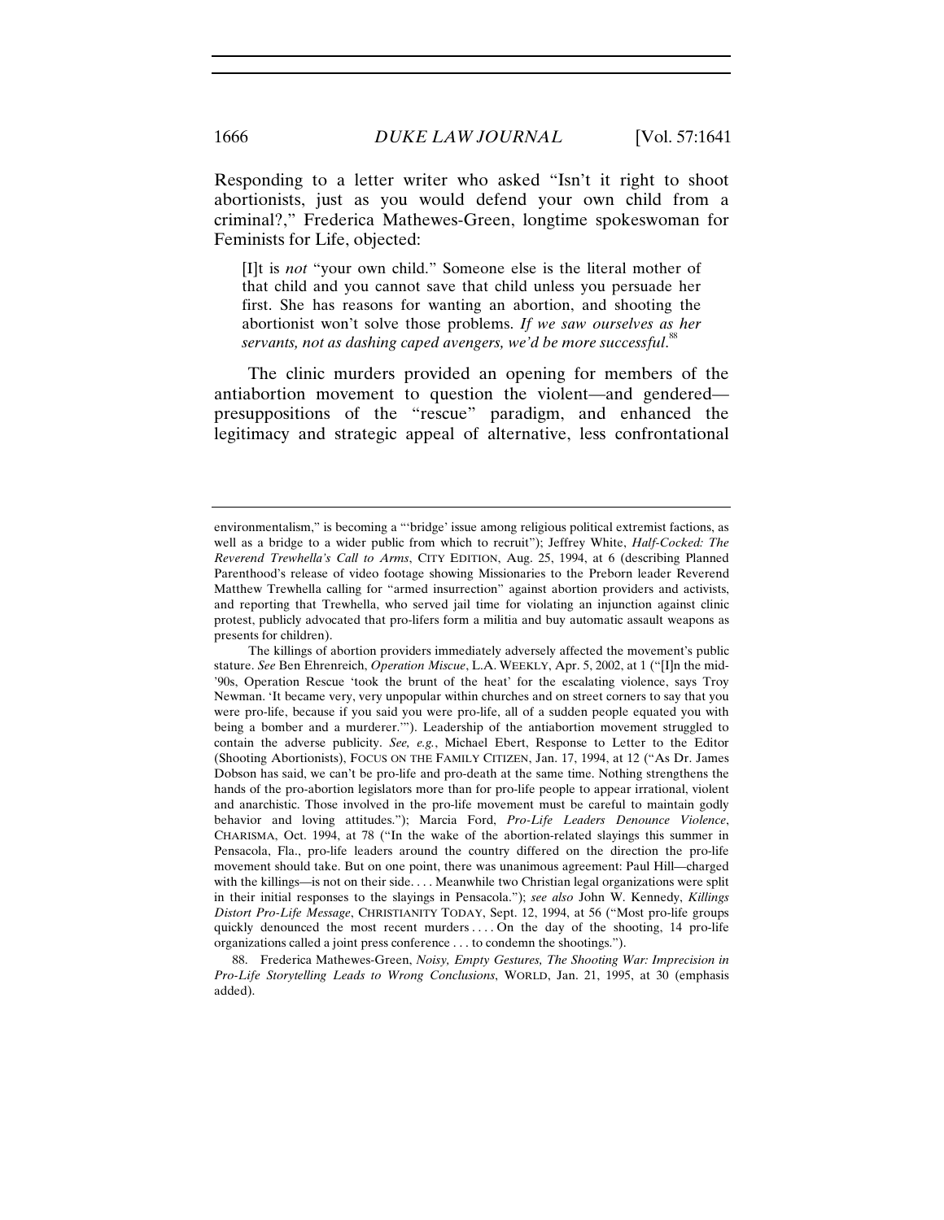Responding to a letter writer who asked "Isn't it right to shoot abortionists, just as you would defend your own child from a criminal?," Frederica Mathewes-Green, longtime spokeswoman for Feminists for Life, objected:

> [I]t is *not* "your own child." Someone else is the literal mother of that child and you cannot save that child unless you persuade her first. She has reasons for wanting an abortion, and shooting the abortionist won't solve those problems. *If we saw ourselves as her servants, not as dashing caped avengers, we'd be more successful*.[88]

The clinic murders provided an opening for members of the antiabortion movement to question the violent—and gendered—presuppositions of the "rescue" paradigm, and enhanced the legitimacy and strategic appeal of alternative, less confrontational

---

environmentalism," is becoming a "'bridge' issue among religious political extremist factions, as well as a bridge to a wider public from which to recruit"); Jeffrey White, *Half-Cocked: The Reverend Trewhella's Call to Arms*, CITY EDITION, Aug. 25, 1994, at 6 (describing Planned Parenthood's release of video footage showing Missionaries to the Preborn leader Reverend Matthew Trewhella calling for "armed insurrection" against abortion providers and activists, and reporting that Trewhella, who served jail time for violating an injunction against clinic protest, publicly advocated that pro-lifers form a militia and buy automatic assault weapons as presents for children).

The killings of abortion providers immediately adversely affected the movement's public stature. *See* Ben Ehrenreich, *Operation Miscue*, L.A. WEEKLY, Apr. 5, 2002, at 1 ("[I]n the mid-'90s, Operation Rescue 'took the brunt of the heat' for the escalating violence, says Troy Newman. 'It became very, very unpopular within churches and on street corners to say that you were pro-life, because if you said you were pro-life, all of a sudden people equated you with being a bomber and a murderer.'"). Leadership of the antiabortion movement struggled to contain the adverse publicity. *See, e.g.*, Michael Ebert, Response to Letter to the Editor (Shooting Abortionists), FOCUS ON THE FAMILY CITIZEN, Jan. 17, 1994, at 12 ("As Dr. James Dobson has said, we can't be pro-life and pro-death at the same time. Nothing strengthens the hands of the pro-abortion legislators more than for pro-life people to appear irrational, violent and anarchistic. Those involved in the pro-life movement must be careful to maintain godly behavior and loving attitudes."); Marcia Ford, *Pro-Life Leaders Denounce Violence*, CHARISMA, Oct. 1994, at 78 ("In the wake of the abortion-related slayings this summer in Pensacola, Fla., pro-life leaders around the country differed on the direction the pro-life movement should take. But on one point, there was unanimous agreement: Paul Hill—charged with the killings—is not on their side. . . . Meanwhile two Christian legal organizations were split in their initial responses to the slayings in Pensacola."); *see also* John W. Kennedy, *Killings Distort Pro-Life Message*, CHRISTIANITY TODAY, Sept. 12, 1994, at 56 ("Most pro-life groups quickly denounced the most recent murders . . . . On the day of the shooting, 14 pro-life organizations called a joint press conference . . . to condemn the shootings.").

88. Frederica Mathewes-Green, *Noisy, Empty Gestures, The Shooting War: Imprecision in Pro-Life Storytelling Leads to Wrong Conclusions*, WORLD, Jan. 21, 1995, at 30 (emphasis added).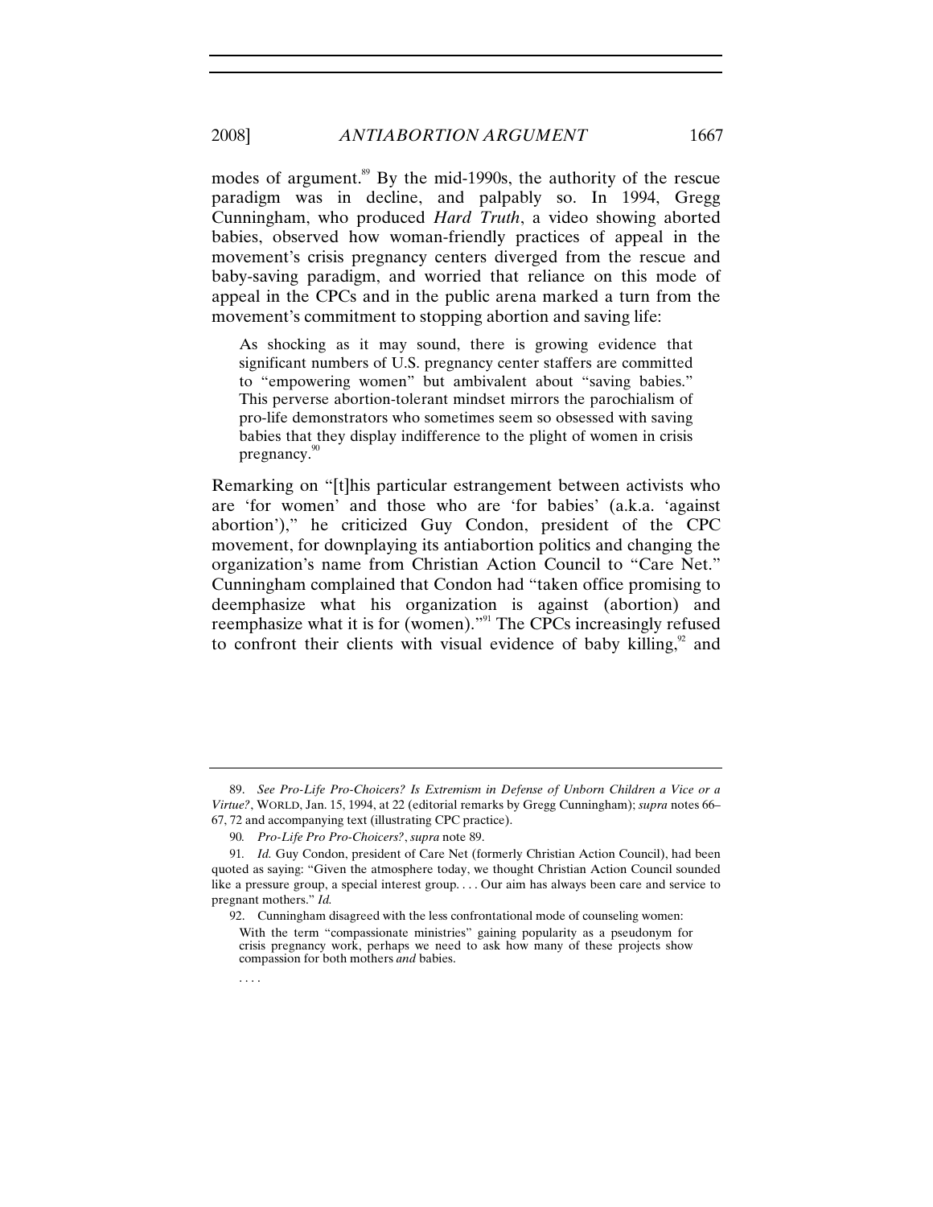modes of argument.[89] By the mid-1990s, the authority of the rescue paradigm was in decline, and palpably so. In 1994, Gregg Cunningham, who produced *Hard Truth*, a video showing aborted babies, observed how woman-friendly practices of appeal in the movement's crisis pregnancy centers diverged from the rescue and baby-saving paradigm, and worried that reliance on this mode of appeal in the CPCs and in the public arena marked a turn from the movement's commitment to stopping abortion and saving life:

> As shocking as it may sound, there is growing evidence that significant numbers of U.S. pregnancy center staffers are committed to "empowering women" but ambivalent about "saving babies." This perverse abortion-tolerant mindset mirrors the parochialism of pro-life demonstrators who sometimes seem so obsessed with saving babies that they display indifference to the plight of women in crisis pregnancy.[90]

Remarking on "[t]his particular estrangement between activists who are 'for women' and those who are 'for babies' (a.k.a. 'against abortion')," he criticized Guy Condon, president of the CPC movement, for downplaying its antiabortion politics and changing the organization's name from Christian Action Council to "Care Net." Cunningham complained that Condon had "taken office promising to deemphasize what his organization is against (abortion) and reemphasize what it is for (women)."[91] The CPCs increasingly refused to confront their clients with visual evidence of baby killing,[92] and

---

89. *See Pro-Life Pro-Choicers? Is Extremism in Defense of Unborn Children a Vice or a Virtue?*, WORLD, Jan. 15, 1994, at 22 (editorial remarks by Gregg Cunningham); *supra* notes 66–67, 72 and accompanying text (illustrating CPC practice).

90. *Pro-Life Pro Pro-Choicers?*, *supra* note 89.

91. *Id.* Guy Condon, president of Care Net (formerly Christian Action Council), had been quoted as saying: "Given the atmosphere today, we thought Christian Action Council sounded like a pressure group, a special interest group. . . . Our aim has always been care and service to pregnant mothers." *Id.*

92. Cunningham disagreed with the less confrontational mode of counseling women:

> With the term "compassionate ministries" gaining popularity as a pseudonym for crisis pregnancy work, perhaps we need to ask how many of these projects show compassion for both mothers *and* babies.
>
> . . . .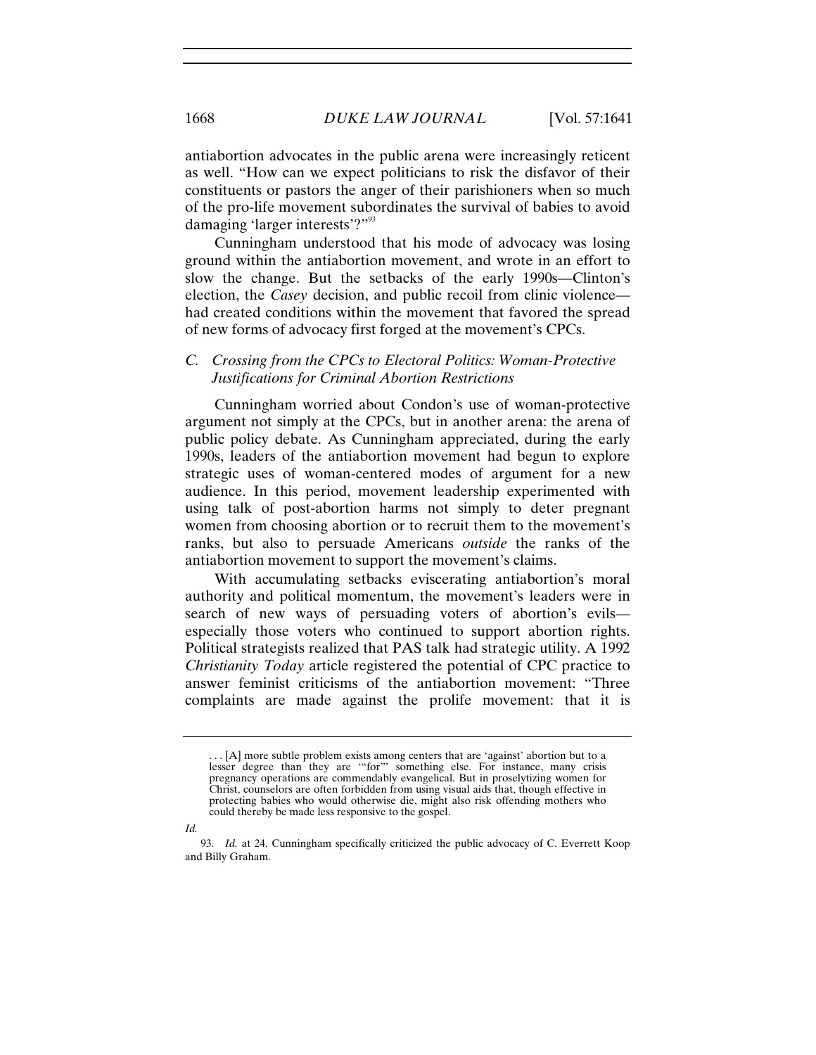antiabortion advocates in the public arena were increasingly reticent as well. "How can we expect politicians to risk the disfavor of their constituents or pastors the anger of their parishioners when so much of the pro-life movement subordinates the survival of babies to avoid damaging 'larger interests'?"[93]

Cunningham understood that his mode of advocacy was losing ground within the antiabortion movement, and wrote in an effort to slow the change. But the setbacks of the early 1990s—Clinton's election, the *Casey* decision, and public recoil from clinic violence—had created conditions within the movement that favored the spread of new forms of advocacy first forged at the movement's CPCs.

### C. Crossing from the CPCs to Electoral Politics: Woman-Protective Justifications for Criminal Abortion Restrictions

Cunningham worried about Condon's use of woman-protective argument not simply at the CPCs, but in another arena: the arena of public policy debate. As Cunningham appreciated, during the early 1990s, leaders of the antiabortion movement had begun to explore strategic uses of woman-centered modes of argument for a new audience. In this period, movement leadership experimented with using talk of post-abortion harms not simply to deter pregnant women from choosing abortion or to recruit them to the movement's ranks, but also to persuade Americans *outside* the ranks of the antiabortion movement to support the movement's claims.

With accumulating setbacks eviscerating antiabortion's moral authority and political momentum, the movement's leaders were in search of new ways of persuading voters of abortion's evils—especially those voters who continued to support abortion rights. Political strategists realized that PAS talk had strategic utility. A 1992 *Christianity Today* article registered the potential of CPC practice to answer feminist criticisms of the antiabortion movement: "Three complaints are made against the prolife movement: that it is

. . . [A] more subtle problem exists among centers that are 'against' abortion but to a lesser degree than they are '"for"' something else. For instance, many crisis pregnancy operations are commendably evangelical. But in proselytizing women for Christ, counselors are often forbidden from using visual aids that, though effective in protecting babies who would otherwise die, might also risk offending mothers who could thereby be made less responsive to the gospel.

*Id.*

93. *Id.* at 24. Cunningham specifically criticized the public advocacy of C. Everrett Koop and Billy Graham.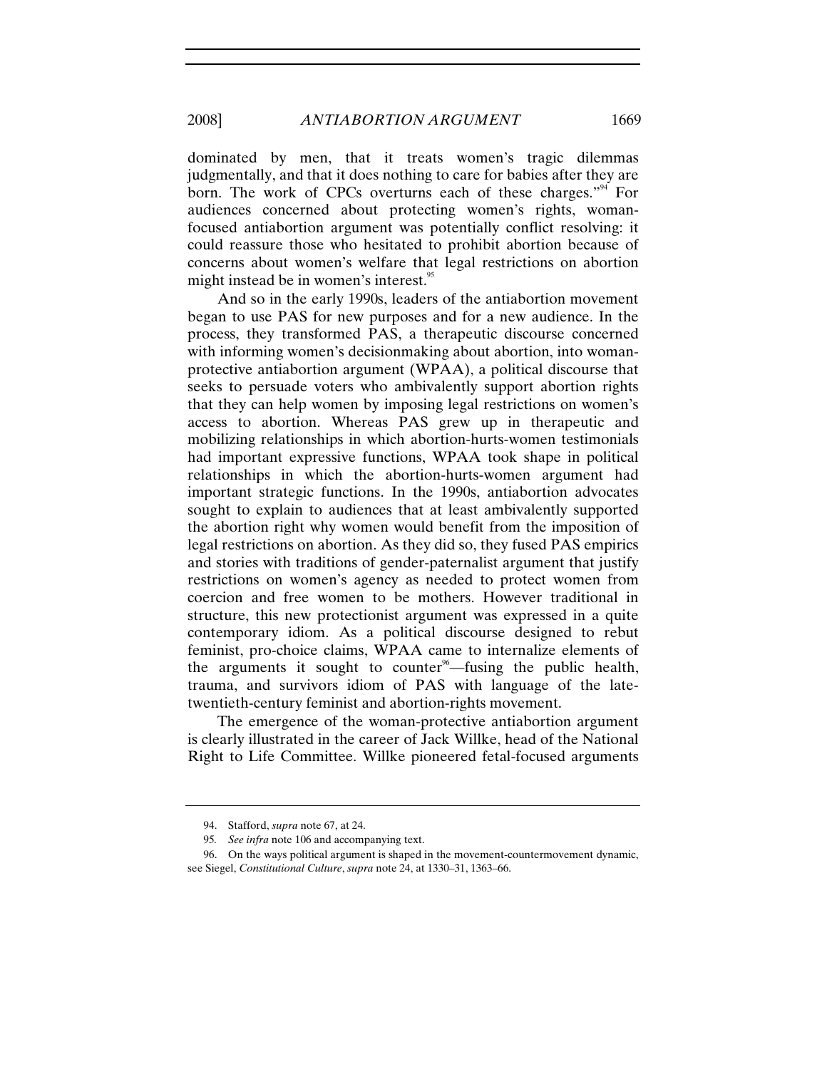dominated by men, that it treats women's tragic dilemmas judgmentally, and that it does nothing to care for babies after they are born. The work of CPCs overturns each of these charges."[94] For audiences concerned about protecting women's rights, woman-focused antiabortion argument was potentially conflict resolving: it could reassure those who hesitated to prohibit abortion because of concerns about women's welfare that legal restrictions on abortion might instead be in women's interest.[95]

And so in the early 1990s, leaders of the antiabortion movement began to use PAS for new purposes and for a new audience. In the process, they transformed PAS, a therapeutic discourse concerned with informing women's decisionmaking about abortion, into woman-protective antiabortion argument (WPAA), a political discourse that seeks to persuade voters who ambivalently support abortion rights that they can help women by imposing legal restrictions on women's access to abortion. Whereas PAS grew up in therapeutic and mobilizing relationships in which abortion-hurts-women testimonials had important expressive functions, WPAA took shape in political relationships in which the abortion-hurts-women argument had important strategic functions. In the 1990s, antiabortion advocates sought to explain to audiences that at least ambivalently supported the abortion right why women would benefit from the imposition of legal restrictions on abortion. As they did so, they fused PAS empirics and stories with traditions of gender-paternalist argument that justify restrictions on women's agency as needed to protect women from coercion and free women to be mothers. However traditional in structure, this new protectionist argument was expressed in a quite contemporary idiom. As a political discourse designed to rebut feminist, pro-choice claims, WPAA came to internalize elements of the arguments it sought to counter[96]—fusing the public health, trauma, and survivors idiom of PAS with language of the late-twentieth-century feminist and abortion-rights movement.

The emergence of the woman-protective antiabortion argument is clearly illustrated in the career of Jack Willke, head of the National Right to Life Committee. Willke pioneered fetal-focused arguments

---

94. Stafford, *supra* note 67, at 24.

95. *See infra* note 106 and accompanying text.

96. On the ways political argument is shaped in the movement-countermovement dynamic, see Siegel, *Constitutional Culture*, *supra* note 24, at 1330–31, 1363–66.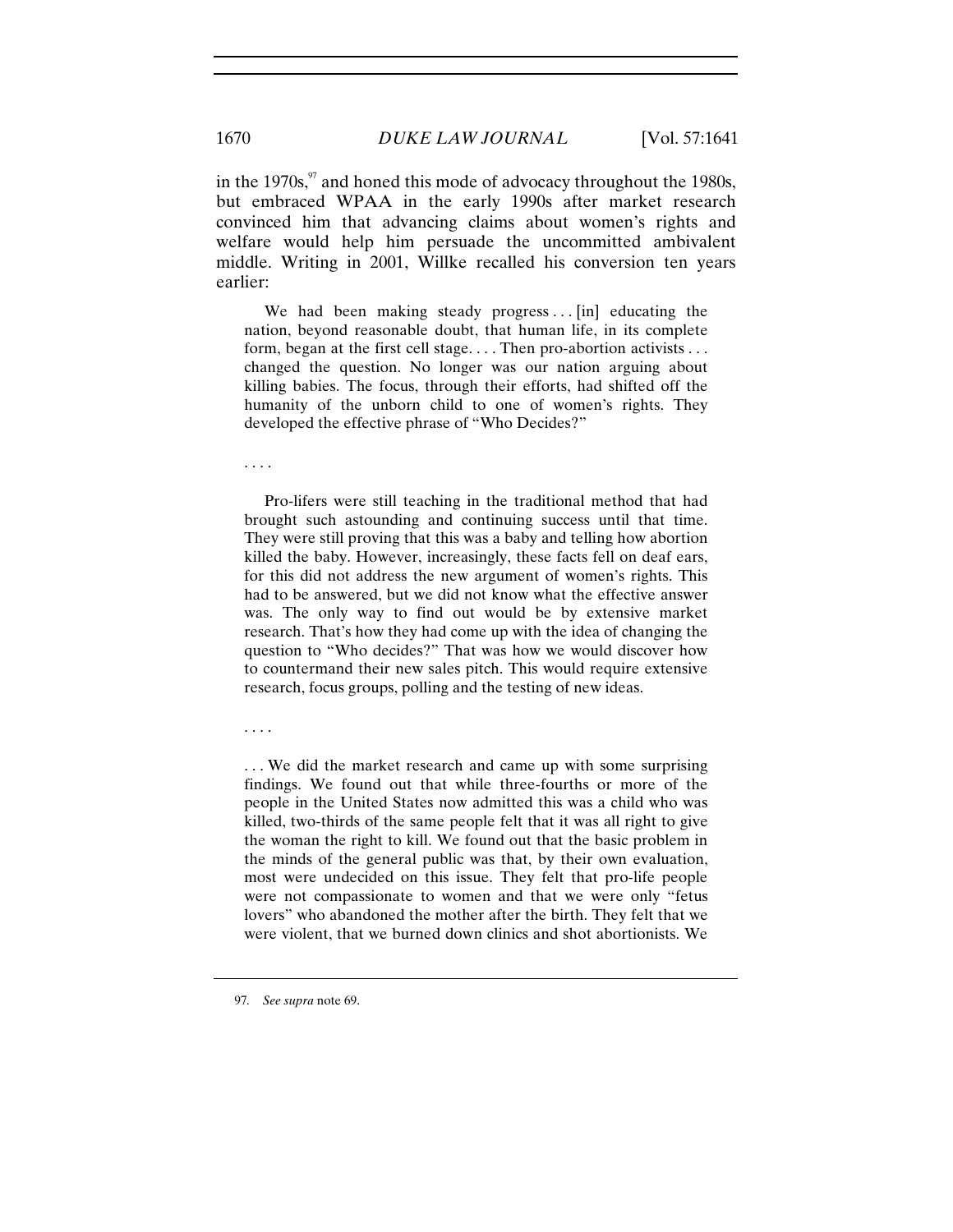in the 1970s,[97] and honed this mode of advocacy throughout the 1980s, but embraced WPAA in the early 1990s after market research convinced him that advancing claims about women's rights and welfare would help him persuade the uncommitted ambivalent middle. Writing in 2001, Willke recalled his conversion ten years earlier:

> We had been making steady progress . . . [in] educating the nation, beyond reasonable doubt, that human life, in its complete form, began at the first cell stage. . . . Then pro-abortion activists . . . changed the question. No longer was our nation arguing about killing babies. The focus, through their efforts, had shifted off the humanity of the unborn child to one of women's rights. They developed the effective phrase of "Who Decides?"
>
> . . . .
>
> Pro-lifers were still teaching in the traditional method that had brought such astounding and continuing success until that time. They were still proving that this was a baby and telling how abortion killed the baby. However, increasingly, these facts fell on deaf ears, for this did not address the new argument of women's rights. This had to be answered, but we did not know what the effective answer was. The only way to find out would be by extensive market research. That's how they had come up with the idea of changing the question to "Who decides?" That was how we would discover how to countermand their new sales pitch. This would require extensive research, focus groups, polling and the testing of new ideas.
>
> . . . .
>
> . . . We did the market research and came up with some surprising findings. We found out that while three-fourths or more of the people in the United States now admitted this was a child who was killed, two-thirds of the same people felt that it was all right to give the woman the right to kill. We found out that the basic problem in the minds of the general public was that, by their own evaluation, most were undecided on this issue. They felt that pro-life people were not compassionate to women and that we were only "fetus lovers" who abandoned the mother after the birth. They felt that we were violent, that we burned down clinics and shot abortionists. We

97. *See supra* note 69.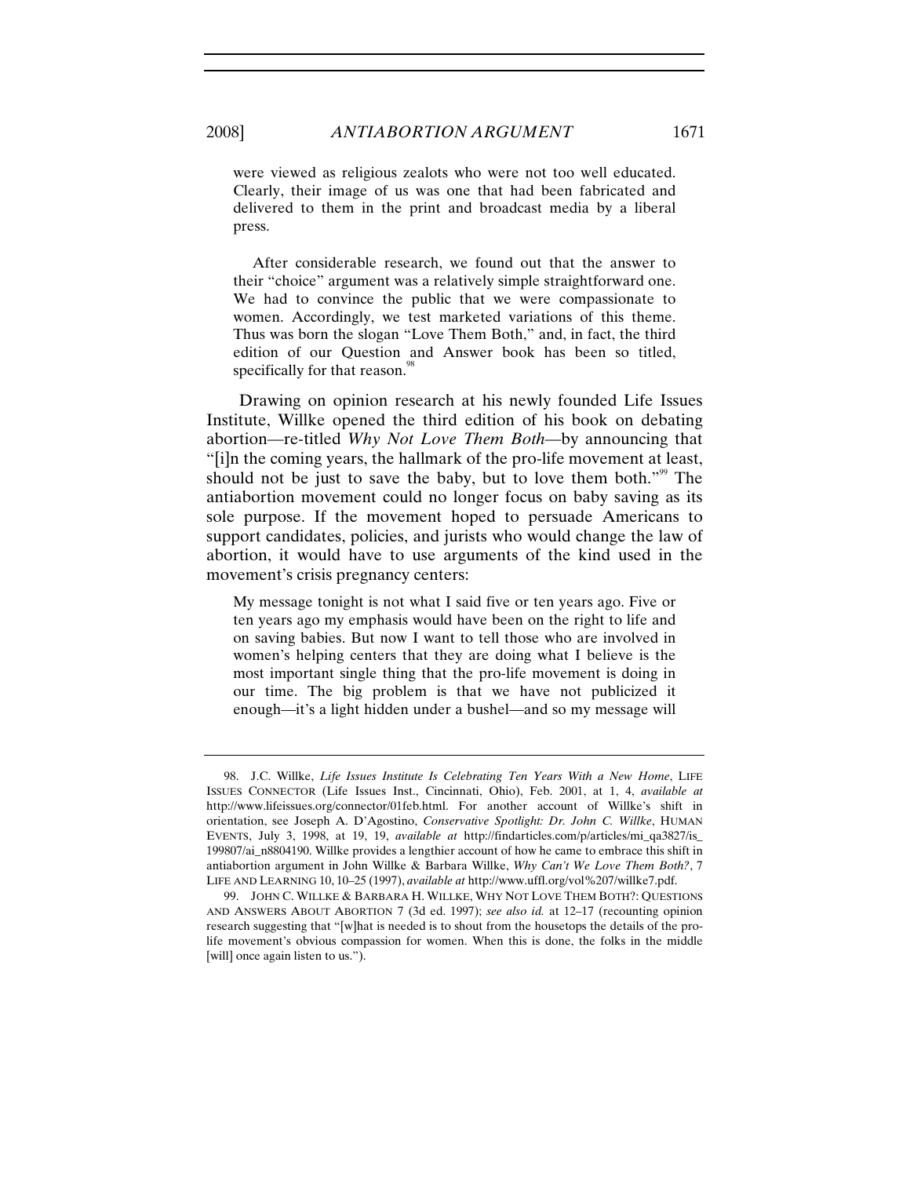> were viewed as religious zealots who were not too well educated. Clearly, their image of us was one that had been fabricated and delivered to them in the print and broadcast media by a liberal press.
>
> After considerable research, we found out that the answer to their "choice" argument was a relatively simple straightforward one. We had to convince the public that we were compassionate to women. Accordingly, we test marketed variations of this theme. Thus was born the slogan "Love Them Both," and, in fact, the third edition of our Question and Answer book has been so titled, specifically for that reason.[98]

Drawing on opinion research at his newly founded Life Issues Institute, Willke opened the third edition of his book on debating abortion—re-titled *Why Not Love Them Both*—by announcing that "[i]n the coming years, the hallmark of the pro-life movement at least, should not be just to save the baby, but to love them both."[99] The antiabortion movement could no longer focus on baby saving as its sole purpose. If the movement hoped to persuade Americans to support candidates, policies, and jurists who would change the law of abortion, it would have to use arguments of the kind used in the movement's crisis pregnancy centers:

> My message tonight is not what I said five or ten years ago. Five or ten years ago my emphasis would have been on the right to life and on saving babies. But now I want to tell those who are involved in women's helping centers that they are doing what I believe is the most important single thing that the pro-life movement is doing in our time. The big problem is that we have not publicized it enough—it's a light hidden under a bushel—and so my message will

---

98. J.C. Willke, *Life Issues Institute Is Celebrating Ten Years With a New Home*, LIFE ISSUES CONNECTOR (Life Issues Inst., Cincinnati, Ohio), Feb. 2001, at 1, 4, *available at* http://www.lifeissues.org/connector/01feb.html. For another account of Willke's shift in orientation, see Joseph A. D'Agostino, *Conservative Spotlight: Dr. John C. Willke*, HUMAN EVENTS, July 3, 1998, at 19, 19, *available at* http://findarticles.com/p/articles/mi_qa3827/is_199807/ai_n8804190. Willke provides a lengthier account of how he came to embrace this shift in antiabortion argument in John Willke & Barbara Willke, *Why Can't We Love Them Both?*, 7 LIFE AND LEARNING 10, 10–25 (1997), *available at* http://www.uffl.org/vol%207/willke7.pdf.

99. JOHN C. WILLKE & BARBARA H. WILLKE, WHY NOT LOVE THEM BOTH?: QUESTIONS AND ANSWERS ABOUT ABORTION 7 (3d ed. 1997); *see also id.* at 12–17 (recounting opinion research suggesting that "[w]hat is needed is to shout from the housetops the details of the pro-life movement's obvious compassion for women. When this is done, the folks in the middle [will] once again listen to us.").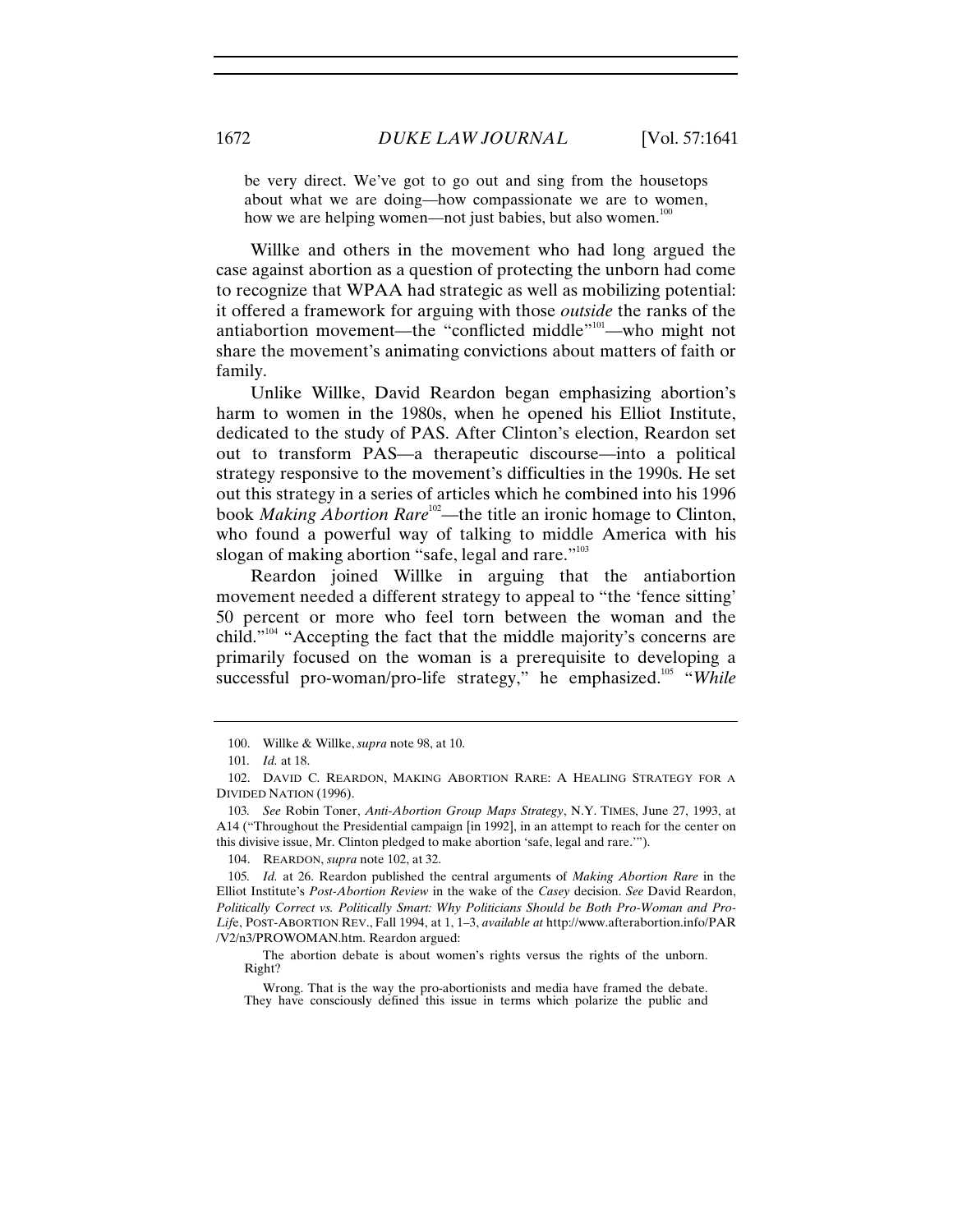be very direct. We've got to go out and sing from the housetops about what we are doing—how compassionate we are to women, how we are helping women—not just babies, but also women.[100]

Willke and others in the movement who had long argued the case against abortion as a question of protecting the unborn had come to recognize that WPAA had strategic as well as mobilizing potential: it offered a framework for arguing with those *outside* the ranks of the antiabortion movement—the "conflicted middle"[101]—who might not share the movement's animating convictions about matters of faith or family.

Unlike Willke, David Reardon began emphasizing abortion's harm to women in the 1980s, when he opened his Elliot Institute, dedicated to the study of PAS. After Clinton's election, Reardon set out to transform PAS—a therapeutic discourse—into a political strategy responsive to the movement's difficulties in the 1990s. He set out this strategy in a series of articles which he combined into his 1996 book *Making Abortion Rare*[102]—the title an ironic homage to Clinton, who found a powerful way of talking to middle America with his slogan of making abortion "safe, legal and rare."[103]

Reardon joined Willke in arguing that the antiabortion movement needed a different strategy to appeal to "the 'fence sitting' 50 percent or more who feel torn between the woman and the child."[104] "Accepting the fact that the middle majority's concerns are primarily focused on the woman is a prerequisite to developing a successful pro-woman/pro-life strategy," he emphasized.[105] "*While*

---

100. Willke & Willke, *supra* note 98, at 10.

101. *Id.* at 18.

102. DAVID C. REARDON, MAKING ABORTION RARE: A HEALING STRATEGY FOR A DIVIDED NATION (1996).

103. *See* Robin Toner, *Anti-Abortion Group Maps Strategy*, N.Y. TIMES, June 27, 1993, at A14 ("Throughout the Presidential campaign [in 1992], in an attempt to reach for the center on this divisive issue, Mr. Clinton pledged to make abortion 'safe, legal and rare.'").

104. REARDON, *supra* note 102, at 32.

105. *Id.* at 26. Reardon published the central arguments of *Making Abortion Rare* in the Elliot Institute's *Post-Abortion Review* in the wake of the *Casey* decision. *See* David Reardon, *Politically Correct vs. Politically Smart: Why Politicians Should be Both Pro-Woman and Pro-Life*, POST-ABORTION REV., Fall 1994, at 1, 1–3, *available at* http://www.afterabortion.info/PAR/V2/n3/PROWOMAN.htm. Reardon argued:

> The abortion debate is about women's rights versus the rights of the unborn. Right?
>
> Wrong. That is the way the pro-abortionists and media have framed the debate. They have consciously defined this issue in terms which polarize the public and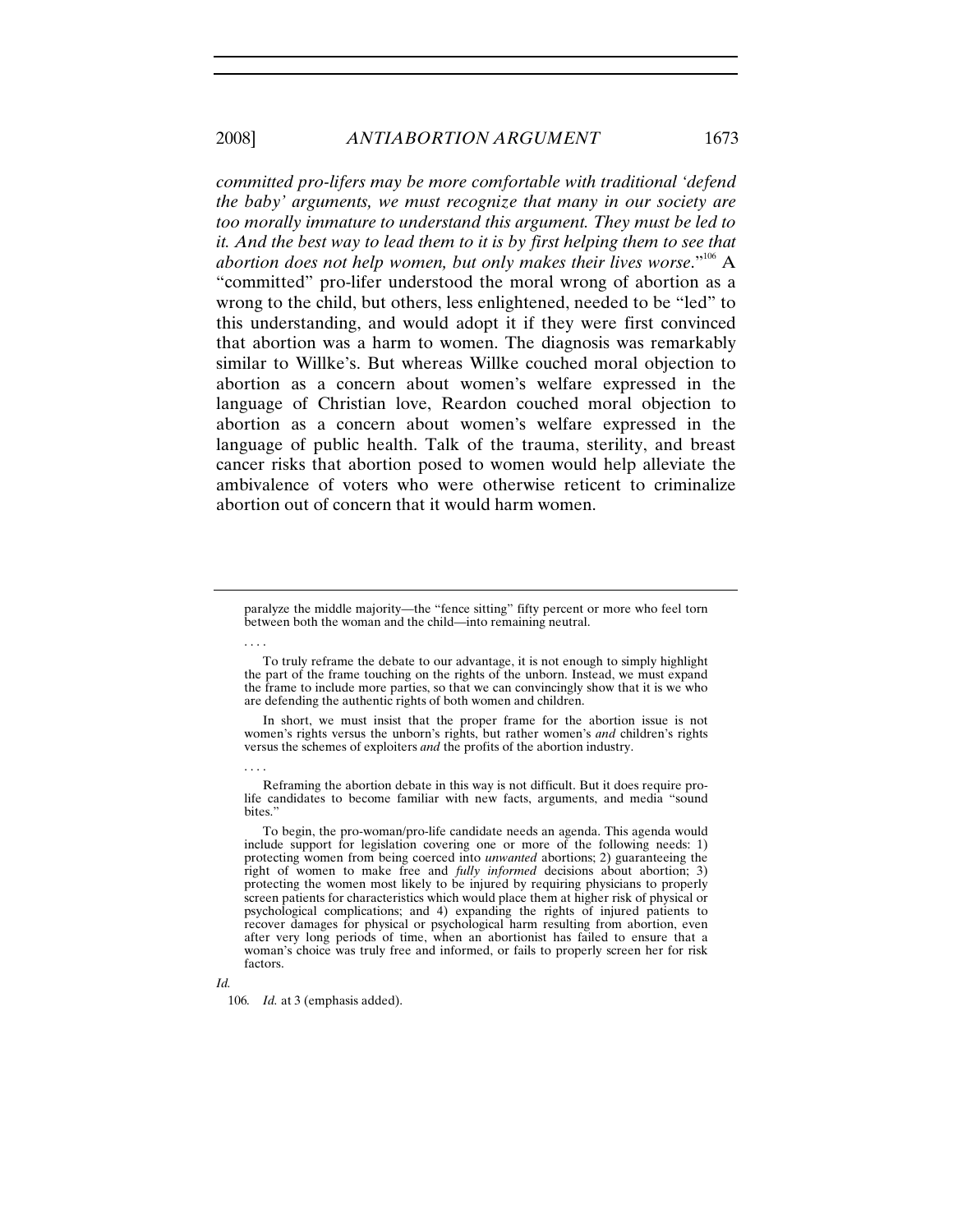*committed pro-lifers may be more comfortable with traditional 'defend the baby' arguments, we must recognize that many in our society are too morally immature to understand this argument. They must be led to it. And the best way to lead them to it is by first helping them to see that abortion does not help women, but only makes their lives worse*."[106] A "committed" pro-lifer understood the moral wrong of abortion as a wrong to the child, but others, less enlightened, needed to be "led" to this understanding, and would adopt it if they were first convinced that abortion was a harm to women. The diagnosis was remarkably similar to Willke's. But whereas Willke couched moral objection to abortion as a concern about women's welfare expressed in the language of Christian love, Reardon couched moral objection to abortion as a concern about women's welfare expressed in the language of public health. Talk of the trauma, sterility, and breast cancer risks that abortion posed to women would help alleviate the ambivalence of voters who were otherwise reticent to criminalize abortion out of concern that it would harm women.

---

paralyze the middle majority—the "fence sitting" fifty percent or more who feel torn between both the woman and the child—into remaining neutral.

. . . .

To truly reframe the debate to our advantage, it is not enough to simply highlight the part of the frame touching on the rights of the unborn. Instead, we must expand the frame to include more parties, so that we can convincingly show that it is we who are defending the authentic rights of both women and children.

In short, we must insist that the proper frame for the abortion issue is not women's rights versus the unborn's rights, but rather women's *and* children's rights versus the schemes of exploiters *and* the profits of the abortion industry.

. . . .

Reframing the abortion debate in this way is not difficult. But it does require pro-life candidates to become familiar with new facts, arguments, and media "sound bites."

To begin, the pro-woman/pro-life candidate needs an agenda. This agenda would include support for legislation covering one or more of the following needs: 1) protecting women from being coerced into *unwanted* abortions; 2) guaranteeing the right of women to make free and *fully informed* decisions about abortion; 3) protecting the women most likely to be injured by requiring physicians to properly screen patients for characteristics which would place them at higher risk of physical or psychological complications; and 4) expanding the rights of injured patients to recover damages for physical or psychological harm resulting from abortion, even after very long periods of time, when an abortionist has failed to ensure that a woman's choice was truly free and informed, or fails to properly screen her for risk factors.

*Id.*

106. *Id.* at 3 (emphasis added).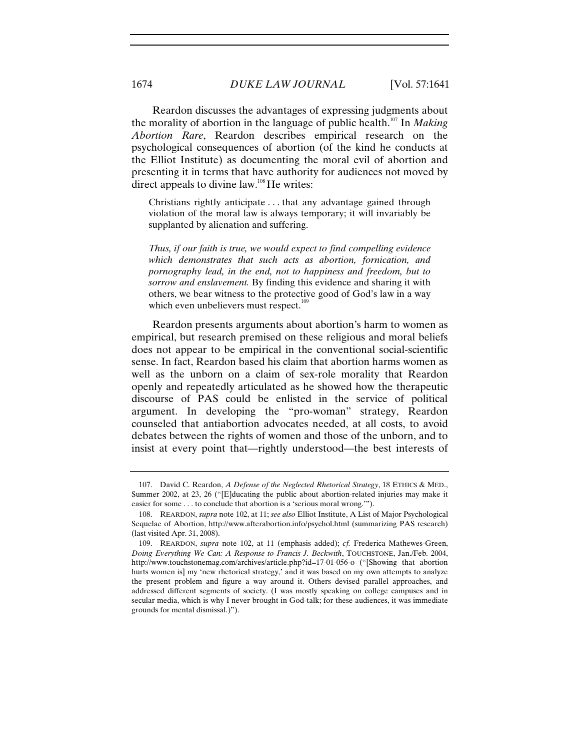Reardon discusses the advantages of expressing judgments about the morality of abortion in the language of public health.[107] In *Making Abortion Rare*, Reardon describes empirical research on the psychological consequences of abortion (of the kind he conducts at the Elliot Institute) as documenting the moral evil of abortion and presenting it in terms that have authority for audiences not moved by direct appeals to divine law.[108] He writes:

> Christians rightly anticipate . . . that any advantage gained through violation of the moral law is always temporary; it will invariably be supplanted by alienation and suffering.
>
> *Thus, if our faith is true, we would expect to find compelling evidence which demonstrates that such acts as abortion, fornication, and pornography lead, in the end, not to happiness and freedom, but to sorrow and enslavement.* By finding this evidence and sharing it with others, we bear witness to the protective good of God's law in a way which even unbelievers must respect.[109]

Reardon presents arguments about abortion's harm to women as empirical, but research premised on these religious and moral beliefs does not appear to be empirical in the conventional social-scientific sense. In fact, Reardon based his claim that abortion harms women as well as the unborn on a claim of sex-role morality that Reardon openly and repeatedly articulated as he showed how the therapeutic discourse of PAS could be enlisted in the service of political argument. In developing the "pro-woman" strategy, Reardon counseled that antiabortion advocates needed, at all costs, to avoid debates between the rights of women and those of the unborn, and to insist at every point that—rightly understood—the best interests of

---

107. David C. Reardon, *A Defense of the Neglected Rhetorical Strategy*, 18 ETHICS & MED., Summer 2002, at 23, 26 ("[E]ducating the public about abortion-related injuries may make it easier for some . . . to conclude that abortion is a 'serious moral wrong.'").

108. REARDON, *supra* note 102, at 11; *see also* Elliot Institute, A List of Major Psychological Sequelae of Abortion, http://www.afterabortion.info/psychol.html (summarizing PAS research) (last visited Apr. 31, 2008).

109. REARDON, *supra* note 102, at 11 (emphasis added); *cf.* Frederica Mathewes-Green, *Doing Everything We Can: A Response to Francis J. Beckwith*, TOUCHSTONE, Jan./Feb. 2004, http://www.touchstonemag.com/archives/article.php?id=17-01-056-o ("[Showing that abortion hurts women is] my 'new rhetorical strategy,' and it was based on my own attempts to analyze the present problem and figure a way around it. Others devised parallel approaches, and addressed different segments of society. (I was mostly speaking on college campuses and in secular media, which is why I never brought in God-talk; for these audiences, it was immediate grounds for mental dismissal.)").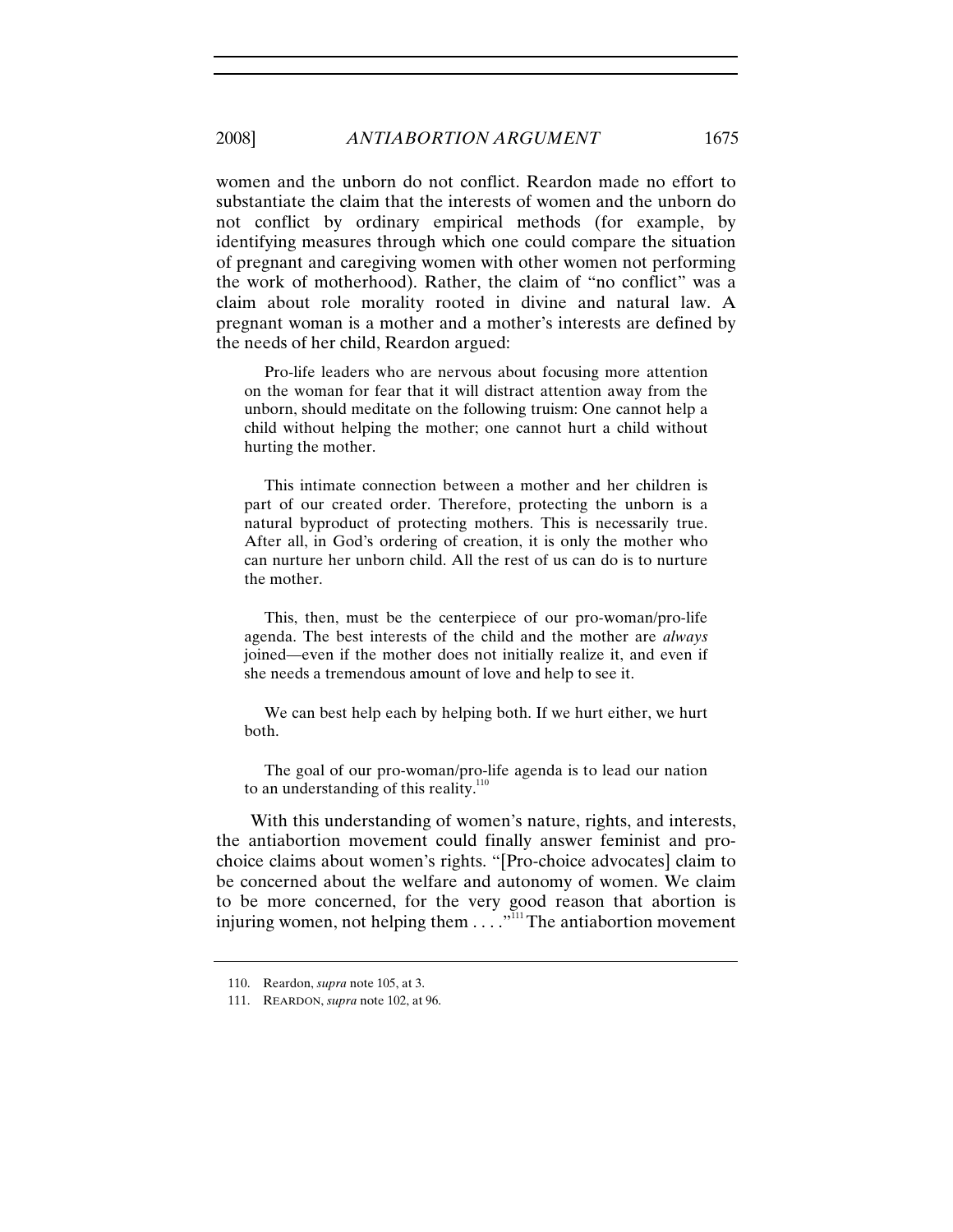women and the unborn do not conflict. Reardon made no effort to substantiate the claim that the interests of women and the unborn do not conflict by ordinary empirical methods (for example, by identifying measures through which one could compare the situation of pregnant and caregiving women with other women not performing the work of motherhood). Rather, the claim of "no conflict" was a claim about role morality rooted in divine and natural law. A pregnant woman is a mother and a mother's interests are defined by the needs of her child, Reardon argued:

> Pro-life leaders who are nervous about focusing more attention on the woman for fear that it will distract attention away from the unborn, should meditate on the following truism: One cannot help a child without helping the mother; one cannot hurt a child without hurting the mother.
>
> This intimate connection between a mother and her children is part of our created order. Therefore, protecting the unborn is a natural byproduct of protecting mothers. This is necessarily true. After all, in God's ordering of creation, it is only the mother who can nurture her unborn child. All the rest of us can do is to nurture the mother.
>
> This, then, must be the centerpiece of our pro-woman/pro-life agenda. The best interests of the child and the mother are *always* joined—even if the mother does not initially realize it, and even if she needs a tremendous amount of love and help to see it.
>
> We can best help each by helping both. If we hurt either, we hurt both.
>
> The goal of our pro-woman/pro-life agenda is to lead our nation to an understanding of this reality.[110]

With this understanding of women's nature, rights, and interests, the antiabortion movement could finally answer feminist and pro-choice claims about women's rights. "[Pro-choice advocates] claim to be concerned about the welfare and autonomy of women. We claim to be more concerned, for the very good reason that abortion is injuring women, not helping them . . . ."[111] The antiabortion movement

---

110. Reardon, *supra* note 105, at 3.

111. REARDON, *supra* note 102, at 96.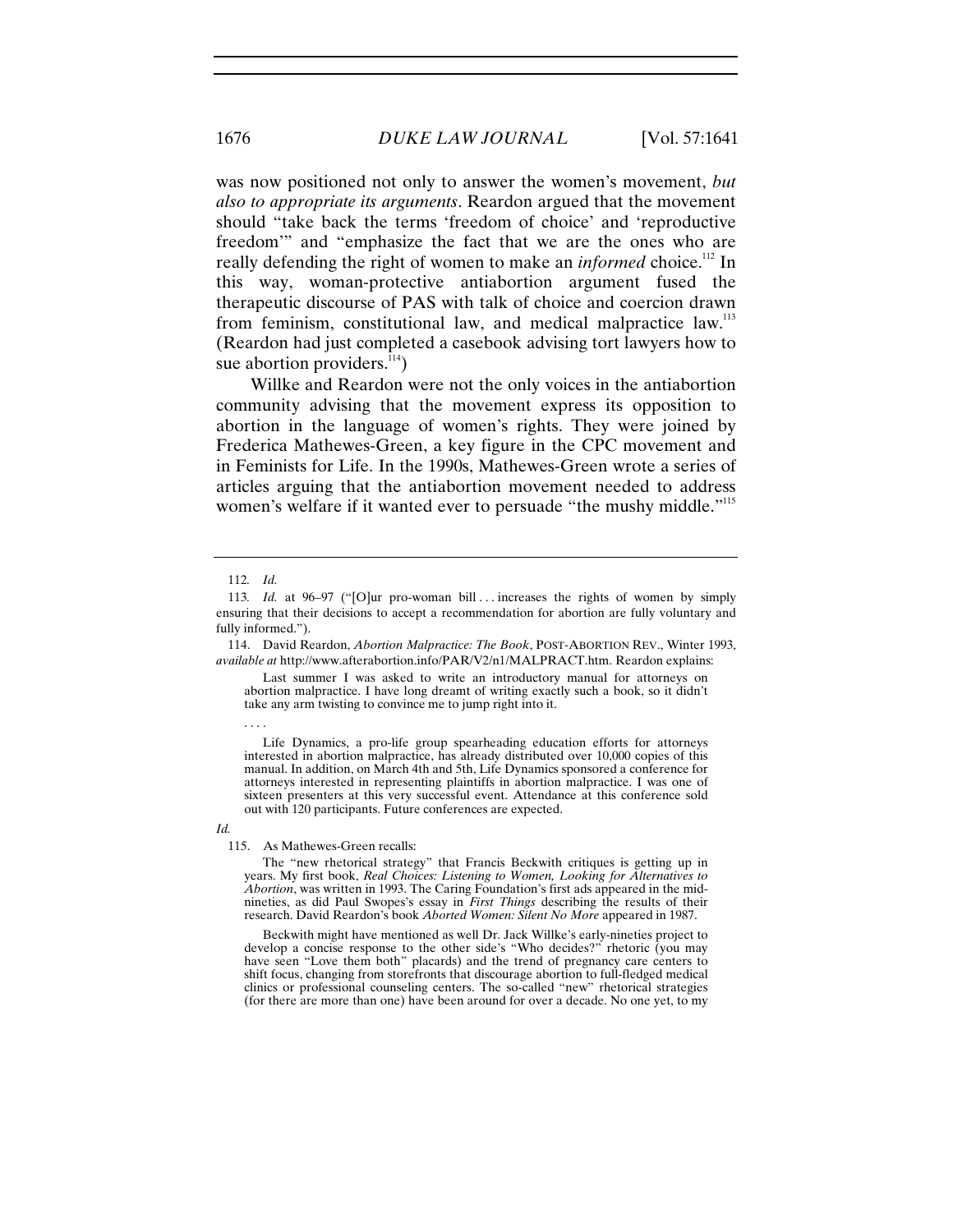was now positioned not only to answer the women's movement, *but also to appropriate its arguments*. Reardon argued that the movement should "take back the terms 'freedom of choice' and 'reproductive freedom'" and "emphasize the fact that we are the ones who are really defending the right of women to make an *informed* choice.[112] In this way, woman-protective antiabortion argument fused the therapeutic discourse of PAS with talk of choice and coercion drawn from feminism, constitutional law, and medical malpractice law.[113] (Reardon had just completed a casebook advising tort lawyers how to sue abortion providers.[114])

Willke and Reardon were not the only voices in the antiabortion community advising that the movement express its opposition to abortion in the language of women's rights. They were joined by Frederica Mathewes-Green, a key figure in the CPC movement and in Feminists for Life. In the 1990s, Mathewes-Green wrote a series of articles arguing that the antiabortion movement needed to address women's welfare if it wanted ever to persuade "the mushy middle."[115]

---

112. *Id.*

113. *Id.* at 96–97 ("[O]ur pro-woman bill . . . increases the rights of women by simply ensuring that their decisions to accept a recommendation for abortion are fully voluntary and fully informed.").

114. David Reardon, *Abortion Malpractice: The Book*, POST-ABORTION REV., Winter 1993, *available at* http://www.afterabortion.info/PAR/V2/n1/MALPRACT.htm. Reardon explains:

> Last summer I was asked to write an introductory manual for attorneys on abortion malpractice. I have long dreamt of writing exactly such a book, so it didn't take any arm twisting to convince me to jump right into it.
>
> . . . .
>
> Life Dynamics, a pro-life group spearheading education efforts for attorneys interested in abortion malpractice, has already distributed over 10,000 copies of this manual. In addition, on March 4th and 5th, Life Dynamics sponsored a conference for attorneys interested in representing plaintiffs in abortion malpractice. I was one of sixteen presenters at this very successful event. Attendance at this conference sold out with 120 participants. Future conferences are expected.

*Id.*

115. As Mathewes-Green recalls:

> The "new rhetorical strategy" that Francis Beckwith critiques is getting up in years. My first book, *Real Choices: Listening to Women, Looking for Alternatives to Abortion*, was written in 1993. The Caring Foundation's first ads appeared in the mid-nineties, as did Paul Swopes's essay in *First Things* describing the results of their research. David Reardon's book *Aborted Women: Silent No More* appeared in 1987.
>
> Beckwith might have mentioned as well Dr. Jack Willke's early-nineties project to develop a concise response to the other side's "Who decides?" rhetoric (you may have seen "Love them both" placards) and the trend of pregnancy care centers to shift focus, changing from storefronts that discourage abortion to full-fledged medical clinics or professional counseling centers. The so-called "new" rhetorical strategies (for there are more than one) have been around for over a decade. No one yet, to my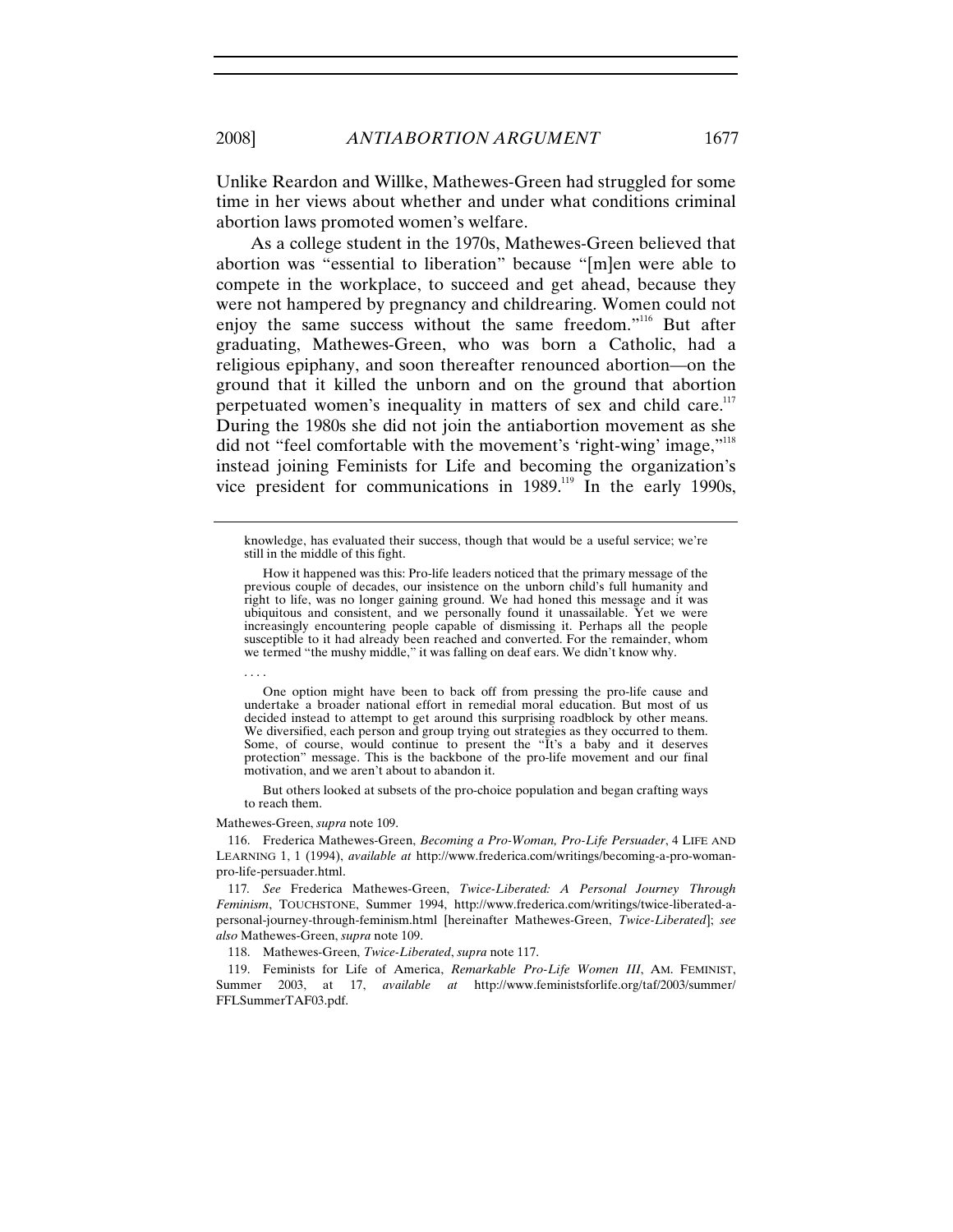Unlike Reardon and Willke, Mathewes-Green had struggled for some time in her views about whether and under what conditions criminal abortion laws promoted women's welfare.

As a college student in the 1970s, Mathewes-Green believed that abortion was "essential to liberation" because "[m]en were able to compete in the workplace, to succeed and get ahead, because they were not hampered by pregnancy and childrearing. Women could not enjoy the same success without the same freedom."[116] But after graduating, Mathewes-Green, who was born a Catholic, had a religious epiphany, and soon thereafter renounced abortion—on the ground that it killed the unborn and on the ground that abortion perpetuated women's inequality in matters of sex and child care.[117] During the 1980s she did not join the antiabortion movement as she did not "feel comfortable with the movement's 'right-wing' image,"[118] instead joining Feminists for Life and becoming the organization's vice president for communications in 1989.[119] In the early 1990s,

---

knowledge, has evaluated their success, though that would be a useful service; we're still in the middle of this fight.

> How it happened was this: Pro-life leaders noticed that the primary message of the previous couple of decades, our insistence on the unborn child's full humanity and right to life, was no longer gaining ground. We had honed this message and it was ubiquitous and consistent, and we personally found it unassailable. Yet we were increasingly encountering people capable of dismissing it. Perhaps all the people susceptible to it had already been reached and converted. For the remainder, whom we termed "the mushy middle," it was falling on deaf ears. We didn't know why.
>
> . . . .
>
> One option might have been to back off from pressing the pro-life cause and undertake a broader national effort in remedial moral education. But most of us decided instead to attempt to get around this surprising roadblock by other means. We diversified, each person and group trying out strategies as they occurred to them. Some, of course, would continue to present the "It's a baby and it deserves protection" message. This is the backbone of the pro-life movement and our final motivation, and we aren't about to abandon it.
>
> But others looked at subsets of the pro-choice population and began crafting ways to reach them.

Mathewes-Green, *supra* note 109.

116. Frederica Mathewes-Green, *Becoming a Pro-Woman, Pro-Life Persuader*, 4 LIFE AND LEARNING 1, 1 (1994), *available at* http://www.frederica.com/writings/becoming-a-pro-woman-pro-life-persuader.html.

117. *See* Frederica Mathewes-Green, *Twice-Liberated: A Personal Journey Through Feminism*, TOUCHSTONE, Summer 1994, http://www.frederica.com/writings/twice-liberated-a-personal-journey-through-feminism.html [hereinafter Mathewes-Green, *Twice-Liberated*]; *see also* Mathewes-Green, *supra* note 109.

118. Mathewes-Green, *Twice-Liberated*, *supra* note 117.

119. Feminists for Life of America, *Remarkable Pro-Life Women III*, AM. FEMINIST, Summer 2003, at 17, *available at* http://www.feministsforlife.org/taf/2003/summer/FFLSummerTAF03.pdf.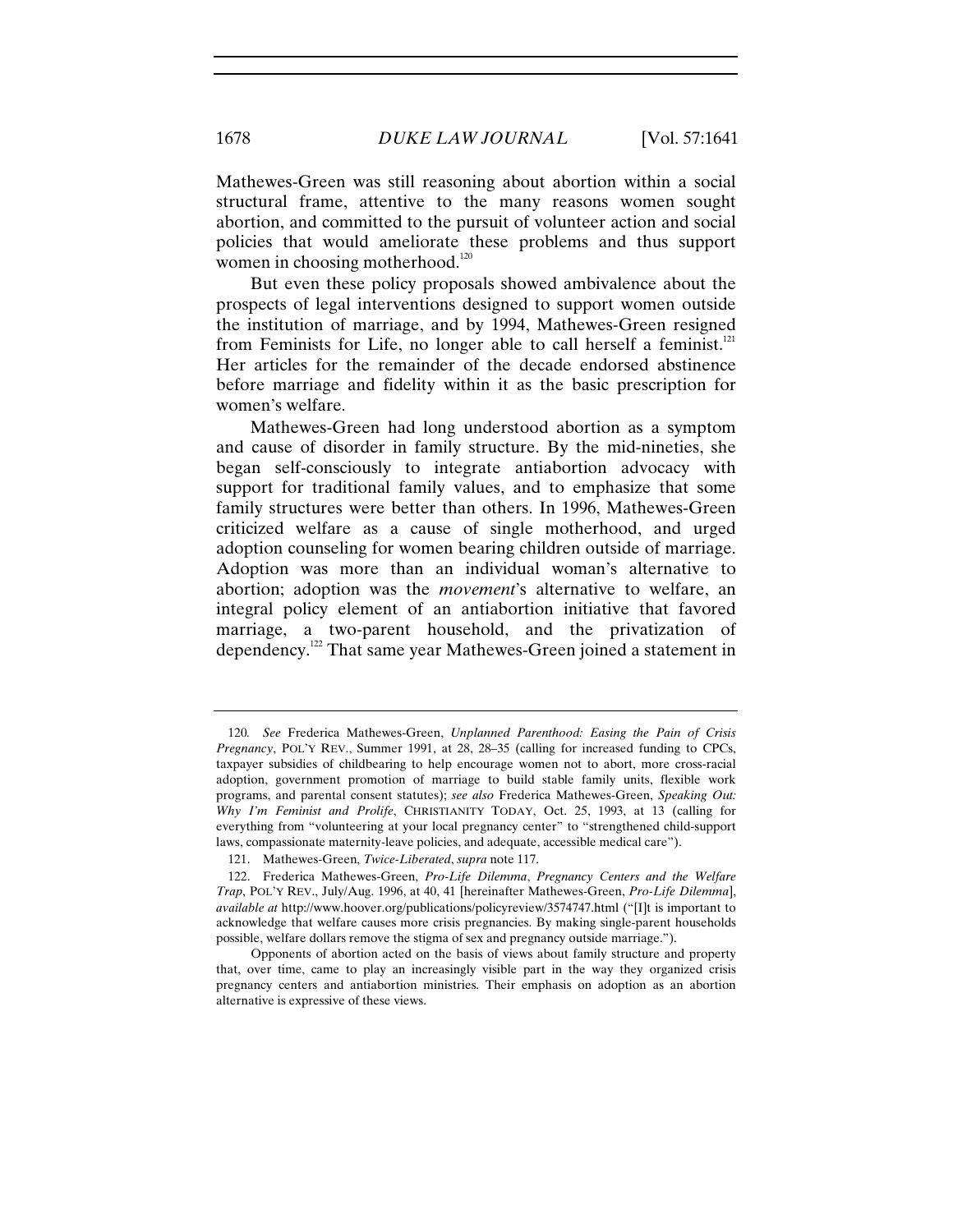Mathewes-Green was still reasoning about abortion within a social structural frame, attentive to the many reasons women sought abortion, and committed to the pursuit of volunteer action and social policies that would ameliorate these problems and thus support women in choosing motherhood.[120]

But even these policy proposals showed ambivalence about the prospects of legal interventions designed to support women outside the institution of marriage, and by 1994, Mathewes-Green resigned from Feminists for Life, no longer able to call herself a feminist.[121] Her articles for the remainder of the decade endorsed abstinence before marriage and fidelity within it as the basic prescription for women's welfare.

Mathewes-Green had long understood abortion as a symptom and cause of disorder in family structure. By the mid-nineties, she began self-consciously to integrate antiabortion advocacy with support for traditional family values, and to emphasize that some family structures were better than others. In 1996, Mathewes-Green criticized welfare as a cause of single motherhood, and urged adoption counseling for women bearing children outside of marriage. Adoption was more than an individual woman's alternative to abortion; adoption was the *movement*'s alternative to welfare, an integral policy element of an antiabortion initiative that favored marriage, a two-parent household, and the privatization of dependency.[122] That same year Mathewes-Green joined a statement in

---

120. *See* Frederica Mathewes-Green, *Unplanned Parenthood: Easing the Pain of Crisis Pregnancy*, POL'Y REV., Summer 1991, at 28, 28–35 (calling for increased funding to CPCs, taxpayer subsidies of childbearing to help encourage women not to abort, more cross-racial adoption, government promotion of marriage to build stable family units, flexible work programs, and parental consent statutes); *see also* Frederica Mathewes-Green, *Speaking Out: Why I'm Feminist and Prolife*, CHRISTIANITY TODAY, Oct. 25, 1993, at 13 (calling for everything from "volunteering at your local pregnancy center" to "strengthened child-support laws, compassionate maternity-leave policies, and adequate, accessible medical care").

121. Mathewes-Green, *Twice-Liberated*, *supra* note 117.

122. Frederica Mathewes-Green, *Pro-Life Dilemma*, *Pregnancy Centers and the Welfare Trap*, POL'Y REV., July/Aug. 1996, at 40, 41 [hereinafter Mathewes-Green, *Pro-Life Dilemma*], *available at* http://www.hoover.org/publications/policyreview/3574747.html ("[I]t is important to acknowledge that welfare causes more crisis pregnancies. By making single-parent households possible, welfare dollars remove the stigma of sex and pregnancy outside marriage.").

Opponents of abortion acted on the basis of views about family structure and property that, over time, came to play an increasingly visible part in the way they organized crisis pregnancy centers and antiabortion ministries. Their emphasis on adoption as an abortion alternative is expressive of these views.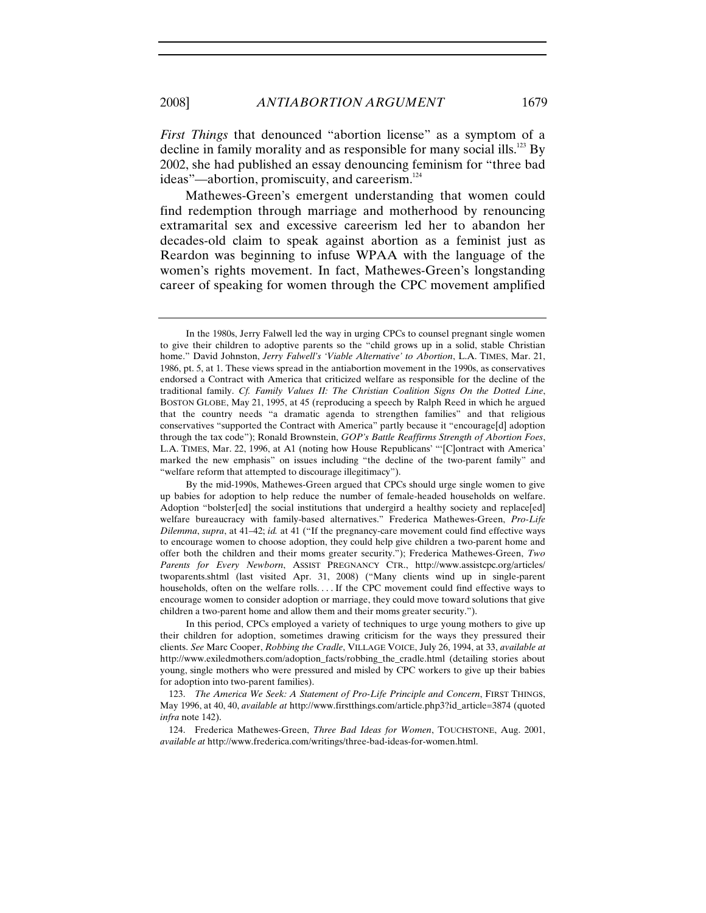*First Things* that denounced "abortion license" as a symptom of a decline in family morality and as responsible for many social ills.[123] By 2002, she had published an essay denouncing feminism for "three bad ideas"—abortion, promiscuity, and careerism.[124]

Mathewes-Green's emergent understanding that women could find redemption through marriage and motherhood by renouncing extramarital sex and excessive careerism led her to abandon her decades-old claim to speak against abortion as a feminist just as Reardon was beginning to infuse WPAA with the language of the women's rights movement. In fact, Mathewes-Green's longstanding career of speaking for women through the CPC movement amplified

---

In the 1980s, Jerry Falwell led the way in urging CPCs to counsel pregnant single women to give their children to adoptive parents so the "child grows up in a solid, stable Christian home." David Johnston, *Jerry Falwell's 'Viable Alternative' to Abortion*, L.A. TIMES, Mar. 21, 1986, pt. 5, at 1. These views spread in the antiabortion movement in the 1990s, as conservatives endorsed a Contract with America that criticized welfare as responsible for the decline of the traditional family. *Cf. Family Values II: The Christian Coalition Signs On the Dotted Line*, BOSTON GLOBE, May 21, 1995, at 45 (reproducing a speech by Ralph Reed in which he argued that the country needs "a dramatic agenda to strengthen families" and that religious conservatives "supported the Contract with America" partly because it "encourage[d] adoption through the tax code"); Ronald Brownstein, *GOP's Battle Reaffirms Strength of Abortion Foes*, L.A. TIMES, Mar. 22, 1996, at A1 (noting how House Republicans' "'[C]ontract with America' marked the new emphasis" on issues including "the decline of the two-parent family" and "welfare reform that attempted to discourage illegitimacy").

By the mid-1990s, Mathewes-Green argued that CPCs should urge single women to give up babies for adoption to help reduce the number of female-headed households on welfare. Adoption "bolster[ed] the social institutions that undergird a healthy society and replace[ed] welfare bureaucracy with family-based alternatives." Frederica Mathewes-Green, *Pro-Life Dilemma*, *supra*, at 41–42; *id.* at 41 ("If the pregnancy-care movement could find effective ways to encourage women to choose adoption, they could help give children a two-parent home and offer both the children and their moms greater security."); Frederica Mathewes-Green, *Two Parents for Every Newborn*, ASSIST PREGNANCY CTR., http://www.assistcpc.org/articles/twoparents.shtml (last visited Apr. 31, 2008) ("Many clients wind up in single-parent households, often on the welfare rolls. . . . If the CPC movement could find effective ways to encourage women to consider adoption or marriage, they could move toward solutions that give children a two-parent home and allow them and their moms greater security.").

In this period, CPCs employed a variety of techniques to urge young mothers to give up their children for adoption, sometimes drawing criticism for the ways they pressured their clients. *See* Marc Cooper, *Robbing the Cradle*, VILLAGE VOICE, July 26, 1994, at 33, *available at* http://www.exiledmothers.com/adoption_facts/robbing_the_cradle.html (detailing stories about young, single mothers who were pressured and misled by CPC workers to give up their babies for adoption into two-parent families).

123. *The America We Seek: A Statement of Pro-Life Principle and Concern*, FIRST THINGS, May 1996, at 40, 40, *available at* http://www.firstthings.com/article.php3?id_article=3874 (quoted *infra* note 142).

124. Frederica Mathewes-Green, *Three Bad Ideas for Women*, TOUCHSTONE, Aug. 2001, *available at* http://www.frederica.com/writings/three-bad-ideas-for-women.html.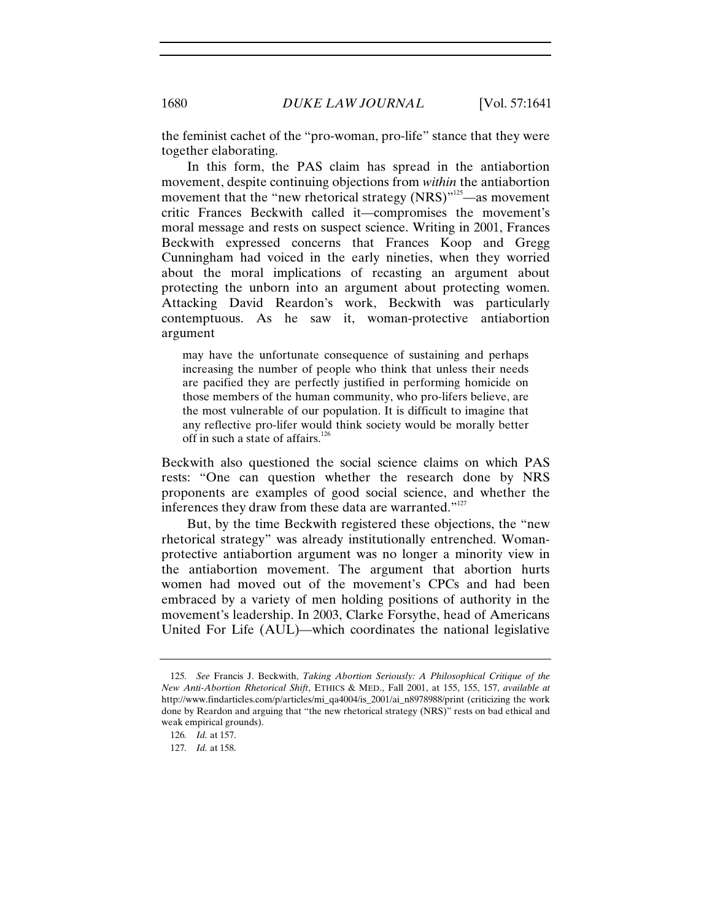the feminist cachet of the "pro-woman, pro-life" stance that they were together elaborating.

In this form, the PAS claim has spread in the antiabortion movement, despite continuing objections from *within* the antiabortion movement that the "new rhetorical strategy (NRS)"[125]—as movement critic Frances Beckwith called it—compromises the movement's moral message and rests on suspect science. Writing in 2001, Frances Beckwith expressed concerns that Frances Koop and Gregg Cunningham had voiced in the early nineties, when they worried about the moral implications of recasting an argument about protecting the unborn into an argument about protecting women. Attacking David Reardon's work, Beckwith was particularly contemptuous. As he saw it, woman-protective antiabortion argument

> may have the unfortunate consequence of sustaining and perhaps increasing the number of people who think that unless their needs are pacified they are perfectly justified in performing homicide on those members of the human community, who pro-lifers believe, are the most vulnerable of our population. It is difficult to imagine that any reflective pro-lifer would think society would be morally better off in such a state of affairs.[126]

Beckwith also questioned the social science claims on which PAS rests: "One can question whether the research done by NRS proponents are examples of good social science, and whether the inferences they draw from these data are warranted."[127]

But, by the time Beckwith registered these objections, the "new rhetorical strategy" was already institutionally entrenched. Woman-protective antiabortion argument was no longer a minority view in the antiabortion movement. The argument that abortion hurts women had moved out of the movement's CPCs and had been embraced by a variety of men holding positions of authority in the movement's leadership. In 2003, Clarke Forsythe, head of Americans United For Life (AUL)—which coordinates the national legislative

---

125. *See* Francis J. Beckwith, *Taking Abortion Seriously: A Philosophical Critique of the New Anti-Abortion Rhetorical Shift*, ETHICS & MED., Fall 2001, at 155, 155, 157, *available at* http://www.findarticles.com/p/articles/mi_qa4004/is_2001/ai_n8978988/print (criticizing the work done by Reardon and arguing that "the new rhetorical strategy (NRS)" rests on bad ethical and weak empirical grounds).

126. *Id.* at 157.

127. *Id.* at 158.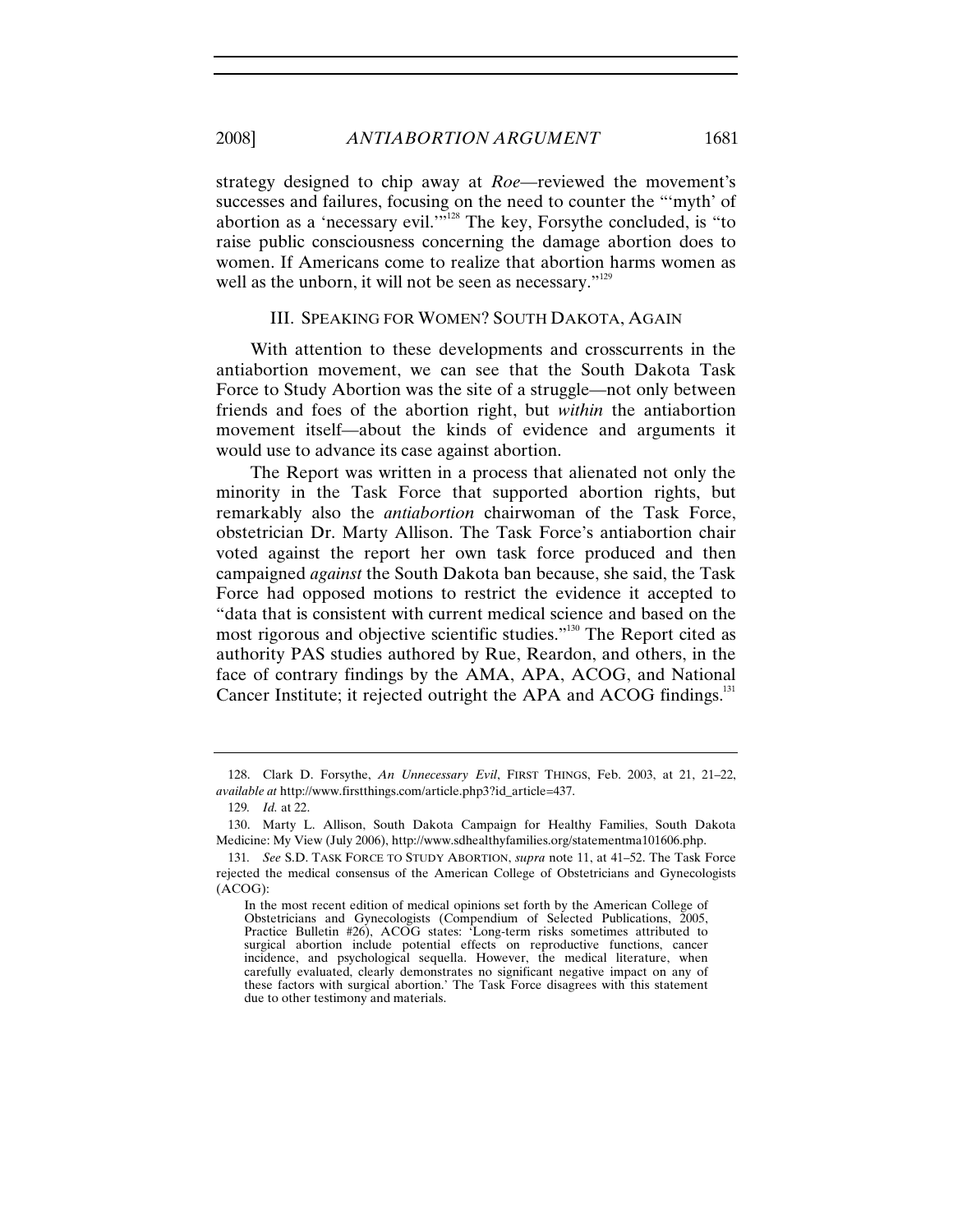strategy designed to chip away at *Roe*—reviewed the movement's successes and failures, focusing on the need to counter the "'myth' of abortion as a 'necessary evil.'"[128] The key, Forsythe concluded, is "to raise public consciousness concerning the damage abortion does to women. If Americans come to realize that abortion harms women as well as the unborn, it will not be seen as necessary."[129]

## III. SPEAKING FOR WOMEN? SOUTH DAKOTA, AGAIN

With attention to these developments and crosscurrents in the antiabortion movement, we can see that the South Dakota Task Force to Study Abortion was the site of a struggle—not only between friends and foes of the abortion right, but *within* the antiabortion movement itself—about the kinds of evidence and arguments it would use to advance its case against abortion.

The Report was written in a process that alienated not only the minority in the Task Force that supported abortion rights, but remarkably also the *antiabortion* chairwoman of the Task Force, obstetrician Dr. Marty Allison. The Task Force's antiabortion chair voted against the report her own task force produced and then campaigned *against* the South Dakota ban because, she said, the Task Force had opposed motions to restrict the evidence it accepted to "data that is consistent with current medical science and based on the most rigorous and objective scientific studies."[130] The Report cited as authority PAS studies authored by Rue, Reardon, and others, in the face of contrary findings by the AMA, APA, ACOG, and National Cancer Institute; it rejected outright the APA and ACOG findings.[131]

---

128. Clark D. Forsythe, *An Unnecessary Evil*, FIRST THINGS, Feb. 2003, at 21, 21–22, *available at* http://www.firstthings.com/article.php3?id_article=437.

129. *Id.* at 22.

130. Marty L. Allison, South Dakota Campaign for Healthy Families, South Dakota Medicine: My View (July 2006), http://www.sdhealthyfamilies.org/statementma101606.php.

131. *See* S.D. TASK FORCE TO STUDY ABORTION, *supra* note 11, at 41–52. The Task Force rejected the medical consensus of the American College of Obstetricians and Gynecologists (ACOG):

> In the most recent edition of medical opinions set forth by the American College of Obstetricians and Gynecologists (Compendium of Selected Publications, 2005, Practice Bulletin #26), ACOG states: 'Long-term risks sometimes attributed to surgical abortion include potential effects on reproductive functions, cancer incidence, and psychological sequella. However, the medical literature, when carefully evaluated, clearly demonstrates no significant negative impact on any of these factors with surgical abortion.' The Task Force disagrees with this statement due to other testimony and materials.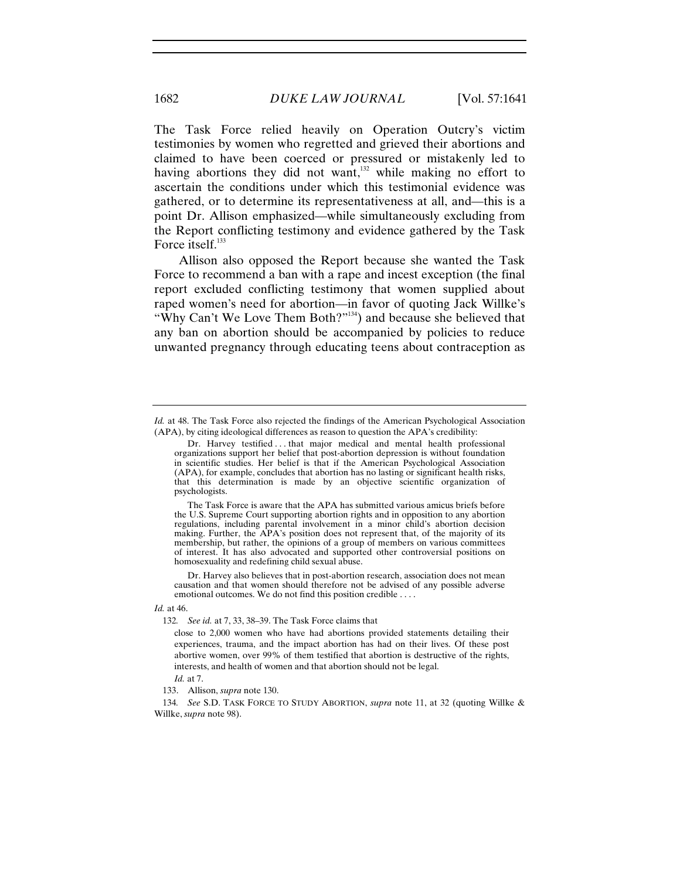The Task Force relied heavily on Operation Outcry's victim testimonies by women who regretted and grieved their abortions and claimed to have been coerced or pressured or mistakenly led to having abortions they did not want,[132] while making no effort to ascertain the conditions under which this testimonial evidence was gathered, or to determine its representativeness at all, and—this is a point Dr. Allison emphasized—while simultaneously excluding from the Report conflicting testimony and evidence gathered by the Task Force itself.[133]

Allison also opposed the Report because she wanted the Task Force to recommend a ban with a rape and incest exception (the final report excluded conflicting testimony that women supplied about raped women's need for abortion—in favor of quoting Jack Willke's "Why Can't We Love Them Both?"[134]) and because she believed that any ban on abortion should be accompanied by policies to reduce unwanted pregnancy through educating teens about contraception as

---

*Id.* at 48. The Task Force also rejected the findings of the American Psychological Association (APA), by citing ideological differences as reason to question the APA's credibility:

> Dr. Harvey testified . . . that major medical and mental health professional organizations support her belief that post-abortion depression is without foundation in scientific studies. Her belief is that if the American Psychological Association (APA), for example, concludes that abortion has no lasting or significant health risks, that this determination is made by an objective scientific organization of psychologists.
>
> The Task Force is aware that the APA has submitted various amicus briefs before the U.S. Supreme Court supporting abortion rights and in opposition to any abortion regulations, including parental involvement in a minor child's abortion decision making. Further, the APA's position does not represent that, of the majority of its membership, but rather, the opinions of a group of members on various committees of interest. It has also advocated and supported other controversial positions on homosexuality and redefining child sexual abuse.
>
> Dr. Harvey also believes that in post-abortion research, association does not mean causation and that women should therefore not be advised of any possible adverse emotional outcomes. We do not find this position credible . . . .

*Id.* at 46.

132. *See id.* at 7, 33, 38–39. The Task Force claims that

> close to 2,000 women who have had abortions provided statements detailing their experiences, trauma, and the impact abortion has had on their lives. Of these post abortive women, over 99% of them testified that abortion is destructive of the rights, interests, and health of women and that abortion should not be legal.

*Id.* at 7.

133. Allison, *supra* note 130.

134. *See* S.D. TASK FORCE TO STUDY ABORTION, *supra* note 11, at 32 (quoting Willke & Willke, *supra* note 98).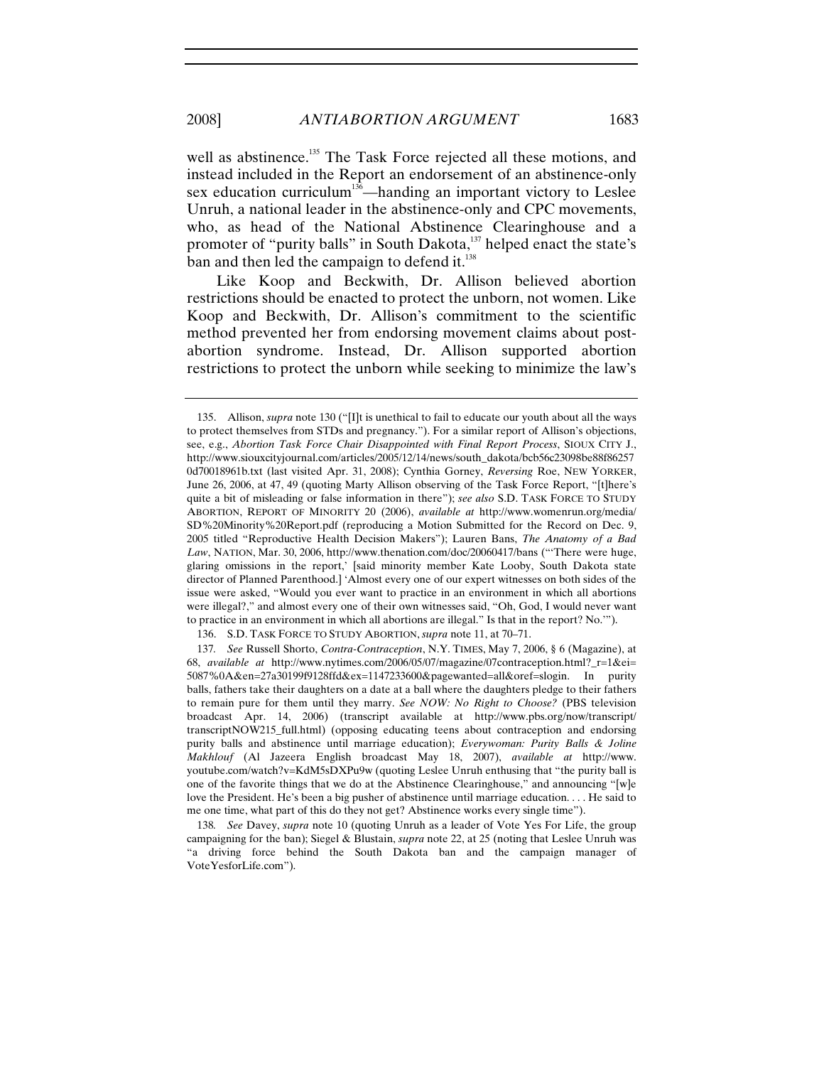well as abstinence.[135] The Task Force rejected all these motions, and instead included in the Report an endorsement of an abstinence-only sex education curriculum[136]—handing an important victory to Leslee Unruh, a national leader in the abstinence-only and CPC movements, who, as head of the National Abstinence Clearinghouse and a promoter of "purity balls" in South Dakota,[137] helped enact the state's ban and then led the campaign to defend it.[138]

Like Koop and Beckwith, Dr. Allison believed abortion restrictions should be enacted to protect the unborn, not women. Like Koop and Beckwith, Dr. Allison's commitment to the scientific method prevented her from endorsing movement claims about post-abortion syndrome. Instead, Dr. Allison supported abortion restrictions to protect the unborn while seeking to minimize the law's

---

135. Allison, *supra* note 130 ("[I]t is unethical to fail to educate our youth about all the ways to protect themselves from STDs and pregnancy."). For a similar report of Allison's objections, see, e.g., *Abortion Task Force Chair Disappointed with Final Report Process*, SIOUX CITY J., http://www.siouxcityjournal.com/articles/2005/12/14/news/south_dakota/bcb56c23098be88f86257 0d70018961b.txt (last visited Apr. 31, 2008); Cynthia Gorney, *Reversing* Roe, NEW YORKER, June 26, 2006, at 47, 49 (quoting Marty Allison observing of the Task Force Report, "[t]here's quite a bit of misleading or false information in there"); *see also* S.D. TASK FORCE TO STUDY ABORTION, REPORT OF MINORITY 20 (2006), *available at* http://www.womenrun.org/media/SD%20Minority%20Report.pdf (reproducing a Motion Submitted for the Record on Dec. 9, 2005 titled "Reproductive Health Decision Makers"); Lauren Bans, *The Anatomy of a Bad Law*, NATION, Mar. 30, 2006, http://www.thenation.com/doc/20060417/bans ("'There were huge, glaring omissions in the report,' [said minority member Kate Looby, South Dakota state director of Planned Parenthood.] 'Almost every one of our expert witnesses on both sides of the issue were asked, "Would you ever want to practice in an environment in which all abortions were illegal?," and almost every one of their own witnesses said, "Oh, God, I would never want to practice in an environment in which all abortions are illegal." Is that in the report? No.'").

136. S.D. TASK FORCE TO STUDY ABORTION, *supra* note 11, at 70–71.

137. *See* Russell Shorto, *Contra-Contraception*, N.Y. TIMES, May 7, 2006, § 6 (Magazine), at 68, *available at* http://www.nytimes.com/2006/05/07/magazine/07contraception.html?_r=1&ei=5087%0A&en=27a30199f9128ffd&ex=1147233600&pagewanted=all&oref=slogin. In purity balls, fathers take their daughters on a date at a ball where the daughters pledge to their fathers to remain pure for them until they marry. *See NOW: No Right to Choose?* (PBS television broadcast Apr. 14, 2006) (transcript available at http://www.pbs.org/now/transcript/transcriptNOW215_full.html) (opposing educating teens about contraception and endorsing purity balls and abstinence until marriage education); *Everywoman: Purity Balls & Joline Makhlouf* (Al Jazeera English broadcast May 18, 2007), *available at* http://www.youtube.com/watch?v=KdM5sDXPu9w (quoting Leslee Unruh enthusing that "the purity ball is one of the favorite things that we do at the Abstinence Clearinghouse," and announcing "[w]e love the President. He's been a big pusher of abstinence until marriage education. . . . He said to me one time, what part of this do they not get? Abstinence works every single time").

138. *See* Davey, *supra* note 10 (quoting Unruh as a leader of Vote Yes For Life, the group campaigning for the ban); Siegel & Blustain, *supra* note 22, at 25 (noting that Leslee Unruh was "a driving force behind the South Dakota ban and the campaign manager of VoteYesforLife.com").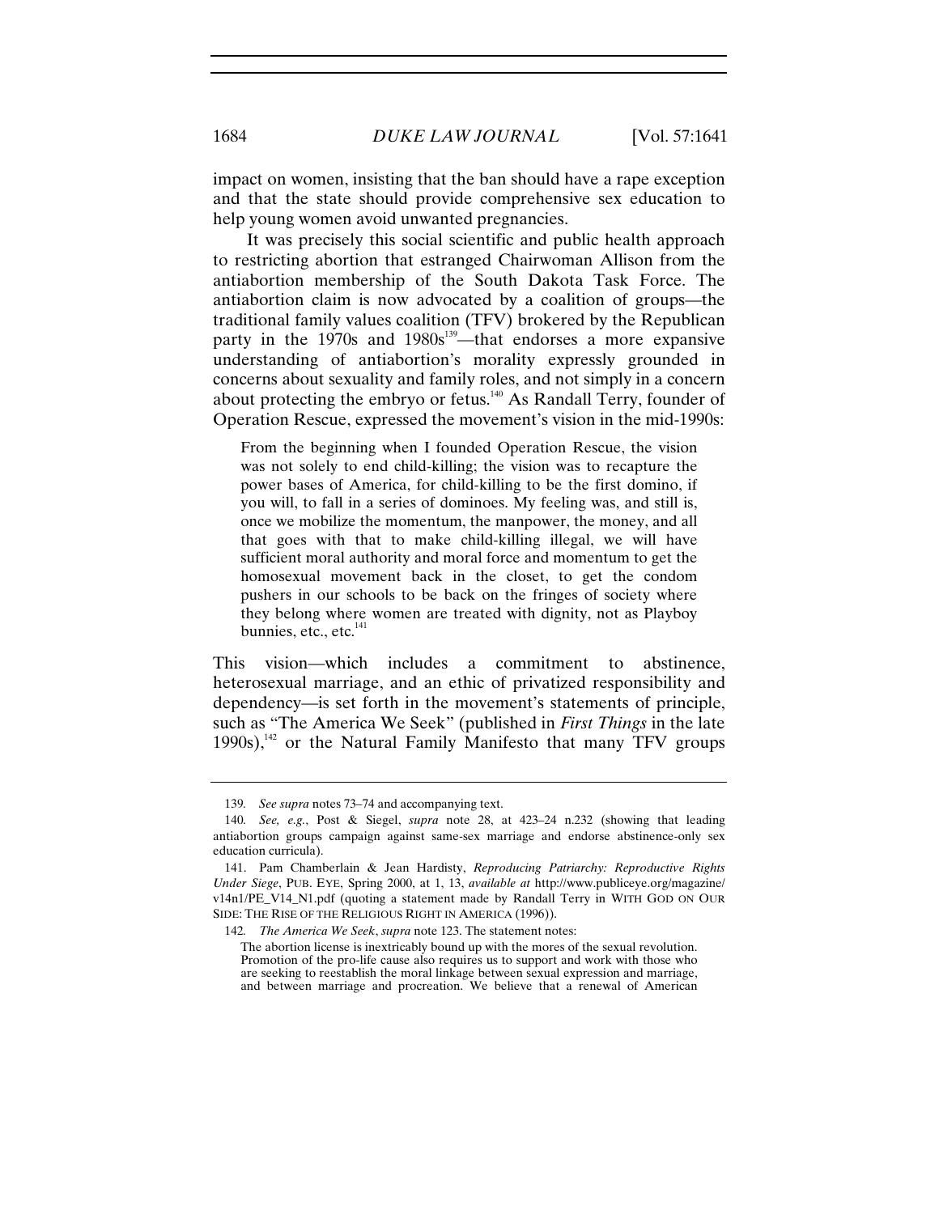impact on women, insisting that the ban should have a rape exception and that the state should provide comprehensive sex education to help young women avoid unwanted pregnancies.

It was precisely this social scientific and public health approach to restricting abortion that estranged Chairwoman Allison from the antiabortion membership of the South Dakota Task Force. The antiabortion claim is now advocated by a coalition of groups—the traditional family values coalition (TFV) brokered by the Republican party in the 1970s and 1980s[139]—that endorses a more expansive understanding of antiabortion's morality expressly grounded in concerns about sexuality and family roles, and not simply in a concern about protecting the embryo or fetus.[140] As Randall Terry, founder of Operation Rescue, expressed the movement's vision in the mid-1990s:

> From the beginning when I founded Operation Rescue, the vision was not solely to end child-killing; the vision was to recapture the power bases of America, for child-killing to be the first domino, if you will, to fall in a series of dominoes. My feeling was, and still is, once we mobilize the momentum, the manpower, the money, and all that goes with that to make child-killing illegal, we will have sufficient moral authority and moral force and momentum to get the homosexual movement back in the closet, to get the condom pushers in our schools to be back on the fringes of society where they belong where women are treated with dignity, not as Playboy bunnies, etc., etc.[141]

This vision—which includes a commitment to abstinence, heterosexual marriage, and an ethic of privatized responsibility and dependency—is set forth in the movement's statements of principle, such as "The America We Seek" (published in *First Things* in the late 1990s),[142] or the Natural Family Manifesto that many TFV groups

---

139. *See supra* notes 73–74 and accompanying text.

140. *See, e.g.*, Post & Siegel, *supra* note 28, at 423–24 n.232 (showing that leading antiabortion groups campaign against same-sex marriage and endorse abstinence-only sex education curricula).

141. Pam Chamberlain & Jean Hardisty, *Reproducing Patriarchy: Reproductive Rights Under Siege*, PUB. EYE, Spring 2000, at 1, 13, *available at* http://www.publiceye.org/magazine/v14n1/PE_V14_N1.pdf (quoting a statement made by Randall Terry in WITH GOD ON OUR SIDE: THE RISE OF THE RELIGIOUS RIGHT IN AMERICA (1996)).

142. *The America We Seek*, *supra* note 123. The statement notes:

> The abortion license is inextricably bound up with the mores of the sexual revolution. Promotion of the pro-life cause also requires us to support and work with those who are seeking to reestablish the moral linkage between sexual expression and marriage, and between marriage and procreation. We believe that a renewal of American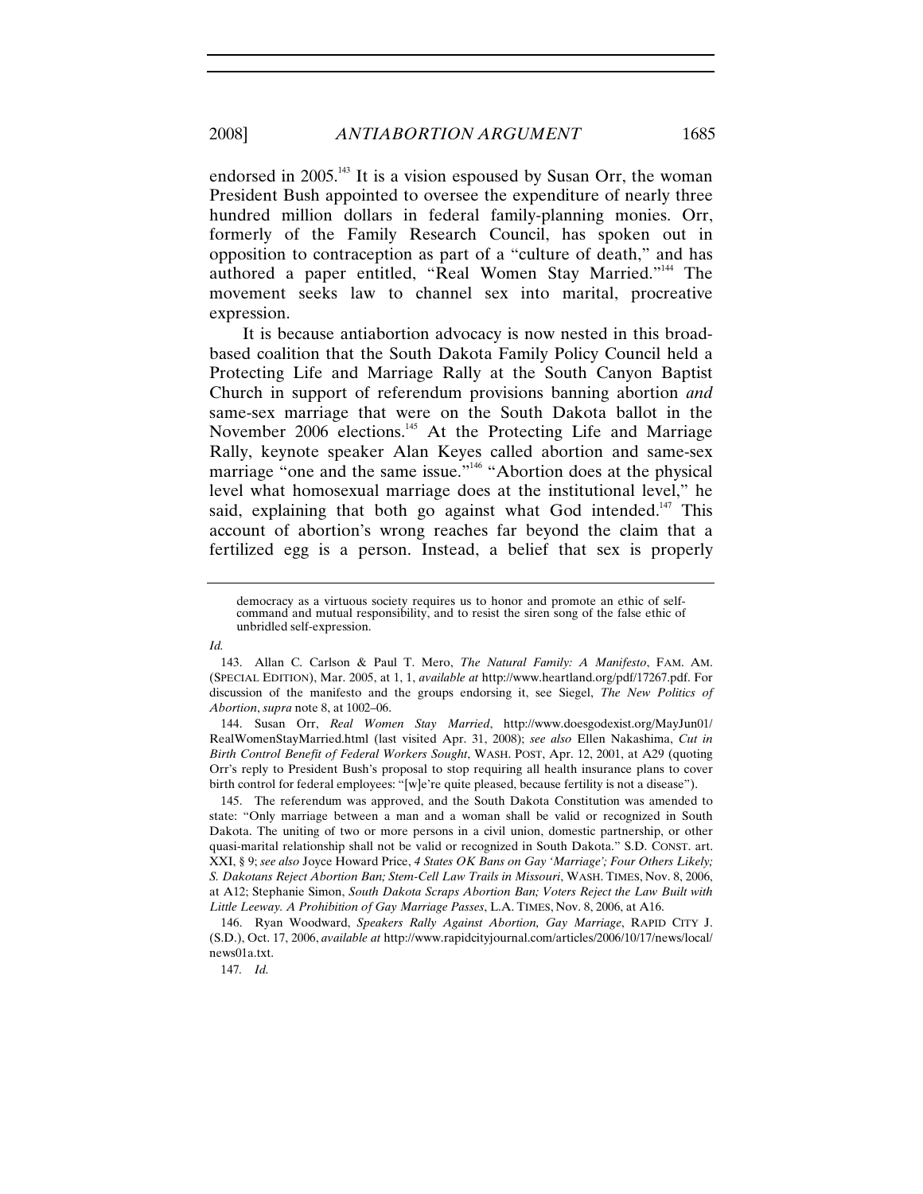endorsed in 2005.[143] It is a vision espoused by Susan Orr, the woman President Bush appointed to oversee the expenditure of nearly three hundred million dollars in federal family-planning monies. Orr, formerly of the Family Research Council, has spoken out in opposition to contraception as part of a "culture of death," and has authored a paper entitled, "Real Women Stay Married."[144] The movement seeks law to channel sex into marital, procreative expression.

It is because antiabortion advocacy is now nested in this broad-based coalition that the South Dakota Family Policy Council held a Protecting Life and Marriage Rally at the South Canyon Baptist Church in support of referendum provisions banning abortion *and* same-sex marriage that were on the South Dakota ballot in the November 2006 elections.[145] At the Protecting Life and Marriage Rally, keynote speaker Alan Keyes called abortion and same-sex marriage "one and the same issue."[146] "Abortion does at the physical level what homosexual marriage does at the institutional level," he said, explaining that both go against what God intended.[147] This account of abortion's wrong reaches far beyond the claim that a fertilized egg is a person. Instead, a belief that sex is properly

---

> democracy as a virtuous society requires us to honor and promote an ethic of self-command and mutual responsibility, and to resist the siren song of the false ethic of unbridled self-expression.

*Id.*

143. Allan C. Carlson & Paul T. Mero, *The Natural Family: A Manifesto*, FAM. AM. (SPECIAL EDITION), Mar. 2005, at 1, 1, *available at* http://www.heartland.org/pdf/17267.pdf. For discussion of the manifesto and the groups endorsing it, see Siegel, *The New Politics of Abortion*, *supra* note 8, at 1002–06.

144. Susan Orr, *Real Women Stay Married*, http://www.doesgodexist.org/MayJun01/RealWomenStayMarried.html (last visited Apr. 31, 2008); *see also* Ellen Nakashima, *Cut in Birth Control Benefit of Federal Workers Sought*, WASH. POST, Apr. 12, 2001, at A29 (quoting Orr's reply to President Bush's proposal to stop requiring all health insurance plans to cover birth control for federal employees: "[w]e're quite pleased, because fertility is not a disease").

145. The referendum was approved, and the South Dakota Constitution was amended to state: "Only marriage between a man and a woman shall be valid or recognized in South Dakota. The uniting of two or more persons in a civil union, domestic partnership, or other quasi-marital relationship shall not be valid or recognized in South Dakota." S.D. CONST. art. XXI, § 9; *see also* Joyce Howard Price, *4 States OK Bans on Gay 'Marriage'; Four Others Likely; S. Dakotans Reject Abortion Ban; Stem-Cell Law Trails in Missouri*, WASH. TIMES, Nov. 8, 2006, at A12; Stephanie Simon, *South Dakota Scraps Abortion Ban; Voters Reject the Law Built with Little Leeway. A Prohibition of Gay Marriage Passes*, L.A. TIMES, Nov. 8, 2006, at A16.

146. Ryan Woodward, *Speakers Rally Against Abortion, Gay Marriage*, RAPID CITY J. (S.D.), Oct. 17, 2006, *available at* http://www.rapidcityjournal.com/articles/2006/10/17/news/local/news01a.txt.

147. *Id.*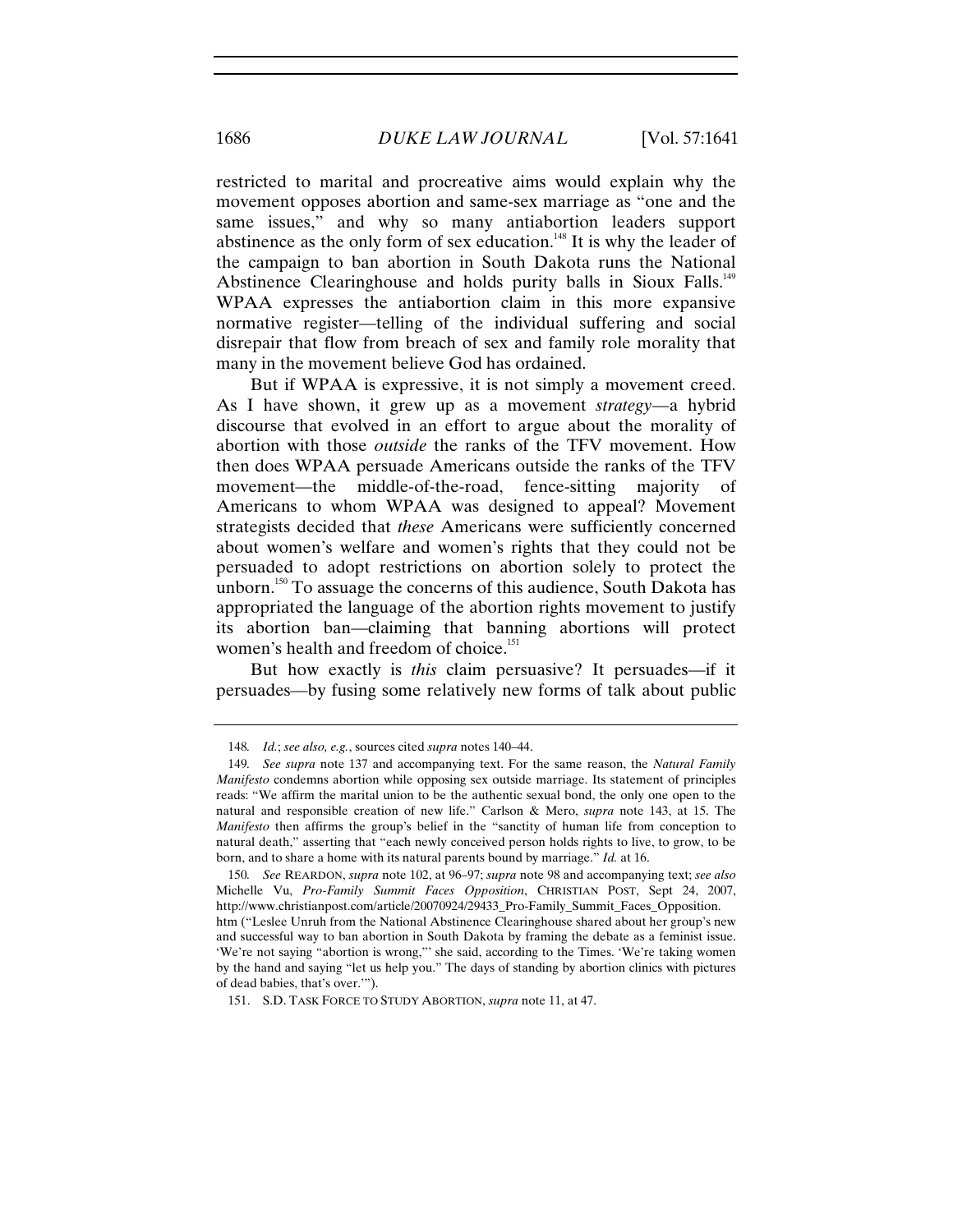restricted to marital and procreative aims would explain why the movement opposes abortion and same-sex marriage as "one and the same issues," and why so many antiabortion leaders support abstinence as the only form of sex education.[148] It is why the leader of the campaign to ban abortion in South Dakota runs the National Abstinence Clearinghouse and holds purity balls in Sioux Falls.[149] WPAA expresses the antiabortion claim in this more expansive normative register—telling of the individual suffering and social disrepair that flow from breach of sex and family role morality that many in the movement believe God has ordained.

But if WPAA is expressive, it is not simply a movement creed. As I have shown, it grew up as a movement *strategy*—a hybrid discourse that evolved in an effort to argue about the morality of abortion with those *outside* the ranks of the TFV movement. How then does WPAA persuade Americans outside the ranks of the TFV movement—the middle-of-the-road, fence-sitting majority of Americans to whom WPAA was designed to appeal? Movement strategists decided that *these* Americans were sufficiently concerned about women's welfare and women's rights that they could not be persuaded to adopt restrictions on abortion solely to protect the unborn.[150] To assuage the concerns of this audience, South Dakota has appropriated the language of the abortion rights movement to justify its abortion ban—claiming that banning abortions will protect women's health and freedom of choice.[151]

But how exactly is *this* claim persuasive? It persuades—if it persuades—by fusing some relatively new forms of talk about public

---

148. *Id.*; *see also, e.g.*, sources cited *supra* notes 140–44.

149. *See supra* note 137 and accompanying text. For the same reason, the *Natural Family Manifesto* condemns abortion while opposing sex outside marriage. Its statement of principles reads: "We affirm the marital union to be the authentic sexual bond, the only one open to the natural and responsible creation of new life." Carlson & Mero, *supra* note 143, at 15. The *Manifesto* then affirms the group's belief in the "sanctity of human life from conception to natural death," asserting that "each newly conceived person holds rights to live, to grow, to be born, and to share a home with its natural parents bound by marriage." *Id.* at 16.

150. *See* REARDON, *supra* note 102, at 96–97; *supra* note 98 and accompanying text; *see also* Michelle Vu, *Pro-Family Summit Faces Opposition*, CHRISTIAN POST, Sept 24, 2007, http://www.christianpost.com/article/20070924/29433_Pro-Family_Summit_Faces_Opposition.htm ("Leslee Unruh from the National Abstinence Clearinghouse shared about her group's new and successful way to ban abortion in South Dakota by framing the debate as a feminist issue. 'We're not saying "abortion is wrong,"' she said, according to the Times. 'We're taking women by the hand and saying "let us help you." The days of standing by abortion clinics with pictures of dead babies, that's over.'").

151. S.D. TASK FORCE TO STUDY ABORTION, *supra* note 11, at 47.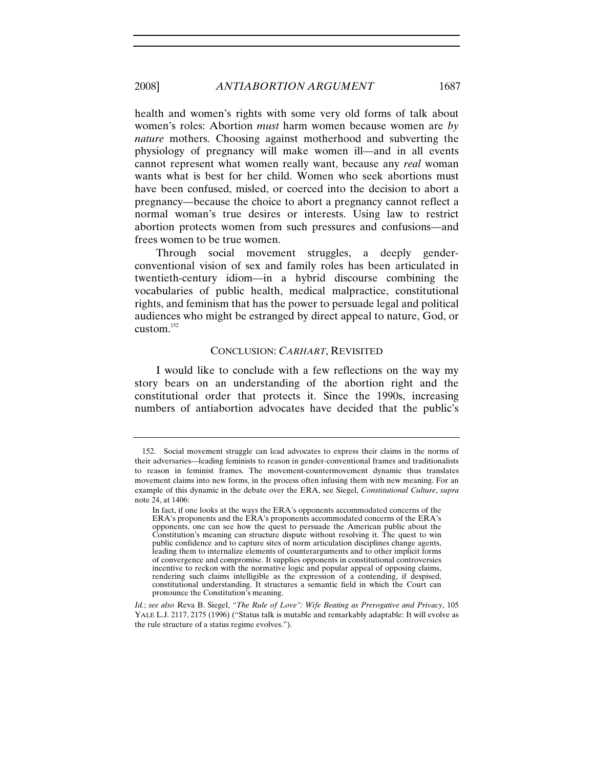health and women's rights with some very old forms of talk about women's roles: Abortion *must* harm women because women are *by nature* mothers. Choosing against motherhood and subverting the physiology of pregnancy will make women ill—and in all events cannot represent what women really want, because any *real* woman wants what is best for her child. Women who seek abortions must have been confused, misled, or coerced into the decision to abort a pregnancy—because the choice to abort a pregnancy cannot reflect a normal woman's true desires or interests. Using law to restrict abortion protects women from such pressures and confusions—and frees women to be true women.

Through social movement struggles, a deeply gender-conventional vision of sex and family roles has been articulated in twentieth-century idiom—in a hybrid discourse combining the vocabularies of public health, medical malpractice, constitutional rights, and feminism that has the power to persuade legal and political audiences who might be estranged by direct appeal to nature, God, or custom.[152]

## CONCLUSION: *CARHART*, REVISITED

I would like to conclude with a few reflections on the way my story bears on an understanding of the abortion right and the constitutional order that protects it. Since the 1990s, increasing numbers of antiabortion advocates have decided that the public's

---

152. Social movement struggle can lead advocates to express their claims in the norms of their adversaries—leading feminists to reason in gender-conventional frames and traditionalists to reason in feminist frames. The movement-countermovement dynamic thus translates movement claims into new forms, in the process often infusing them with new meaning. For an example of this dynamic in the debate over the ERA, see Siegel, *Constitutional Culture*, *supra* note 24, at 1406:

> In fact, if one looks at the ways the ERA's opponents accommodated concerns of the ERA's proponents and the ERA's proponents accommodated concerns of the ERA's opponents, one can see how the quest to persuade the American public about the Constitution's meaning can structure dispute without resolving it. The quest to win public confidence and to capture sites of norm articulation disciplines change agents, leading them to internalize elements of counterarguments and to other implicit forms of convergence and compromise. It supplies opponents in constitutional controversies incentive to reckon with the normative logic and popular appeal of opposing claims, rendering such claims intelligible as the expression of a contending, if despised, constitutional understanding. It structures a semantic field in which the Court can pronounce the Constitution's meaning.

*Id.*; *see also* Reva B. Siegel, *"The Rule of Love": Wife Beating as Prerogative and Privacy*, 105 YALE L.J. 2117, 2175 (1996) ("Status talk is mutable and remarkably adaptable: It will evolve as the rule structure of a status regime evolves.").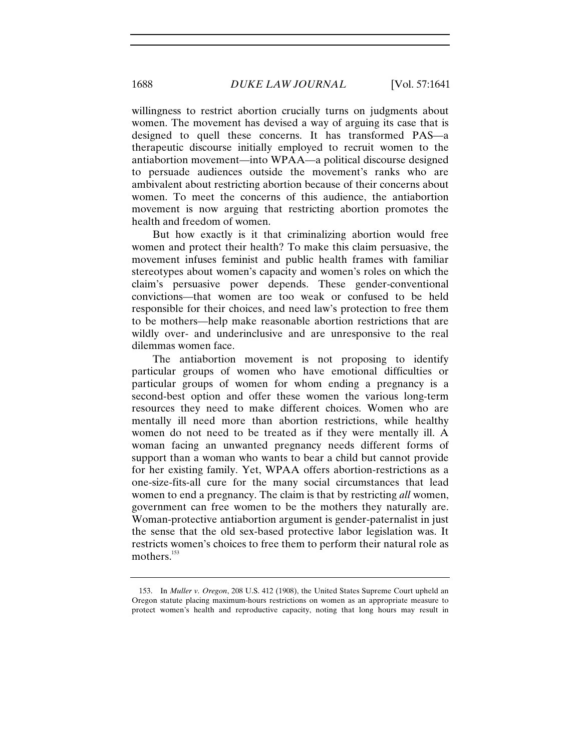willingness to restrict abortion crucially turns on judgments about women. The movement has devised a way of arguing its case that is designed to quell these concerns. It has transformed PAS—a therapeutic discourse initially employed to recruit women to the antiabortion movement—into WPAA—a political discourse designed to persuade audiences outside the movement's ranks who are ambivalent about restricting abortion because of their concerns about women. To meet the concerns of this audience, the antiabortion movement is now arguing that restricting abortion promotes the health and freedom of women.

But how exactly is it that criminalizing abortion would free women and protect their health? To make this claim persuasive, the movement infuses feminist and public health frames with familiar stereotypes about women's capacity and women's roles on which the claim's persuasive power depends. These gender-conventional convictions—that women are too weak or confused to be held responsible for their choices, and need law's protection to free them to be mothers—help make reasonable abortion restrictions that are wildly over- and underinclusive and are unresponsive to the real dilemmas women face.

The antiabortion movement is not proposing to identify particular groups of women who have emotional difficulties or particular groups of women for whom ending a pregnancy is a second-best option and offer these women the various long-term resources they need to make different choices. Women who are mentally ill need more than abortion restrictions, while healthy women do not need to be treated as if they were mentally ill. A woman facing an unwanted pregnancy needs different forms of support than a woman who wants to bear a child but cannot provide for her existing family. Yet, WPAA offers abortion-restrictions as a one-size-fits-all cure for the many social circumstances that lead women to end a pregnancy. The claim is that by restricting *all* women, government can free women to be the mothers they naturally are. Woman-protective antiabortion argument is gender-paternalist in just the sense that the old sex-based protective labor legislation was. It restricts women's choices to free them to perform their natural role as mothers.[153]

---

153. In *Muller v. Oregon*, 208 U.S. 412 (1908), the United States Supreme Court upheld an Oregon statute placing maximum-hours restrictions on women as an appropriate measure to protect women's health and reproductive capacity, noting that long hours may result in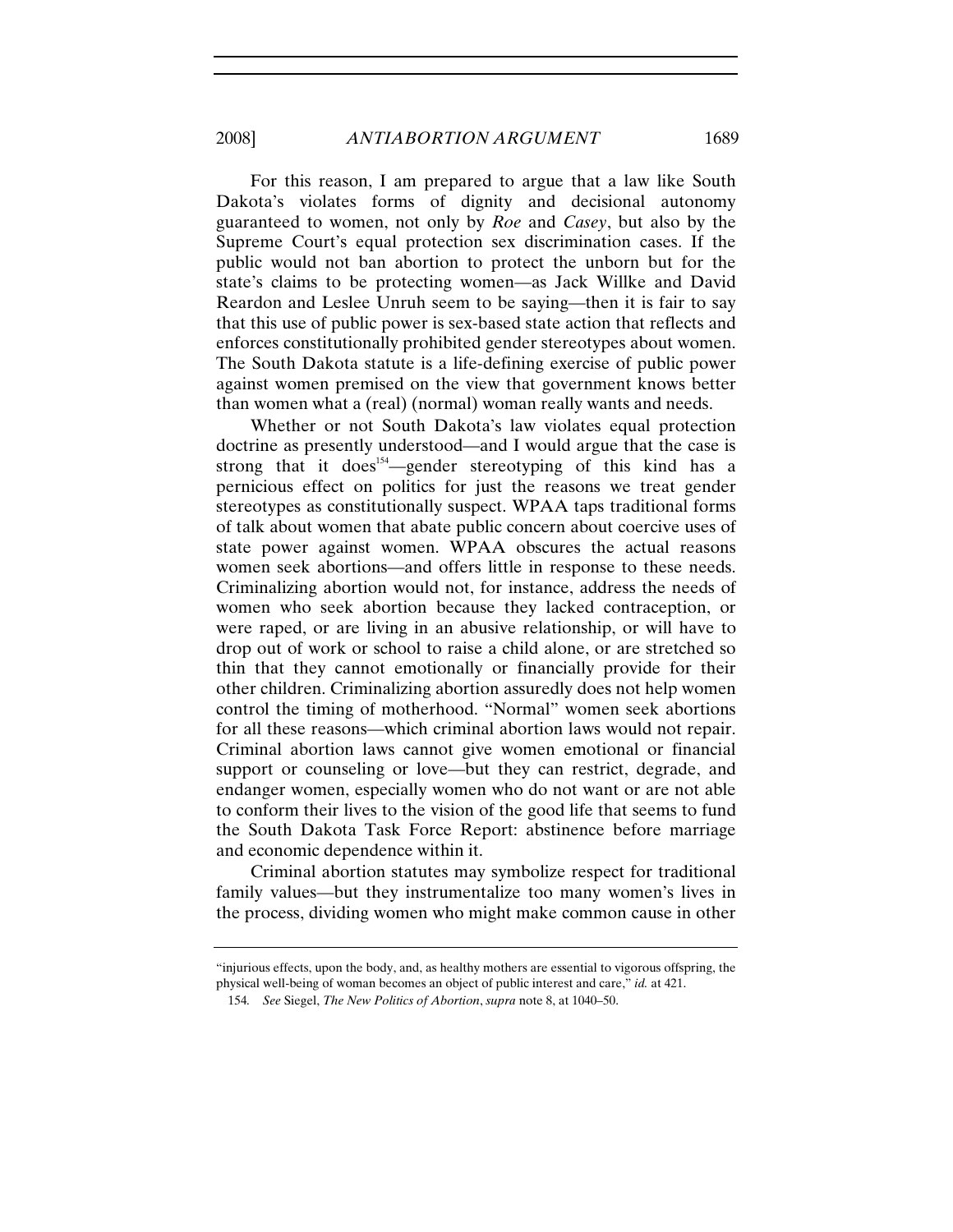For this reason, I am prepared to argue that a law like South Dakota's violates forms of dignity and decisional autonomy guaranteed to women, not only by *Roe* and *Casey*, but also by the Supreme Court's equal protection sex discrimination cases. If the public would not ban abortion to protect the unborn but for the state's claims to be protecting women—as Jack Willke and David Reardon and Leslee Unruh seem to be saying—then it is fair to say that this use of public power is sex-based state action that reflects and enforces constitutionally prohibited gender stereotypes about women. The South Dakota statute is a life-defining exercise of public power against women premised on the view that government knows better than women what a (real) (normal) woman really wants and needs.

Whether or not South Dakota's law violates equal protection doctrine as presently understood—and I would argue that the case is strong that it does[154]—gender stereotyping of this kind has a pernicious effect on politics for just the reasons we treat gender stereotypes as constitutionally suspect. WPAA taps traditional forms of talk about women that abate public concern about coercive uses of state power against women. WPAA obscures the actual reasons women seek abortions—and offers little in response to these needs. Criminalizing abortion would not, for instance, address the needs of women who seek abortion because they lacked contraception, or were raped, or are living in an abusive relationship, or will have to drop out of work or school to raise a child alone, or are stretched so thin that they cannot emotionally or financially provide for their other children. Criminalizing abortion assuredly does not help women control the timing of motherhood. "Normal" women seek abortions for all these reasons—which criminal abortion laws would not repair. Criminal abortion laws cannot give women emotional or financial support or counseling or love—but they can restrict, degrade, and endanger women, especially women who do not want or are not able to conform their lives to the vision of the good life that seems to fund the South Dakota Task Force Report: abstinence before marriage and economic dependence within it.

Criminal abortion statutes may symbolize respect for traditional family values—but they instrumentalize too many women's lives in the process, dividing women who might make common cause in other

---

"injurious effects, upon the body, and, as healthy mothers are essential to vigorous offspring, the physical well-being of woman becomes an object of public interest and care," *id.* at 421.

154. *See* Siegel, *The New Politics of Abortion*, *supra* note 8, at 1040–50.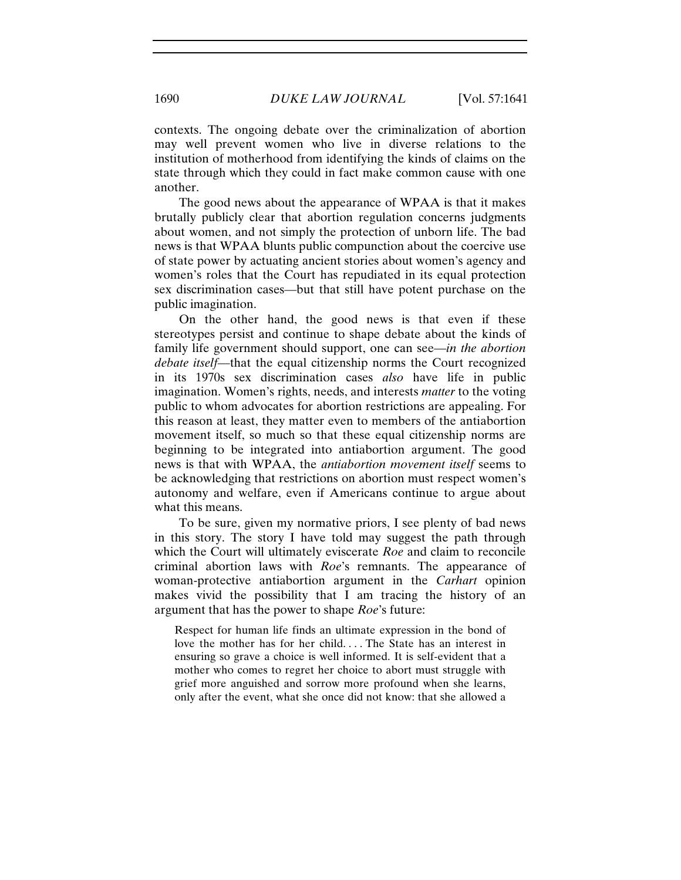contexts. The ongoing debate over the criminalization of abortion may well prevent women who live in diverse relations to the institution of motherhood from identifying the kinds of claims on the state through which they could in fact make common cause with one another.

The good news about the appearance of WPAA is that it makes brutally publicly clear that abortion regulation concerns judgments about women, and not simply the protection of unborn life. The bad news is that WPAA blunts public compunction about the coercive use of state power by actuating ancient stories about women's agency and women's roles that the Court has repudiated in its equal protection sex discrimination cases—but that still have potent purchase on the public imagination.

On the other hand, the good news is that even if these stereotypes persist and continue to shape debate about the kinds of family life government should support, one can see—*in the abortion debate itself*—that the equal citizenship norms the Court recognized in its 1970s sex discrimination cases *also* have life in public imagination. Women's rights, needs, and interests *matter* to the voting public to whom advocates for abortion restrictions are appealing. For this reason at least, they matter even to members of the antiabortion movement itself, so much so that these equal citizenship norms are beginning to be integrated into antiabortion argument. The good news is that with WPAA, the *antiabortion movement itself* seems to be acknowledging that restrictions on abortion must respect women's autonomy and welfare, even if Americans continue to argue about what this means.

To be sure, given my normative priors, I see plenty of bad news in this story. The story I have told may suggest the path through which the Court will ultimately eviscerate *Roe* and claim to reconcile criminal abortion laws with *Roe*'s remnants. The appearance of woman-protective antiabortion argument in the *Carhart* opinion makes vivid the possibility that I am tracing the history of an argument that has the power to shape *Roe*'s future:

> Respect for human life finds an ultimate expression in the bond of love the mother has for her child. . . . The State has an interest in ensuring so grave a choice is well informed. It is self-evident that a mother who comes to regret her choice to abort must struggle with grief more anguished and sorrow more profound when she learns, only after the event, what she once did not know: that she allowed a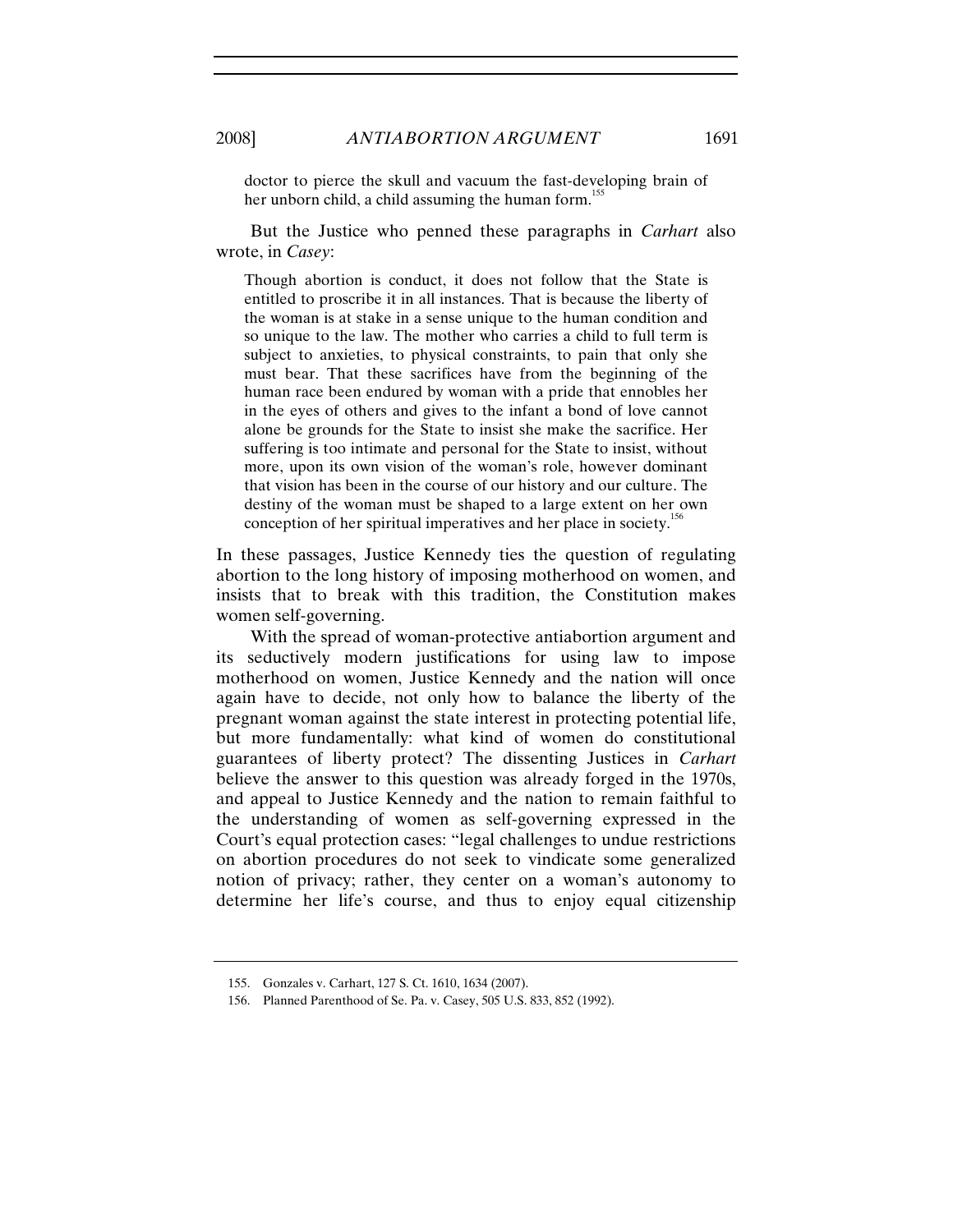> doctor to pierce the skull and vacuum the fast-developing brain of her unborn child, a child assuming the human form.[155]

But the Justice who penned these paragraphs in *Carhart* also wrote, in *Casey*:

> Though abortion is conduct, it does not follow that the State is entitled to proscribe it in all instances. That is because the liberty of the woman is at stake in a sense unique to the human condition and so unique to the law. The mother who carries a child to full term is subject to anxieties, to physical constraints, to pain that only she must bear. That these sacrifices have from the beginning of the human race been endured by woman with a pride that ennobles her in the eyes of others and gives to the infant a bond of love cannot alone be grounds for the State to insist she make the sacrifice. Her suffering is too intimate and personal for the State to insist, without more, upon its own vision of the woman's role, however dominant that vision has been in the course of our history and our culture. The destiny of the woman must be shaped to a large extent on her own conception of her spiritual imperatives and her place in society.[156]

In these passages, Justice Kennedy ties the question of regulating abortion to the long history of imposing motherhood on women, and insists that to break with this tradition, the Constitution makes women self-governing.

With the spread of woman-protective antiabortion argument and its seductively modern justifications for using law to impose motherhood on women, Justice Kennedy and the nation will once again have to decide, not only how to balance the liberty of the pregnant woman against the state interest in protecting potential life, but more fundamentally: what kind of women do constitutional guarantees of liberty protect? The dissenting Justices in *Carhart* believe the answer to this question was already forged in the 1970s, and appeal to Justice Kennedy and the nation to remain faithful to the understanding of women as self-governing expressed in the Court's equal protection cases: "legal challenges to undue restrictions on abortion procedures do not seek to vindicate some generalized notion of privacy; rather, they center on a woman's autonomy to determine her life's course, and thus to enjoy equal citizenship

---

155. Gonzales v. Carhart, 127 S. Ct. 1610, 1634 (2007).

156. Planned Parenthood of Se. Pa. v. Casey, 505 U.S. 833, 852 (1992).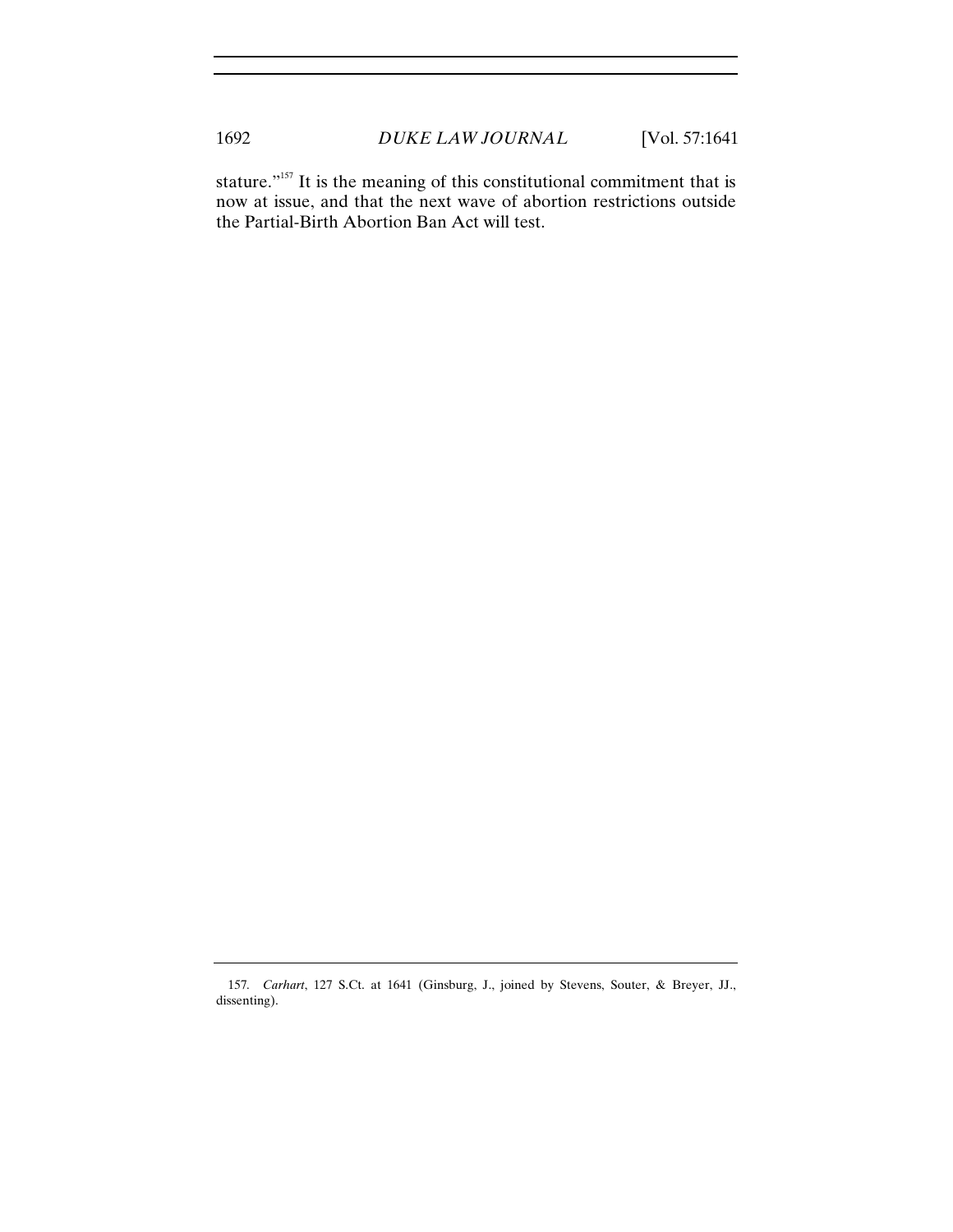stature."[157] It is the meaning of this constitutional commitment that is now at issue, and that the next wave of abortion restrictions outside the Partial-Birth Abortion Ban Act will test.

---

157. *Carhart*, 127 S.Ct. at 1641 (Ginsburg, J., joined by Stevens, Souter, & Breyer, JJ., dissenting).